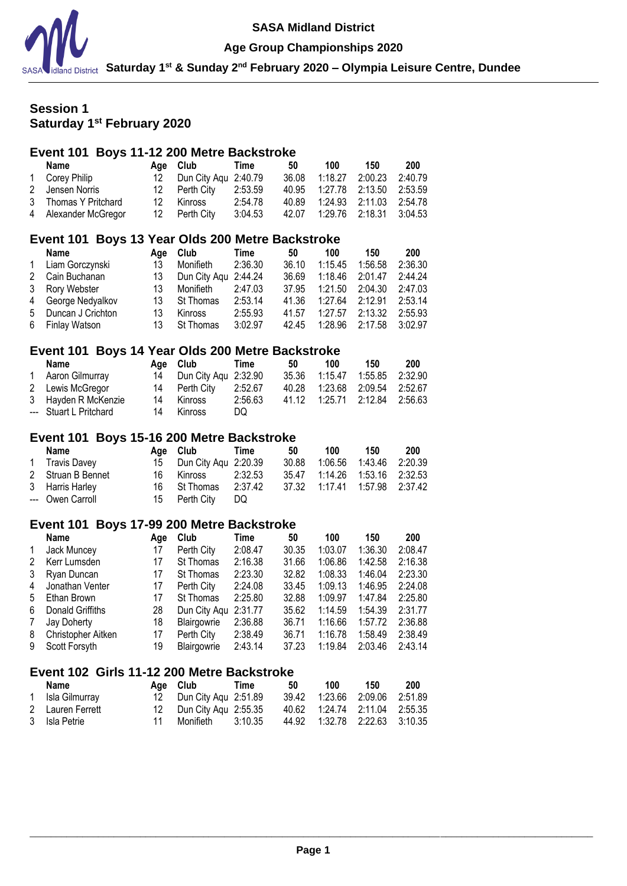# SASA Midland District

## Age Group Championships 2020

**Saturday 1st & Sunday 2nd February 2020 – Olympia Leisure Centre, Dundee**

### Session 1
### Saturday 1st February 2020

#### Event 101 Boys 11-12 200 Metre Backstroke

| | Name | Age | Club | Time | 50 | 100 | 150 | 200 |
|---|---|---|---|---|---|---|---|---|
| 1 | Corey Philip | 12 | Dun City Aqu | 2:40.79 | 36.08 | 1:18.27 | 2:00.23 | 2:40.79 |
| 2 | Jensen Norris | 12 | Perth City | 2:53.59 | 40.95 | 1:27.78 | 2:13.50 | 2:53.59 |
| 3 | Thomas Y Pritchard | 12 | Kinross | 2:54.78 | 40.89 | 1:24.93 | 2:11.03 | 2:54.78 |
| 4 | Alexander McGregor | 12 | Perth City | 3:04.53 | 42.07 | 1:29.76 | 2:18.31 | 3:04.53 |

#### Event 101 Boys 13 Year Olds 200 Metre Backstroke

| | Name | Age | Club | Time | 50 | 100 | 150 | 200 |
|---|---|---|---|---|---|---|---|---|
| 1 | Liam Gorczynski | 13 | Monifieth | 2:36.30 | 36.10 | 1:15.45 | 1:56.58 | 2:36.30 |
| 2 | Cain Buchanan | 13 | Dun City Aqu | 2:44.24 | 36.69 | 1:18.46 | 2:01.47 | 2:44.24 |
| 3 | Rory Webster | 13 | Monifieth | 2:47.03 | 37.95 | 1:21.50 | 2:04.30 | 2:47.03 |
| 4 | George Nedyalkov | 13 | St Thomas | 2:53.14 | 41.36 | 1:27.64 | 2:12.91 | 2:53.14 |
| 5 | Duncan J Crichton | 13 | Kinross | 2:55.93 | 41.57 | 1:27.57 | 2:13.32 | 2:55.93 |
| 6 | Finlay Watson | 13 | St Thomas | 3:02.97 | 42.45 | 1:28.96 | 2:17.58 | 3:02.97 |

#### Event 101 Boys 14 Year Olds 200 Metre Backstroke

| | Name | Age | Club | Time | 50 | 100 | 150 | 200 |
|---|---|---|---|---|---|---|---|---|
| 1 | Aaron Gilmurray | 14 | Dun City Aqu | 2:32.90 | 35.36 | 1:15.47 | 1:55.85 | 2:32.90 |
| 2 | Lewis McGregor | 14 | Perth City | 2:52.67 | 40.28 | 1:23.68 | 2:09.54 | 2:52.67 |
| 3 | Hayden R McKenzie | 14 | Kinross | 2:56.63 | 41.12 | 1:25.71 | 2:12.84 | 2:56.63 |
| --- | Stuart L Pritchard | 14 | Kinross | DQ | | | | |

#### Event 101 Boys 15-16 200 Metre Backstroke

| | Name | Age | Club | Time | 50 | 100 | 150 | 200 |
|---|---|---|---|---|---|---|---|---|
| 1 | Travis Davey | 15 | Dun City Aqu | 2:20.39 | 30.88 | 1:06.56 | 1:43.46 | 2:20.39 |
| 2 | Struan B Bennet | 16 | Kinross | 2:32.53 | 35.47 | 1:14.26 | 1:53.16 | 2:32.53 |
| 3 | Harris Harley | 16 | St Thomas | 2:37.42 | 37.32 | 1:17.41 | 1:57.98 | 2:37.42 |
| --- | Owen Carroll | 15 | Perth City | DQ | | | | |

#### Event 101 Boys 17-99 200 Metre Backstroke

| | Name | Age | Club | Time | 50 | 100 | 150 | 200 |
|---|---|---|---|---|---|---|---|---|
| 1 | Jack Muncey | 17 | Perth City | 2:08.47 | 30.35 | 1:03.07 | 1:36.30 | 2:08.47 |
| 2 | Kerr Lumsden | 17 | St Thomas | 2:16.38 | 31.66 | 1:06.86 | 1:42.58 | 2:16.38 |
| 3 | Ryan Duncan | 17 | St Thomas | 2:23.30 | 32.82 | 1:08.33 | 1:46.04 | 2:23.30 |
| 4 | Jonathan Venter | 17 | Perth City | 2:24.08 | 33.45 | 1:09.13 | 1:46.95 | 2:24.08 |
| 5 | Ethan Brown | 17 | St Thomas | 2:25.80 | 32.88 | 1:09.97 | 1:47.84 | 2:25.80 |
| 6 | Donald Griffiths | 28 | Dun City Aqu | 2:31.77 | 35.62 | 1:14.59 | 1:54.39 | 2:31.77 |
| 7 | Jay Doherty | 18 | Blairgowrie | 2:36.88 | 36.71 | 1:16.66 | 1:57.72 | 2:36.88 |
| 8 | Christopher Aitken | 17 | Perth City | 2:38.49 | 36.71 | 1:16.78 | 1:58.49 | 2:38.49 |
| 9 | Scott Forsyth | 19 | Blairgowrie | 2:43.14 | 37.23 | 1:19.84 | 2:03.46 | 2:43.14 |

#### Event 102 Girls 11-12 200 Metre Backstroke

| | Name | Age | Club | Time | 50 | 100 | 150 | 200 |
|---|---|---|---|---|---|---|---|---|
| 1 | Isla Gilmurray | 12 | Dun City Aqu | 2:51.89 | 39.42 | 1:23.66 | 2:09.06 | 2:51.89 |
| 2 | Lauren Ferrett | 12 | Dun City Aqu | 2:55.35 | 40.62 | 1:24.74 | 2:11.04 | 2:55.35 |
| 3 | Isla Petrie | 11 | Monifieth | 3:10.35 | 44.92 | 1:32.78 | 2:22.63 | 3:10.35 |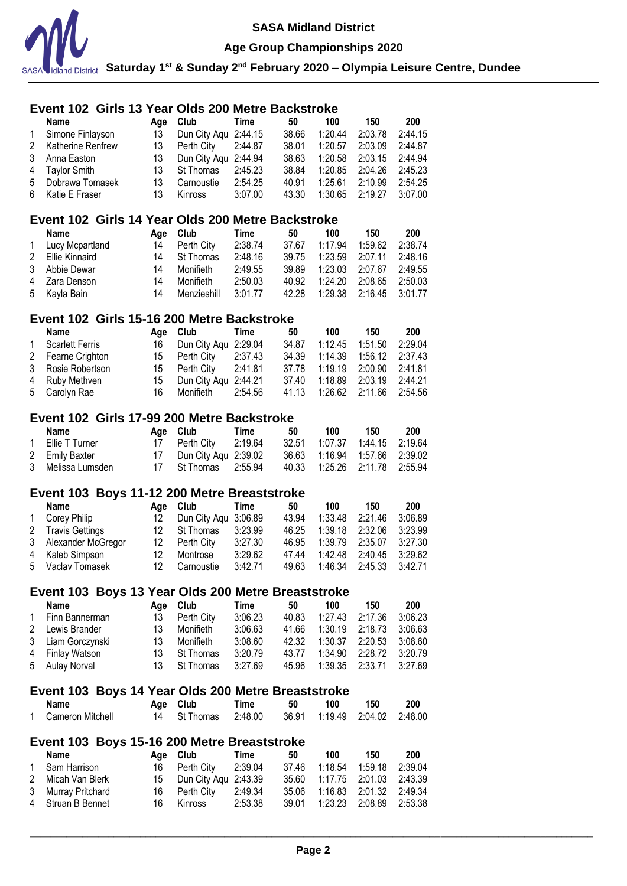## Event 102 Girls 13 Year Olds 200 Metre Backstroke

| | Name | Age | Club | Time | 50 | 100 | 150 | 200 |
|---|---|---|---|---|---|---|---|---|
| 1 | Simone Finlayson | 13 | Dun City Aqu | 2:44.15 | 38.66 | 1:20.44 | 2:03.78 | 2:44.15 |
| 2 | Katherine Renfrew | 13 | Perth City | 2:44.87 | 38.01 | 1:20.57 | 2:03.09 | 2:44.87 |
| 3 | Anna Easton | 13 | Dun City Aqu | 2:44.94 | 38.63 | 1:20.58 | 2:03.15 | 2:44.94 |
| 4 | Taylor Smith | 13 | St Thomas | 2:45.23 | 38.84 | 1:20.85 | 2:04.26 | 2:45.23 |
| 5 | Dobrawa Tomasek | 13 | Carnoustie | 2:54.25 | 40.91 | 1:25.61 | 2:10.99 | 2:54.25 |
| 6 | Katie E Fraser | 13 | Kinross | 3:07.00 | 43.30 | 1:30.65 | 2:19.27 | 3:07.00 |

## Event 102 Girls 14 Year Olds 200 Metre Backstroke

| | Name | Age | Club | Time | 50 | 100 | 150 | 200 |
|---|---|---|---|---|---|---|---|---|
| 1 | Lucy Mcpartland | 14 | Perth City | 2:38.74 | 37.67 | 1:17.94 | 1:59.62 | 2:38.74 |
| 2 | Ellie Kinnaird | 14 | St Thomas | 2:48.16 | 39.75 | 1:23.59 | 2:07.11 | 2:48.16 |
| 3 | Abbie Dewar | 14 | Monifieth | 2:49.55 | 39.89 | 1:23.03 | 2:07.67 | 2:49.55 |
| 4 | Zara Denson | 14 | Monifieth | 2:50.03 | 40.92 | 1:24.20 | 2:08.65 | 2:50.03 |
| 5 | Kayla Bain | 14 | Menzieshill | 3:01.77 | 42.28 | 1:29.38 | 2:16.45 | 3:01.77 |

## Event 102 Girls 15-16 200 Metre Backstroke

| | Name | Age | Club | Time | 50 | 100 | 150 | 200 |
|---|---|---|---|---|---|---|---|---|
| 1 | Scarlett Ferris | 16 | Dun City Aqu | 2:29.04 | 34.87 | 1:12.45 | 1:51.50 | 2:29.04 |
| 2 | Fearne Crighton | 15 | Perth City | 2:37.43 | 34.39 | 1:14.39 | 1:56.12 | 2:37.43 |
| 3 | Rosie Robertson | 15 | Perth City | 2:41.81 | 37.78 | 1:19.19 | 2:00.90 | 2:41.81 |
| 4 | Ruby Methven | 15 | Dun City Aqu | 2:44.21 | 37.40 | 1:18.89 | 2:03.19 | 2:44.21 |
| 5 | Carolyn Rae | 16 | Monifieth | 2:54.56 | 41.13 | 1:26.62 | 2:11.66 | 2:54.56 |

## Event 102 Girls 17-99 200 Metre Backstroke

| | Name | Age | Club | Time | 50 | 100 | 150 | 200 |
|---|---|---|---|---|---|---|---|---|
| 1 | Ellie T Turner | 17 | Perth City | 2:19.64 | 32.51 | 1:07.37 | 1:44.15 | 2:19.64 |
| 2 | Emily Baxter | 17 | Dun City Aqu | 2:39.02 | 36.63 | 1:16.94 | 1:57.66 | 2:39.02 |
| 3 | Melissa Lumsden | 17 | St Thomas | 2:55.94 | 40.33 | 1:25.26 | 2:11.78 | 2:55.94 |

## Event 103 Boys 11-12 200 Metre Breaststroke

| | Name | Age | Club | Time | 50 | 100 | 150 | 200 |
|---|---|---|---|---|---|---|---|---|
| 1 | Corey Philip | 12 | Dun City Aqu | 3:06.89 | 43.94 | 1:33.48 | 2:21.46 | 3:06.89 |
| 2 | Travis Gettings | 12 | St Thomas | 3:23.99 | 46.25 | 1:39.18 | 2:32.06 | 3:23.99 |
| 3 | Alexander McGregor | 12 | Perth City | 3:27.30 | 46.95 | 1:39.79 | 2:35.07 | 3:27.30 |
| 4 | Kaleb Simpson | 12 | Montrose | 3:29.62 | 47.44 | 1:42.48 | 2:40.45 | 3:29.62 |
| 5 | Vaclav Tomasek | 12 | Carnoustie | 3:42.71 | 49.63 | 1:46.34 | 2:45.33 | 3:42.71 |

## Event 103 Boys 13 Year Olds 200 Metre Breaststroke

| | Name | Age | Club | Time | 50 | 100 | 150 | 200 |
|---|---|---|---|---|---|---|---|---|
| 1 | Finn Bannerman | 13 | Perth City | 3:06.23 | 40.83 | 1:27.43 | 2:17.36 | 3:06.23 |
| 2 | Lewis Brander | 13 | Monifieth | 3:06.63 | 41.66 | 1:30.19 | 2:18.73 | 3:06.63 |
| 3 | Liam Gorczynski | 13 | Monifieth | 3:08.60 | 42.32 | 1:30.37 | 2:20.53 | 3:08.60 |
| 4 | Finlay Watson | 13 | St Thomas | 3:20.79 | 43.77 | 1:34.90 | 2:28.72 | 3:20.79 |
| 5 | Aulay Norval | 13 | St Thomas | 3:27.69 | 45.96 | 1:39.35 | 2:33.71 | 3:27.69 |

## Event 103 Boys 14 Year Olds 200 Metre Breaststroke

| | Name | Age | Club | Time | 50 | 100 | 150 | 200 |
|---|---|---|---|---|---|---|---|---|
| 1 | Cameron Mitchell | 14 | St Thomas | 2:48.00 | 36.91 | 1:19.49 | 2:04.02 | 2:48.00 |

## Event 103 Boys 15-16 200 Metre Breaststroke

| | Name | Age | Club | Time | 50 | 100 | 150 | 200 |
|---|---|---|---|---|---|---|---|---|
| 1 | Sam Harrison | 16 | Perth City | 2:39.04 | 37.46 | 1:18.54 | 1:59.18 | 2:39.04 |
| 2 | Micah Van Blerk | 15 | Dun City Aqu | 2:43.39 | 35.60 | 1:17.75 | 2:01.03 | 2:43.39 |
| 3 | Murray Pritchard | 16 | Perth City | 2:49.34 | 35.06 | 1:16.83 | 2:01.32 | 2:49.34 |
| 4 | Struan B Bennet | 16 | Kinross | 2:53.38 | 39.01 | 1:23.23 | 2:08.89 | 2:53.38 |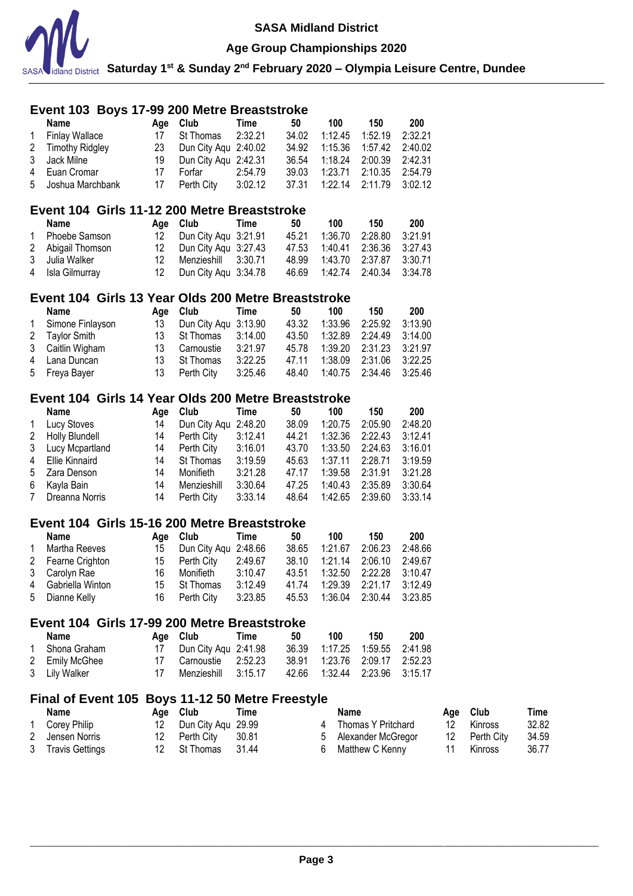## Event 103 Boys 17-99 200 Metre Breaststroke

| | Name | Age | Club | Time | 50 | 100 | 150 | 200 |
|---|---|---|---|---|---|---|---|---|
| 1 | Finlay Wallace | 17 | St Thomas | 2:32.21 | 34.02 | 1:12.45 | 1:52.19 | 2:32.21 |
| 2 | Timothy Ridgley | 23 | Dun City Aqu | 2:40.02 | 34.92 | 1:15.36 | 1:57.42 | 2:40.02 |
| 3 | Jack Milne | 19 | Dun City Aqu | 2:42.31 | 36.54 | 1:18.24 | 2:00.39 | 2:42.31 |
| 4 | Euan Cromar | 17 | Forfar | 2:54.79 | 39.03 | 1:23.71 | 2:10.35 | 2:54.79 |
| 5 | Joshua Marchbank | 17 | Perth City | 3:02.12 | 37.31 | 1:22.14 | 2:11.79 | 3:02.12 |

## Event 104 Girls 11-12 200 Metre Breaststroke

| | Name | Age | Club | Time | 50 | 100 | 150 | 200 |
|---|---|---|---|---|---|---|---|---|
| 1 | Phoebe Samson | 12 | Dun City Aqu | 3:21.91 | 45.21 | 1:36.70 | 2:28.80 | 3:21.91 |
| 2 | Abigail Thomson | 12 | Dun City Aqu | 3:27.43 | 47.53 | 1:40.41 | 2:36.36 | 3:27.43 |
| 3 | Julia Walker | 12 | Menzieshill | 3:30.71 | 48.99 | 1:43.70 | 2:37.87 | 3:30.71 |
| 4 | Isla Gilmurray | 12 | Dun City Aqu | 3:34.78 | 46.69 | 1:42.74 | 2:40.34 | 3:34.78 |

## Event 104 Girls 13 Year Olds 200 Metre Breaststroke

| | Name | Age | Club | Time | 50 | 100 | 150 | 200 |
|---|---|---|---|---|---|---|---|---|
| 1 | Simone Finlayson | 13 | Dun City Aqu | 3:13.90 | 43.32 | 1:33.96 | 2:25.92 | 3:13.90 |
| 2 | Taylor Smith | 13 | St Thomas | 3:14.00 | 43.50 | 1:32.89 | 2:24.49 | 3:14.00 |
| 3 | Caitlin Wigham | 13 | Carnoustie | 3:21.97 | 45.78 | 1:39.20 | 2:31.23 | 3:21.97 |
| 4 | Lana Duncan | 13 | St Thomas | 3:22.25 | 47.11 | 1:38.09 | 2:31.06 | 3:22.25 |
| 5 | Freya Bayer | 13 | Perth City | 3:25.46 | 48.40 | 1:40.75 | 2:34.46 | 3:25.46 |

## Event 104 Girls 14 Year Olds 200 Metre Breaststroke

| | Name | Age | Club | Time | 50 | 100 | 150 | 200 |
|---|---|---|---|---|---|---|---|---|
| 1 | Lucy Stoves | 14 | Dun City Aqu | 2:48.20 | 38.09 | 1:20.75 | 2:05.90 | 2:48.20 |
| 2 | Holly Blundell | 14 | Perth City | 3:12.41 | 44.21 | 1:32.36 | 2:22.43 | 3:12.41 |
| 3 | Lucy Mcpartland | 14 | Perth City | 3:16.01 | 43.70 | 1:33.50 | 2:24.63 | 3:16.01 |
| 4 | Ellie Kinnaird | 14 | St Thomas | 3:19.59 | 45.63 | 1:37.11 | 2:28.71 | 3:19.59 |
| 5 | Zara Denson | 14 | Monifieth | 3:21.28 | 47.17 | 1:39.58 | 2:31.91 | 3:21.28 |
| 6 | Kayla Bain | 14 | Menzieshill | 3:30.64 | 47.25 | 1:40.43 | 2:35.89 | 3:30.64 |
| 7 | Dreanna Norris | 14 | Perth City | 3:33.14 | 48.64 | 1:42.65 | 2:39.60 | 3:33.14 |

## Event 104 Girls 15-16 200 Metre Breaststroke

| | Name | Age | Club | Time | 50 | 100 | 150 | 200 |
|---|---|---|---|---|---|---|---|---|
| 1 | Martha Reeves | 15 | Dun City Aqu | 2:48.66 | 38.65 | 1:21.67 | 2:06.23 | 2:48.66 |
| 2 | Fearne Crighton | 15 | Perth City | 2:49.67 | 38.10 | 1:21.14 | 2:06.10 | 2:49.67 |
| 3 | Carolyn Rae | 16 | Monifieth | 3:10.47 | 43.51 | 1:32.50 | 2:22.28 | 3:10.47 |
| 4 | Gabriella Winton | 15 | St Thomas | 3:12.49 | 41.74 | 1:29.39 | 2:21.17 | 3:12.49 |
| 5 | Dianne Kelly | 16 | Perth City | 3:23.85 | 45.53 | 1:36.04 | 2:30.44 | 3:23.85 |

## Event 104 Girls 17-99 200 Metre Breaststroke

| | Name | Age | Club | Time | 50 | 100 | 150 | 200 |
|---|---|---|---|---|---|---|---|---|
| 1 | Shona Graham | 17 | Dun City Aqu | 2:41.98 | 36.39 | 1:17.25 | 1:59.55 | 2:41.98 |
| 2 | Emily McGhee | 17 | Carnoustie | 2:52.23 | 38.91 | 1:23.76 | 2:09.17 | 2:52.23 |
| 3 | Lily Walker | 17 | Menzieshill | 3:15.17 | 42.66 | 1:32.44 | 2:23.96 | 3:15.17 |

## Final of Event 105 Boys 11-12 50 Metre Freestyle

| | Name | Age | Club | Time |
|---|---|---|---|---|
| 1 | Corey Philip | 12 | Dun City Aqu | 29.99 |
| 2 | Jensen Norris | 12 | Perth City | 30.81 |
| 3 | Travis Gettings | 12 | St Thomas | 31.44 |
| 4 | Thomas Y Pritchard | 12 | Kinross | 32.82 |
| 5 | Alexander McGregor | 12 | Perth City | 34.59 |
| 6 | Matthew C Kenny | 11 | Kinross | 36.77 |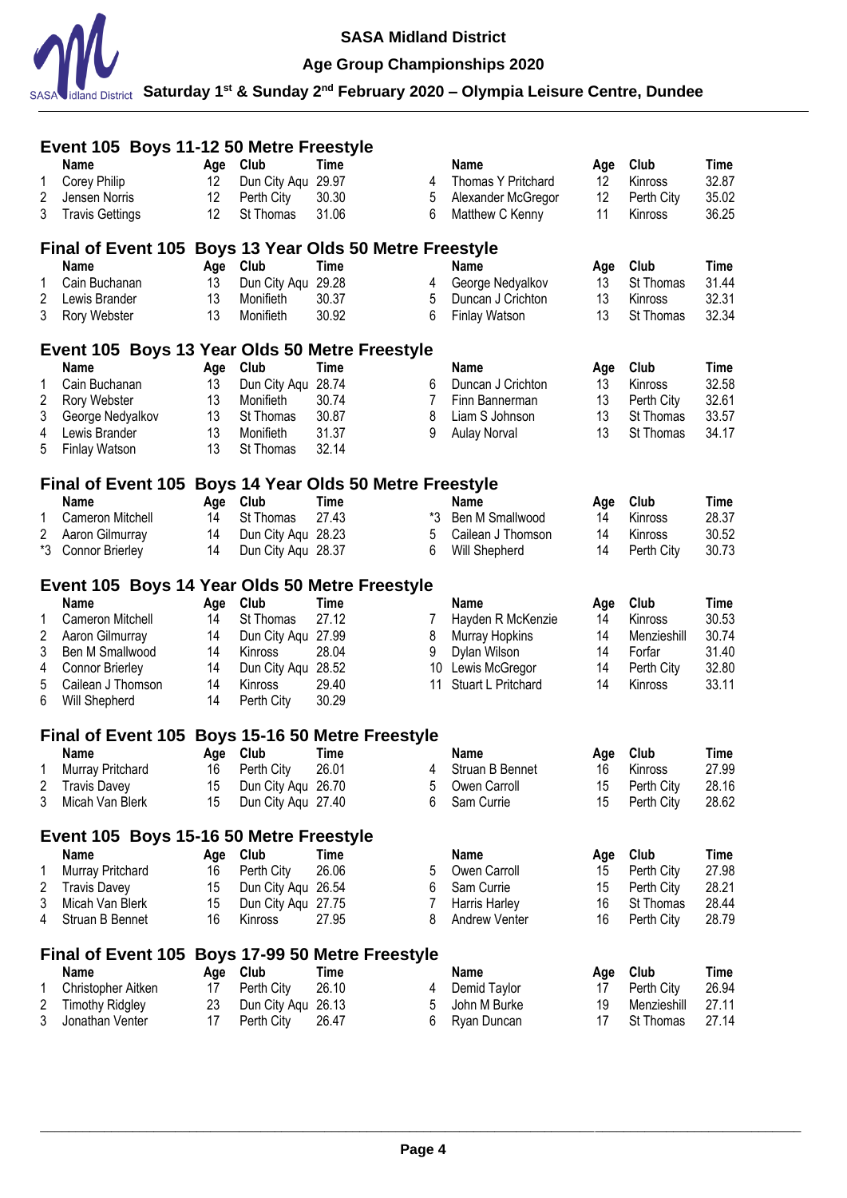# SASA Midland District

## Age Group Championships 2020

### Saturday 1st & Sunday 2nd February 2020 – Olympia Leisure Centre, Dundee

## Event 105 Boys 11-12 50 Metre Freestyle

| | Name | Age | Club | Time |
|---|---|---|---|---|
| 1 | Corey Philip | 12 | Dun City Aqu | 29.97 |
| 2 | Jensen Norris | 12 | Perth City | 30.30 |
| 3 | Travis Gettings | 12 | St Thomas | 31.06 |
| 4 | Thomas Y Pritchard | 12 | Kinross | 32.87 |
| 5 | Alexander McGregor | 12 | Perth City | 35.02 |
| 6 | Matthew C Kenny | 11 | Kinross | 36.25 |

## Final of Event 105 Boys 13 Year Olds 50 Metre Freestyle

| | Name | Age | Club | Time |
|---|---|---|---|---|
| 1 | Cain Buchanan | 13 | Dun City Aqu | 29.28 |
| 2 | Lewis Brander | 13 | Monifieth | 30.37 |
| 3 | Rory Webster | 13 | Monifieth | 30.92 |
| 4 | George Nedyalkov | 13 | St Thomas | 31.44 |
| 5 | Duncan J Crichton | 13 | Kinross | 32.31 |
| 6 | Finlay Watson | 13 | St Thomas | 32.34 |

## Event 105 Boys 13 Year Olds 50 Metre Freestyle

| | Name | Age | Club | Time |
|---|---|---|---|---|
| 1 | Cain Buchanan | 13 | Dun City Aqu | 28.74 |
| 2 | Rory Webster | 13 | Monifieth | 30.74 |
| 3 | George Nedyalkov | 13 | St Thomas | 30.87 |
| 4 | Lewis Brander | 13 | Monifieth | 31.37 |
| 5 | Finlay Watson | 13 | St Thomas | 32.14 |
| 6 | Duncan J Crichton | 13 | Kinross | 32.58 |
| 7 | Finn Bannerman | 13 | Perth City | 32.61 |
| 8 | Liam S Johnson | 13 | St Thomas | 33.57 |
| 9 | Aulay Norval | 13 | St Thomas | 34.17 |

## Final of Event 105 Boys 14 Year Olds 50 Metre Freestyle

| | Name | Age | Club | Time |
|---|---|---|---|---|
| 1 | Cameron Mitchell | 14 | St Thomas | 27.43 |
| 2 | Aaron Gilmurray | 14 | Dun City Aqu | 28.23 |
| *3 | Connor Brierley | 14 | Dun City Aqu | 28.37 |
| *3 | Ben M Smallwood | 14 | Kinross | 28.37 |
| 5 | Cailean J Thomson | 14 | Kinross | 30.52 |
| 6 | Will Shepherd | 14 | Perth City | 30.73 |

## Event 105 Boys 14 Year Olds 50 Metre Freestyle

| | Name | Age | Club | Time |
|---|---|---|---|---|
| 1 | Cameron Mitchell | 14 | St Thomas | 27.12 |
| 2 | Aaron Gilmurray | 14 | Dun City Aqu | 27.99 |
| 3 | Ben M Smallwood | 14 | Kinross | 28.04 |
| 4 | Connor Brierley | 14 | Dun City Aqu | 28.52 |
| 5 | Cailean J Thomson | 14 | Kinross | 29.40 |
| 6 | Will Shepherd | 14 | Perth City | 30.29 |
| 7 | Hayden R McKenzie | 14 | Kinross | 30.53 |
| 8 | Murray Hopkins | 14 | Menzieshill | 30.74 |
| 9 | Dylan Wilson | 14 | Forfar | 31.40 |
| 10 | Lewis McGregor | 14 | Perth City | 32.80 |
| 11 | Stuart L Pritchard | 14 | Kinross | 33.11 |

## Final of Event 105 Boys 15-16 50 Metre Freestyle

| | Name | Age | Club | Time |
|---|---|---|---|---|
| 1 | Murray Pritchard | 16 | Perth City | 26.01 |
| 2 | Travis Davey | 15 | Dun City Aqu | 26.70 |
| 3 | Micah Van Blerk | 15 | Dun City Aqu | 27.40 |
| 4 | Struan B Bennet | 16 | Kinross | 27.99 |
| 5 | Owen Carroll | 15 | Perth City | 28.16 |
| 6 | Sam Currie | 15 | Perth City | 28.62 |

## Event 105 Boys 15-16 50 Metre Freestyle

| | Name | Age | Club | Time |
|---|---|---|---|---|
| 1 | Murray Pritchard | 16 | Perth City | 26.06 |
| 2 | Travis Davey | 15 | Dun City Aqu | 26.54 |
| 3 | Micah Van Blerk | 15 | Dun City Aqu | 27.75 |
| 4 | Struan B Bennet | 16 | Kinross | 27.95 |
| 5 | Owen Carroll | 15 | Perth City | 27.98 |
| 6 | Sam Currie | 15 | Perth City | 28.21 |
| 7 | Harris Harley | 16 | St Thomas | 28.44 |
| 8 | Andrew Venter | 16 | Perth City | 28.79 |

## Final of Event 105 Boys 17-99 50 Metre Freestyle

| | Name | Age | Club | Time |
|---|---|---|---|---|
| 1 | Christopher Aitken | 17 | Perth City | 26.10 |
| 2 | Timothy Ridgley | 23 | Dun City Aqu | 26.13 |
| 3 | Jonathan Venter | 17 | Perth City | 26.47 |
| 4 | Demid Taylor | 17 | Perth City | 26.94 |
| 5 | John M Burke | 19 | Menzieshill | 27.11 |
| 6 | Ryan Duncan | 17 | St Thomas | 27.14 |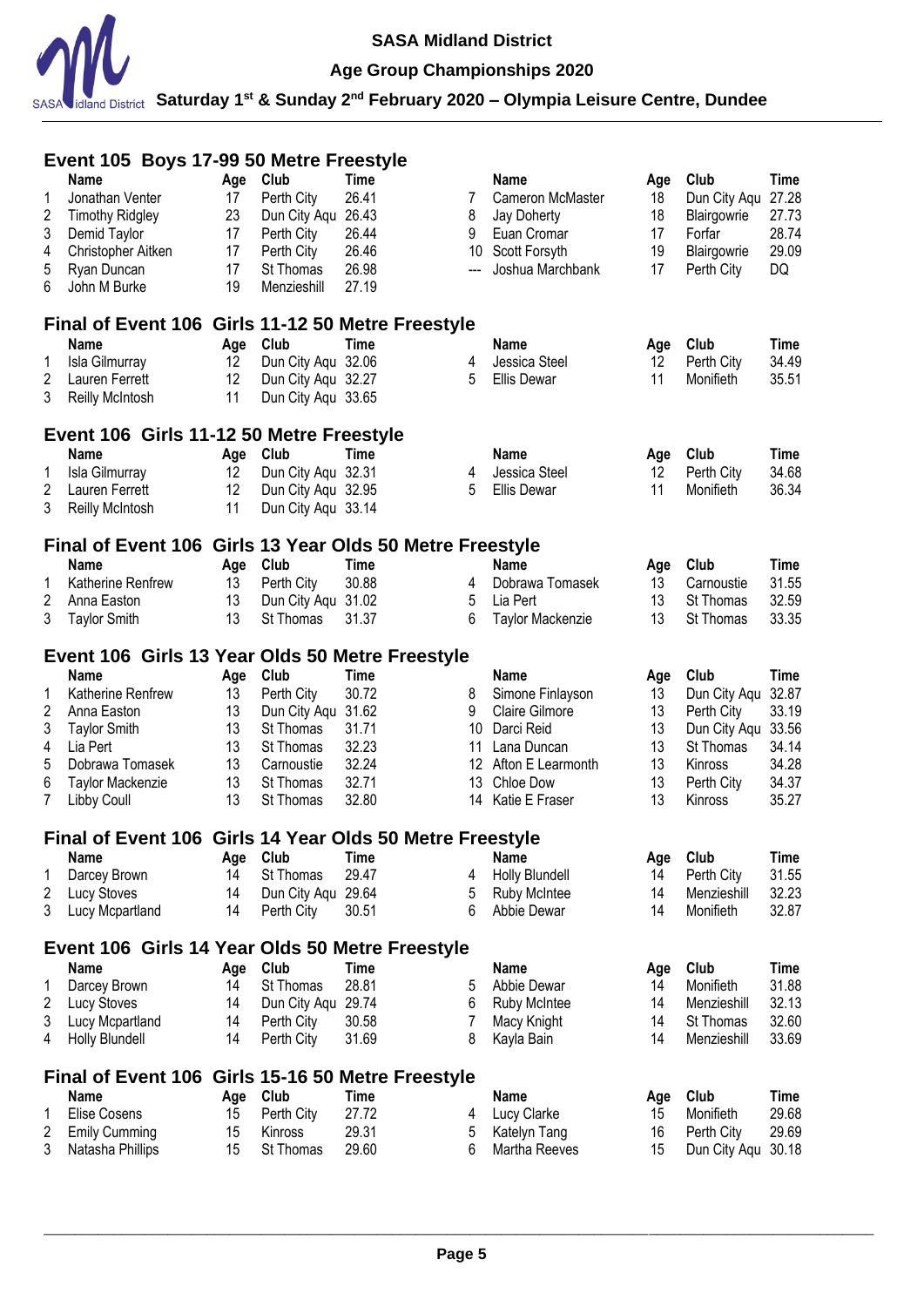## Event 105 Boys 17-99 50 Metre Freestyle

| | Name | Age | Club | Time |
|---|---|---|---|---|
| 1 | Jonathan Venter | 17 | Perth City | 26.41 |
| 2 | Timothy Ridgley | 23 | Dun City Aqu | 26.43 |
| 3 | Demid Taylor | 17 | Perth City | 26.44 |
| 4 | Christopher Aitken | 17 | Perth City | 26.46 |
| 5 | Ryan Duncan | 17 | St Thomas | 26.98 |
| 6 | John M Burke | 19 | Menzieshill | 27.19 |
| 7 | Cameron McMaster | 18 | Dun City Aqu | 27.28 |
| 8 | Jay Doherty | 18 | Blairgowrie | 27.73 |
| 9 | Euan Cromar | 17 | Forfar | 28.74 |
| 10 | Scott Forsyth | 19 | Blairgowrie | 29.09 |
| --- | Joshua Marchbank | 17 | Perth City | DQ |

## Final of Event 106 Girls 11-12 50 Metre Freestyle

| | Name | Age | Club | Time |
|---|---|---|---|---|
| 1 | Isla Gilmurray | 12 | Dun City Aqu | 32.06 |
| 2 | Lauren Ferrett | 12 | Dun City Aqu | 32.27 |
| 3 | Reilly McIntosh | 11 | Dun City Aqu | 33.65 |
| 4 | Jessica Steel | 12 | Perth City | 34.49 |
| 5 | Ellis Dewar | 11 | Monifieth | 35.51 |

## Event 106 Girls 11-12 50 Metre Freestyle

| | Name | Age | Club | Time |
|---|---|---|---|---|
| 1 | Isla Gilmurray | 12 | Dun City Aqu | 32.31 |
| 2 | Lauren Ferrett | 12 | Dun City Aqu | 32.95 |
| 3 | Reilly McIntosh | 11 | Dun City Aqu | 33.14 |
| 4 | Jessica Steel | 12 | Perth City | 34.68 |
| 5 | Ellis Dewar | 11 | Monifieth | 36.34 |

## Final of Event 106 Girls 13 Year Olds 50 Metre Freestyle

| | Name | Age | Club | Time |
|---|---|---|---|---|
| 1 | Katherine Renfrew | 13 | Perth City | 30.88 |
| 2 | Anna Easton | 13 | Dun City Aqu | 31.02 |
| 3 | Taylor Smith | 13 | St Thomas | 31.37 |
| 4 | Dobrawa Tomasek | 13 | Carnoustie | 31.55 |
| 5 | Lia Pert | 13 | St Thomas | 32.59 |
| 6 | Taylor Mackenzie | 13 | St Thomas | 33.35 |

## Event 106 Girls 13 Year Olds 50 Metre Freestyle

| | Name | Age | Club | Time |
|---|---|---|---|---|
| 1 | Katherine Renfrew | 13 | Perth City | 30.72 |
| 2 | Anna Easton | 13 | Dun City Aqu | 31.62 |
| 3 | Taylor Smith | 13 | St Thomas | 31.71 |
| 4 | Lia Pert | 13 | St Thomas | 32.23 |
| 5 | Dobrawa Tomasek | 13 | Carnoustie | 32.24 |
| 6 | Taylor Mackenzie | 13 | St Thomas | 32.71 |
| 7 | Libby Coull | 13 | St Thomas | 32.80 |
| 8 | Simone Finlayson | 13 | Dun City Aqu | 32.87 |
| 9 | Claire Gilmore | 13 | Perth City | 33.19 |
| 10 | Darci Reid | 13 | Dun City Aqu | 33.56 |
| 11 | Lana Duncan | 13 | St Thomas | 34.14 |
| 12 | Afton E Learmonth | 13 | Kinross | 34.28 |
| 13 | Chloe Dow | 13 | Perth City | 34.37 |
| 14 | Katie E Fraser | 13 | Kinross | 35.27 |

## Final of Event 106 Girls 14 Year Olds 50 Metre Freestyle

| | Name | Age | Club | Time |
|---|---|---|---|---|
| 1 | Darcey Brown | 14 | St Thomas | 29.47 |
| 2 | Lucy Stoves | 14 | Dun City Aqu | 29.64 |
| 3 | Lucy Mcpartland | 14 | Perth City | 30.51 |
| 4 | Holly Blundell | 14 | Perth City | 31.55 |
| 5 | Ruby McIntee | 14 | Menzieshill | 32.23 |
| 6 | Abbie Dewar | 14 | Monifieth | 32.87 |

## Event 106 Girls 14 Year Olds 50 Metre Freestyle

| | Name | Age | Club | Time |
|---|---|---|---|---|
| 1 | Darcey Brown | 14 | St Thomas | 28.81 |
| 2 | Lucy Stoves | 14 | Dun City Aqu | 29.74 |
| 3 | Lucy Mcpartland | 14 | Perth City | 30.58 |
| 4 | Holly Blundell | 14 | Perth City | 31.69 |
| 5 | Abbie Dewar | 14 | Monifieth | 31.88 |
| 6 | Ruby McIntee | 14 | Menzieshill | 32.13 |
| 7 | Macy Knight | 14 | St Thomas | 32.60 |
| 8 | Kayla Bain | 14 | Menzieshill | 33.69 |

## Final of Event 106 Girls 15-16 50 Metre Freestyle

| | Name | Age | Club | Time |
|---|---|---|---|---|
| 1 | Elise Cosens | 15 | Perth City | 27.72 |
| 2 | Emily Cumming | 15 | Kinross | 29.31 |
| 3 | Natasha Phillips | 15 | St Thomas | 29.60 |
| 4 | Lucy Clarke | 15 | Monifieth | 29.68 |
| 5 | Katelyn Tang | 16 | Perth City | 29.69 |
| 6 | Martha Reeves | 15 | Dun City Aqu | 30.18 |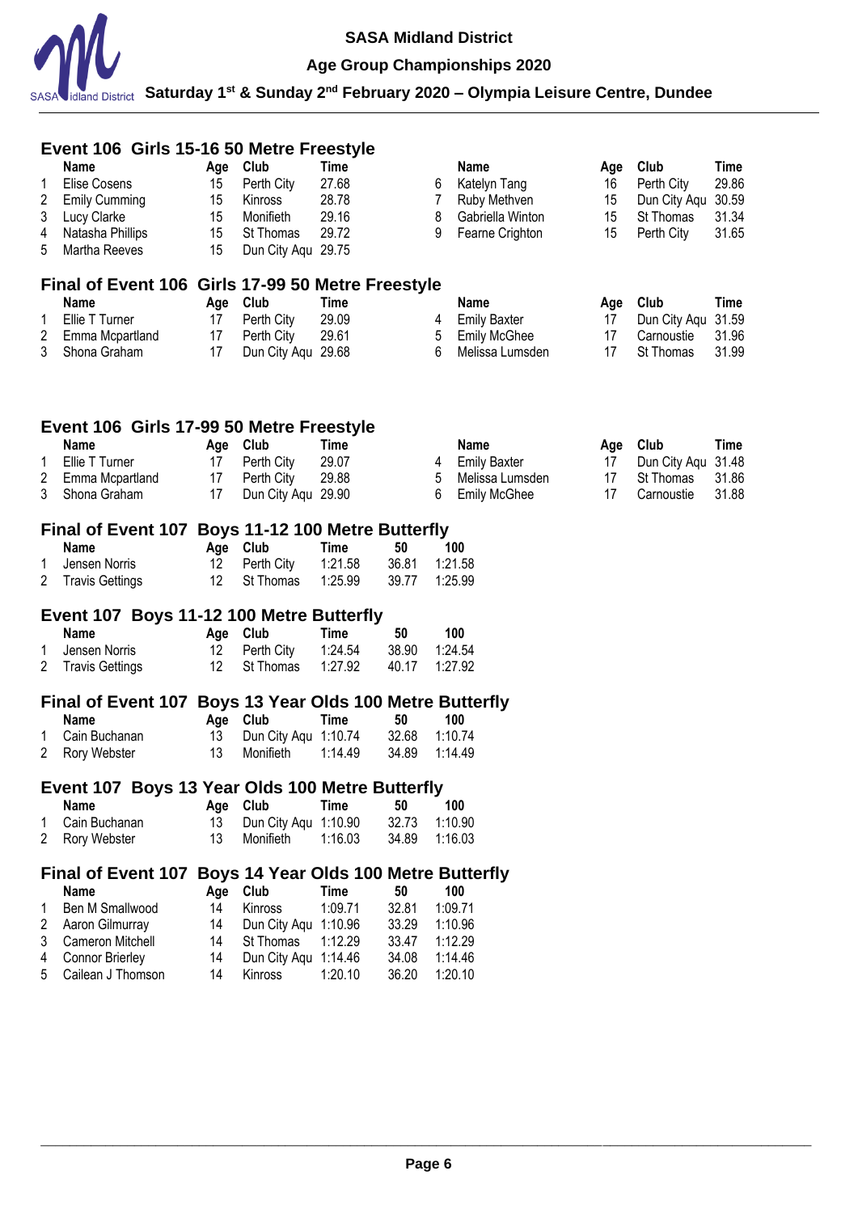## Event 106 Girls 15-16 50 Metre Freestyle

| | Name | Age | Club | Time |
|---|---|---|---|---|
| 1 | Elise Cosens | 15 | Perth City | 27.68 |
| 2 | Emily Cumming | 15 | Kinross | 28.78 |
| 3 | Lucy Clarke | 15 | Monifieth | 29.16 |
| 4 | Natasha Phillips | 15 | St Thomas | 29.72 |
| 5 | Martha Reeves | 15 | Dun City Aqu | 29.75 |
| 6 | Katelyn Tang | 16 | Perth City | 29.86 |
| 7 | Ruby Methven | 15 | Dun City Aqu | 30.59 |
| 8 | Gabriella Winton | 15 | St Thomas | 31.34 |
| 9 | Fearne Crighton | 15 | Perth City | 31.65 |

## Final of Event 106 Girls 17-99 50 Metre Freestyle

| | Name | Age | Club | Time |
|---|---|---|---|---|
| 1 | Ellie T Turner | 17 | Perth City | 29.09 |
| 2 | Emma Mcpartland | 17 | Perth City | 29.61 |
| 3 | Shona Graham | 17 | Dun City Aqu | 29.68 |
| 4 | Emily Baxter | 17 | Dun City Aqu | 31.59 |
| 5 | Emily McGhee | 17 | Carnoustie | 31.96 |
| 6 | Melissa Lumsden | 17 | St Thomas | 31.99 |

## Event 106 Girls 17-99 50 Metre Freestyle

| | Name | Age | Club | Time |
|---|---|---|---|---|
| 1 | Ellie T Turner | 17 | Perth City | 29.07 |
| 2 | Emma Mcpartland | 17 | Perth City | 29.88 |
| 3 | Shona Graham | 17 | Dun City Aqu | 29.90 |
| 4 | Emily Baxter | 17 | Dun City Aqu | 31.48 |
| 5 | Melissa Lumsden | 17 | St Thomas | 31.86 |
| 6 | Emily McGhee | 17 | Carnoustie | 31.88 |

## Final of Event 107 Boys 11-12 100 Metre Butterfly

| | Name | Age | Club | Time | 50 | 100 |
|---|---|---|---|---|---|---|
| 1 | Jensen Norris | 12 | Perth City | 1:21.58 | 36.81 | 1:21.58 |
| 2 | Travis Gettings | 12 | St Thomas | 1:25.99 | 39.77 | 1:25.99 |

## Event 107 Boys 11-12 100 Metre Butterfly

| | Name | Age | Club | Time | 50 | 100 |
|---|---|---|---|---|---|---|
| 1 | Jensen Norris | 12 | Perth City | 1:24.54 | 38.90 | 1:24.54 |
| 2 | Travis Gettings | 12 | St Thomas | 1:27.92 | 40.17 | 1:27.92 |

## Final of Event 107 Boys 13 Year Olds 100 Metre Butterfly

| | Name | Age | Club | Time | 50 | 100 |
|---|---|---|---|---|---|---|
| 1 | Cain Buchanan | 13 | Dun City Aqu | 1:10.74 | 32.68 | 1:10.74 |
| 2 | Rory Webster | 13 | Monifieth | 1:14.49 | 34.89 | 1:14.49 |

## Event 107 Boys 13 Year Olds 100 Metre Butterfly

| | Name | Age | Club | Time | 50 | 100 |
|---|---|---|---|---|---|---|
| 1 | Cain Buchanan | 13 | Dun City Aqu | 1:10.90 | 32.73 | 1:10.90 |
| 2 | Rory Webster | 13 | Monifieth | 1:16.03 | 34.89 | 1:16.03 |

## Final of Event 107 Boys 14 Year Olds 100 Metre Butterfly

| | Name | Age | Club | Time | 50 | 100 |
|---|---|---|---|---|---|---|
| 1 | Ben M Smallwood | 14 | Kinross | 1:09.71 | 32.81 | 1:09.71 |
| 2 | Aaron Gilmurray | 14 | Dun City Aqu | 1:10.96 | 33.29 | 1:10.96 |
| 3 | Cameron Mitchell | 14 | St Thomas | 1:12.29 | 33.47 | 1:12.29 |
| 4 | Connor Brierley | 14 | Dun City Aqu | 1:14.46 | 34.08 | 1:14.46 |
| 5 | Cailean J Thomson | 14 | Kinross | 1:20.10 | 36.20 | 1:20.10 |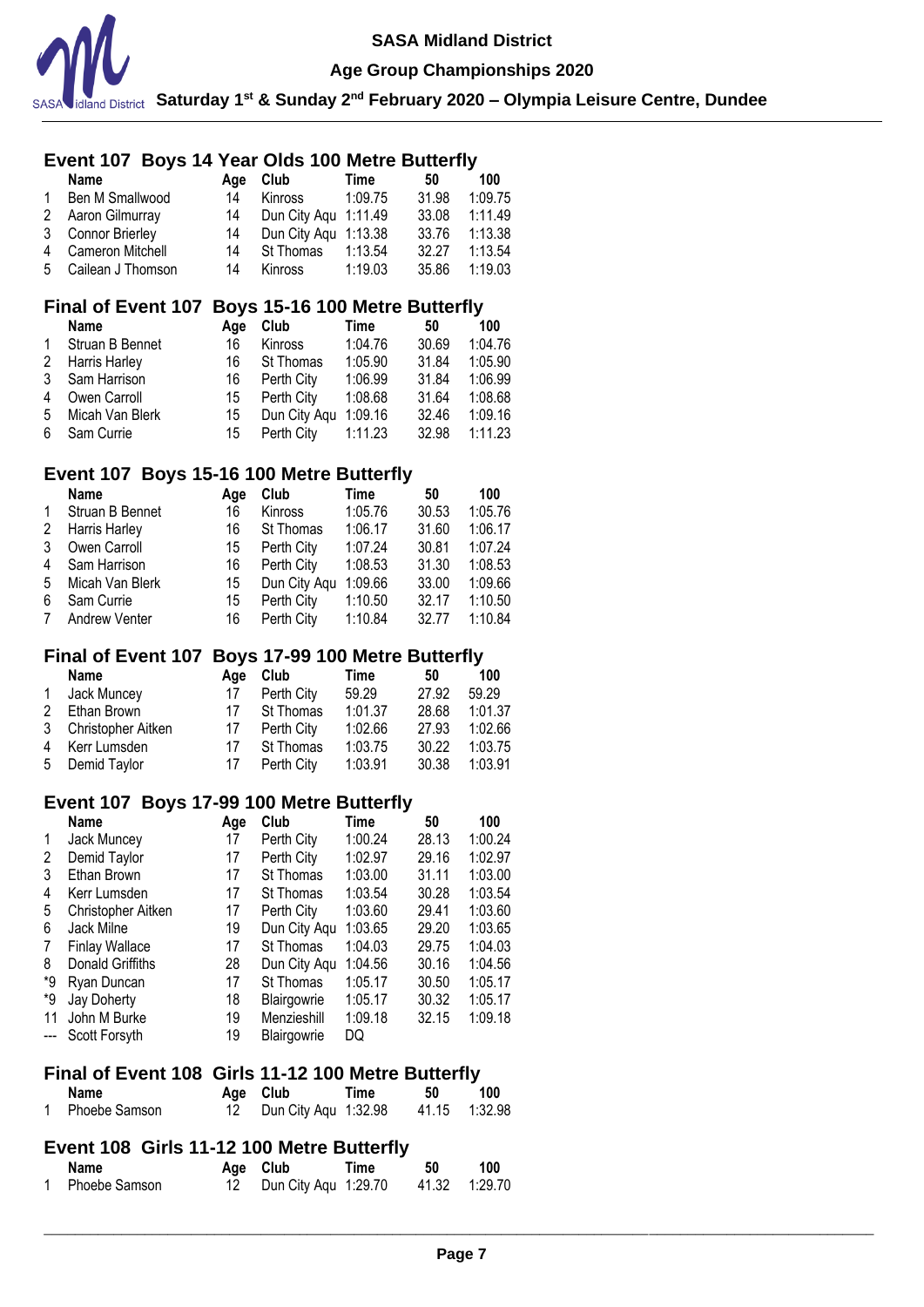## Event 107 Boys 14 Year Olds 100 Metre Butterfly

| | Name | Age | Club | Time | 50 | 100 |
|---|---|---|---|---|---|---|
| 1 | Ben M Smallwood | 14 | Kinross | 1:09.75 | 31.98 | 1:09.75 |
| 2 | Aaron Gilmurray | 14 | Dun City Aqu | 1:11.49 | 33.08 | 1:11.49 |
| 3 | Connor Brierley | 14 | Dun City Aqu | 1:13.38 | 33.76 | 1:13.38 |
| 4 | Cameron Mitchell | 14 | St Thomas | 1:13.54 | 32.27 | 1:13.54 |
| 5 | Cailean J Thomson | 14 | Kinross | 1:19.03 | 35.86 | 1:19.03 |

## Final of Event 107 Boys 15-16 100 Metre Butterfly

| | Name | Age | Club | Time | 50 | 100 |
|---|---|---|---|---|---|---|
| 1 | Struan B Bennet | 16 | Kinross | 1:04.76 | 30.69 | 1:04.76 |
| 2 | Harris Harley | 16 | St Thomas | 1:05.90 | 31.84 | 1:05.90 |
| 3 | Sam Harrison | 16 | Perth City | 1:06.99 | 31.84 | 1:06.99 |
| 4 | Owen Carroll | 15 | Perth City | 1:08.68 | 31.64 | 1:08.68 |
| 5 | Micah Van Blerk | 15 | Dun City Aqu | 1:09.16 | 32.46 | 1:09.16 |
| 6 | Sam Currie | 15 | Perth City | 1:11.23 | 32.98 | 1:11.23 |

## Event 107 Boys 15-16 100 Metre Butterfly

| | Name | Age | Club | Time | 50 | 100 |
|---|---|---|---|---|---|---|
| 1 | Struan B Bennet | 16 | Kinross | 1:05.76 | 30.53 | 1:05.76 |
| 2 | Harris Harley | 16 | St Thomas | 1:06.17 | 31.60 | 1:06.17 |
| 3 | Owen Carroll | 15 | Perth City | 1:07.24 | 30.81 | 1:07.24 |
| 4 | Sam Harrison | 16 | Perth City | 1:08.53 | 31.30 | 1:08.53 |
| 5 | Micah Van Blerk | 15 | Dun City Aqu | 1:09.66 | 33.00 | 1:09.66 |
| 6 | Sam Currie | 15 | Perth City | 1:10.50 | 32.17 | 1:10.50 |
| 7 | Andrew Venter | 16 | Perth City | 1:10.84 | 32.77 | 1:10.84 |

## Final of Event 107 Boys 17-99 100 Metre Butterfly

| | Name | Age | Club | Time | 50 | 100 |
|---|---|---|---|---|---|---|
| 1 | Jack Muncey | 17 | Perth City | 59.29 | 27.92 | 59.29 |
| 2 | Ethan Brown | 17 | St Thomas | 1:01.37 | 28.68 | 1:01.37 |
| 3 | Christopher Aitken | 17 | Perth City | 1:02.66 | 27.93 | 1:02.66 |
| 4 | Kerr Lumsden | 17 | St Thomas | 1:03.75 | 30.22 | 1:03.75 |
| 5 | Demid Taylor | 17 | Perth City | 1:03.91 | 30.38 | 1:03.91 |

## Event 107 Boys 17-99 100 Metre Butterfly

| | Name | Age | Club | Time | 50 | 100 |
|---|---|---|---|---|---|---|
| 1 | Jack Muncey | 17 | Perth City | 1:00.24 | 28.13 | 1:00.24 |
| 2 | Demid Taylor | 17 | Perth City | 1:02.97 | 29.16 | 1:02.97 |
| 3 | Ethan Brown | 17 | St Thomas | 1:03.00 | 31.11 | 1:03.00 |
| 4 | Kerr Lumsden | 17 | St Thomas | 1:03.54 | 30.28 | 1:03.54 |
| 5 | Christopher Aitken | 17 | Perth City | 1:03.60 | 29.41 | 1:03.60 |
| 6 | Jack Milne | 19 | Dun City Aqu | 1:03.65 | 29.20 | 1:03.65 |
| 7 | Finlay Wallace | 17 | St Thomas | 1:04.03 | 29.75 | 1:04.03 |
| 8 | Donald Griffiths | 28 | Dun City Aqu | 1:04.56 | 30.16 | 1:04.56 |
| *9 | Ryan Duncan | 17 | St Thomas | 1:05.17 | 30.50 | 1:05.17 |
| *9 | Jay Doherty | 18 | Blairgowrie | 1:05.17 | 30.32 | 1:05.17 |
| 11 | John M Burke | 19 | Menzieshill | 1:09.18 | 32.15 | 1:09.18 |
| --- | Scott Forsyth | 19 | Blairgowrie | DQ | | |

## Final of Event 108 Girls 11-12 100 Metre Butterfly

| | Name | Age | Club | Time | 50 | 100 |
|---|---|---|---|---|---|---|
| 1 | Phoebe Samson | 12 | Dun City Aqu | 1:32.98 | 41.15 | 1:32.98 |

## Event 108 Girls 11-12 100 Metre Butterfly

| | Name | Age | Club | Time | 50 | 100 |
|---|---|---|---|---|---|---|
| 1 | Phoebe Samson | 12 | Dun City Aqu | 1:29.70 | 41.32 | 1:29.70 |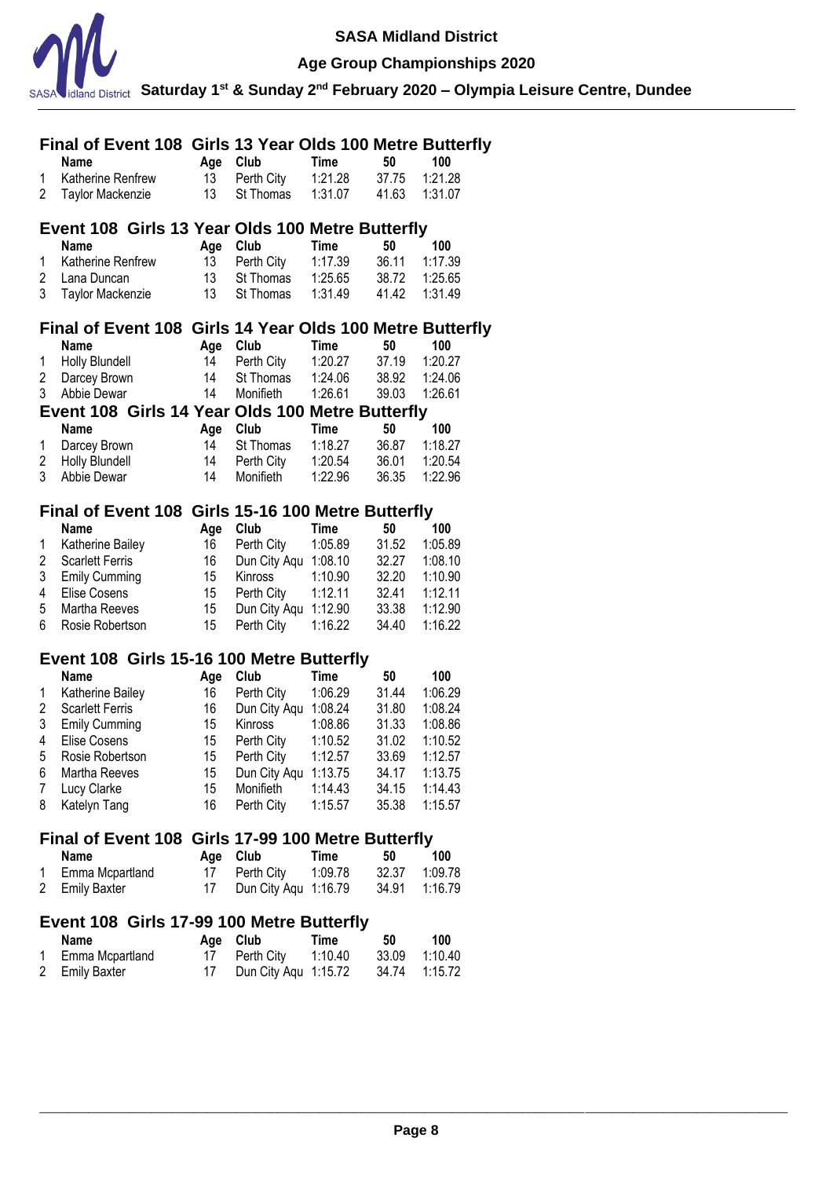## Final of Event 108 Girls 13 Year Olds 100 Metre Butterfly

| | Name | Age | Club | Time | 50 | 100 |
|---|---|---|---|---|---|---|
| 1 | Katherine Renfrew | 13 | Perth City | 1:21.28 | 37.75 | 1:21.28 |
| 2 | Taylor Mackenzie | 13 | St Thomas | 1:31.07 | 41.63 | 1:31.07 |

## Event 108 Girls 13 Year Olds 100 Metre Butterfly

| | Name | Age | Club | Time | 50 | 100 |
|---|---|---|---|---|---|---|
| 1 | Katherine Renfrew | 13 | Perth City | 1:17.39 | 36.11 | 1:17.39 |
| 2 | Lana Duncan | 13 | St Thomas | 1:25.65 | 38.72 | 1:25.65 |
| 3 | Taylor Mackenzie | 13 | St Thomas | 1:31.49 | 41.42 | 1:31.49 |

## Final of Event 108 Girls 14 Year Olds 100 Metre Butterfly

| | Name | Age | Club | Time | 50 | 100 |
|---|---|---|---|---|---|---|
| 1 | Holly Blundell | 14 | Perth City | 1:20.27 | 37.19 | 1:20.27 |
| 2 | Darcey Brown | 14 | St Thomas | 1:24.06 | 38.92 | 1:24.06 |
| 3 | Abbie Dewar | 14 | Monifieth | 1:26.61 | 39.03 | 1:26.61 |

## Event 108 Girls 14 Year Olds 100 Metre Butterfly

| | Name | Age | Club | Time | 50 | 100 |
|---|---|---|---|---|---|---|
| 1 | Darcey Brown | 14 | St Thomas | 1:18.27 | 36.87 | 1:18.27 |
| 2 | Holly Blundell | 14 | Perth City | 1:20.54 | 36.01 | 1:20.54 |
| 3 | Abbie Dewar | 14 | Monifieth | 1:22.96 | 36.35 | 1:22.96 |

## Final of Event 108 Girls 15-16 100 Metre Butterfly

| | Name | Age | Club | Time | 50 | 100 |
|---|---|---|---|---|---|---|
| 1 | Katherine Bailey | 16 | Perth City | 1:05.89 | 31.52 | 1:05.89 |
| 2 | Scarlett Ferris | 16 | Dun City Aqu | 1:08.10 | 32.27 | 1:08.10 |
| 3 | Emily Cumming | 15 | Kinross | 1:10.90 | 32.20 | 1:10.90 |
| 4 | Elise Cosens | 15 | Perth City | 1:12.11 | 32.41 | 1:12.11 |
| 5 | Martha Reeves | 15 | Dun City Aqu | 1:12.90 | 33.38 | 1:12.90 |
| 6 | Rosie Robertson | 15 | Perth City | 1:16.22 | 34.40 | 1:16.22 |

## Event 108 Girls 15-16 100 Metre Butterfly

| | Name | Age | Club | Time | 50 | 100 |
|---|---|---|---|---|---|---|
| 1 | Katherine Bailey | 16 | Perth City | 1:06.29 | 31.44 | 1:06.29 |
| 2 | Scarlett Ferris | 16 | Dun City Aqu | 1:08.24 | 31.80 | 1:08.24 |
| 3 | Emily Cumming | 15 | Kinross | 1:08.86 | 31.33 | 1:08.86 |
| 4 | Elise Cosens | 15 | Perth City | 1:10.52 | 31.02 | 1:10.52 |
| 5 | Rosie Robertson | 15 | Perth City | 1:12.57 | 33.69 | 1:12.57 |
| 6 | Martha Reeves | 15 | Dun City Aqu | 1:13.75 | 34.17 | 1:13.75 |
| 7 | Lucy Clarke | 15 | Monifieth | 1:14.43 | 34.15 | 1:14.43 |
| 8 | Katelyn Tang | 16 | Perth City | 1:15.57 | 35.38 | 1:15.57 |

## Final of Event 108 Girls 17-99 100 Metre Butterfly

| | Name | Age | Club | Time | 50 | 100 |
|---|---|---|---|---|---|---|
| 1 | Emma Mcpartland | 17 | Perth City | 1:09.78 | 32.37 | 1:09.78 |
| 2 | Emily Baxter | 17 | Dun City Aqu | 1:16.79 | 34.91 | 1:16.79 |

## Event 108 Girls 17-99 100 Metre Butterfly

| | Name | Age | Club | Time | 50 | 100 |
|---|---|---|---|---|---|---|
| 1 | Emma Mcpartland | 17 | Perth City | 1:10.40 | 33.09 | 1:10.40 |
| 2 | Emily Baxter | 17 | Dun City Aqu | 1:15.72 | 34.74 | 1:15.72 |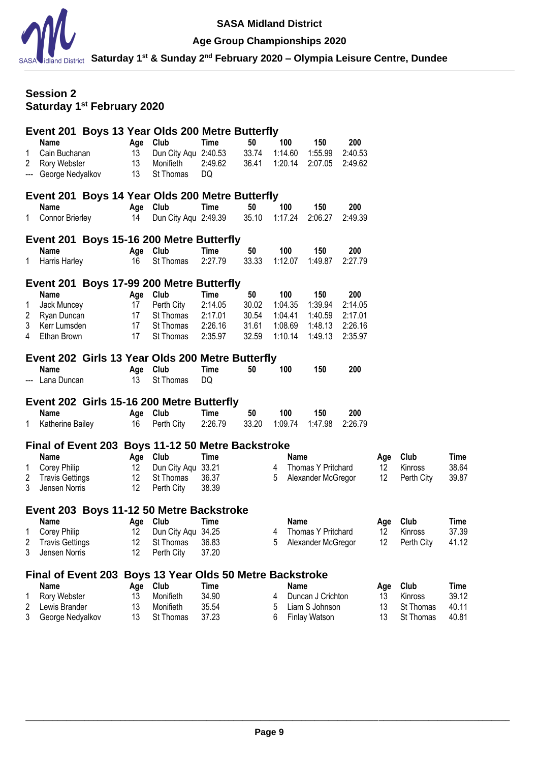## Session 2
## Saturday 1st February 2020

### Event 201 Boys 13 Year Olds 200 Metre Butterfly

| | Name | Age | Club | Time | 50 | 100 | 150 | 200 |
|---|---|---|---|---|---|---|---|---|
| 1 | Cain Buchanan | 13 | Dun City Aqu | 2:40.53 | 33.74 | 1:14.60 | 1:55.99 | 2:40.53 |
| 2 | Rory Webster | 13 | Monifieth | 2:49.62 | 36.41 | 1:20.14 | 2:07.05 | 2:49.62 |
| --- | George Nedyalkov | 13 | St Thomas | DQ | | | | |

### Event 201 Boys 14 Year Olds 200 Metre Butterfly

| | Name | Age | Club | Time | 50 | 100 | 150 | 200 |
|---|---|---|---|---|---|---|---|---|
| 1 | Connor Brierley | 14 | Dun City Aqu | 2:49.39 | 35.10 | 1:17.24 | 2:06.27 | 2:49.39 |

### Event 201 Boys 15-16 200 Metre Butterfly

| | Name | Age | Club | Time | 50 | 100 | 150 | 200 |
|---|---|---|---|---|---|---|---|---|
| 1 | Harris Harley | 16 | St Thomas | 2:27.79 | 33.33 | 1:12.07 | 1:49.87 | 2:27.79 |

### Event 201 Boys 17-99 200 Metre Butterfly

| | Name | Age | Club | Time | 50 | 100 | 150 | 200 |
|---|---|---|---|---|---|---|---|---|
| 1 | Jack Muncey | 17 | Perth City | 2:14.05 | 30.02 | 1:04.35 | 1:39.94 | 2:14.05 |
| 2 | Ryan Duncan | 17 | St Thomas | 2:17.01 | 30.54 | 1:04.41 | 1:40.59 | 2:17.01 |
| 3 | Kerr Lumsden | 17 | St Thomas | 2:26.16 | 31.61 | 1:08.69 | 1:48.13 | 2:26.16 |
| 4 | Ethan Brown | 17 | St Thomas | 2:35.97 | 32.59 | 1:10.14 | 1:49.13 | 2:35.97 |

### Event 202 Girls 13 Year Olds 200 Metre Butterfly

| | Name | Age | Club | Time | 50 | 100 | 150 | 200 |
|---|---|---|---|---|---|---|---|---|
| --- | Lana Duncan | 13 | St Thomas | DQ | | | | |

### Event 202 Girls 15-16 200 Metre Butterfly

| | Name | Age | Club | Time | 50 | 100 | 150 | 200 |
|---|---|---|---|---|---|---|---|---|
| 1 | Katherine Bailey | 16 | Perth City | 2:26.79 | 33.20 | 1:09.74 | 1:47.98 | 2:26.79 |

### Final of Event 203 Boys 11-12 50 Metre Backstroke

| | Name | Age | Club | Time |
|---|---|---|---|---|
| 1 | Corey Philip | 12 | Dun City Aqu | 33.21 |
| 2 | Travis Gettings | 12 | St Thomas | 36.37 |
| 3 | Jensen Norris | 12 | Perth City | 38.39 |
| 4 | Thomas Y Pritchard | 12 | Kinross | 38.64 |
| 5 | Alexander McGregor | 12 | Perth City | 39.87 |

### Event 203 Boys 11-12 50 Metre Backstroke

| | Name | Age | Club | Time |
|---|---|---|---|---|
| 1 | Corey Philip | 12 | Dun City Aqu | 34.25 |
| 2 | Travis Gettings | 12 | St Thomas | 36.83 |
| 3 | Jensen Norris | 12 | Perth City | 37.20 |
| 4 | Thomas Y Pritchard | 12 | Kinross | 37.39 |
| 5 | Alexander McGregor | 12 | Perth City | 41.12 |

### Final of Event 203 Boys 13 Year Olds 50 Metre Backstroke

| | Name | Age | Club | Time |
|---|---|---|---|---|
| 1 | Rory Webster | 13 | Monifieth | 34.90 |
| 2 | Lewis Brander | 13 | Monifieth | 35.54 |
| 3 | George Nedyalkov | 13 | St Thomas | 37.23 |
| 4 | Duncan J Crichton | 13 | Kinross | 39.12 |
| 5 | Liam S Johnson | 13 | St Thomas | 40.11 |
| 6 | Finlay Watson | 13 | St Thomas | 40.81 |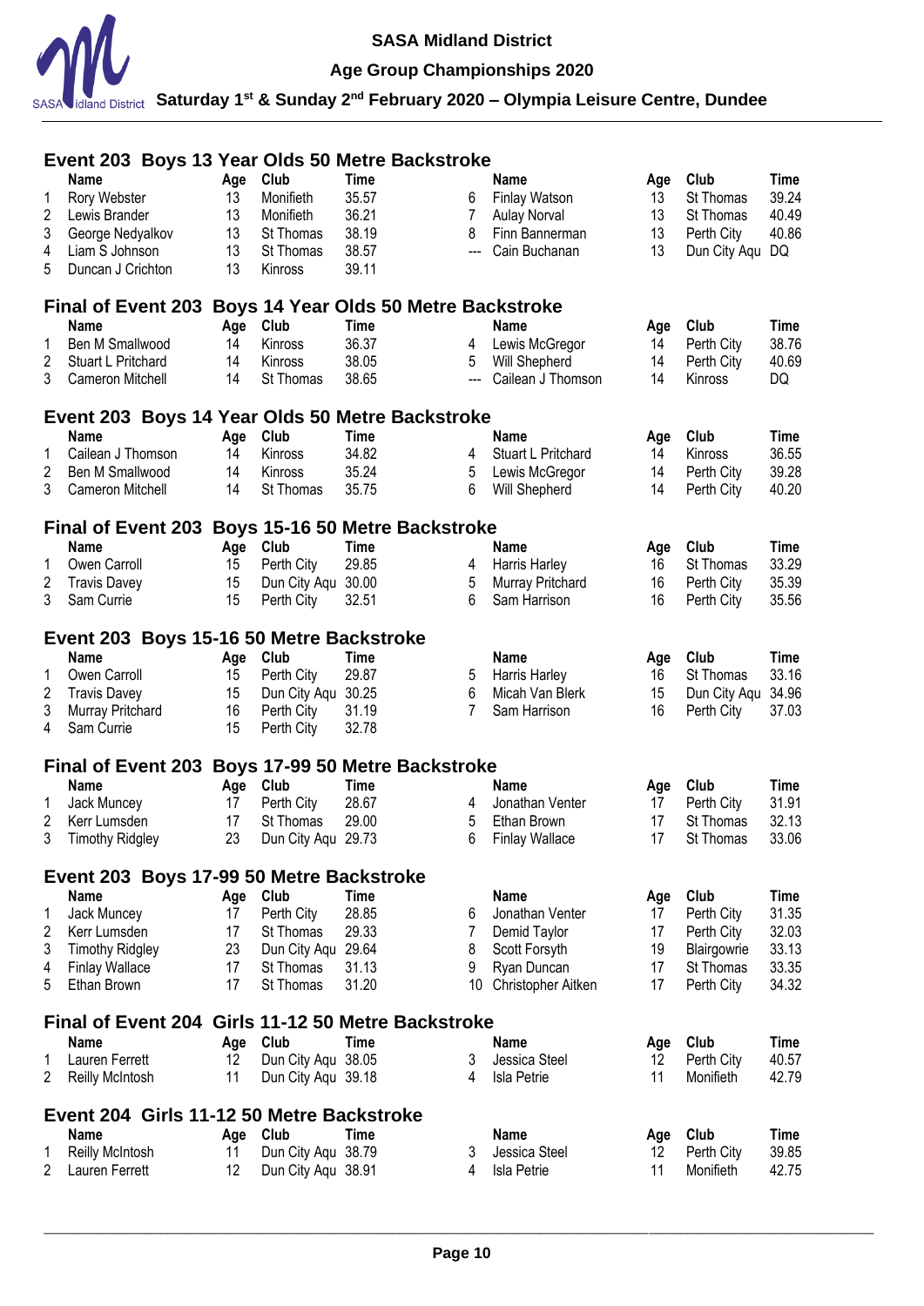SASA Midland District

Age Group Championships 2020

Saturday 1st & Sunday 2nd February 2020 – Olympia Leisure Centre, Dundee

## Event 203 Boys 13 Year Olds 50 Metre Backstroke

| | Name | Age | Club | Time | | Name | Age | Club | Time |
|---|---|---|---|---|---|---|---|---|---|
| 1 | Rory Webster | 13 | Monifieth | 35.57 | 6 | Finlay Watson | 13 | St Thomas | 39.24 |
| 2 | Lewis Brander | 13 | Monifieth | 36.21 | 7 | Aulay Norval | 13 | St Thomas | 40.49 |
| 3 | George Nedyalkov | 13 | St Thomas | 38.19 | 8 | Finn Bannerman | 13 | Perth City | 40.86 |
| 4 | Liam S Johnson | 13 | St Thomas | 38.57 | --- | Cain Buchanan | 13 | Dun City Aqu | DQ |
| 5 | Duncan J Crichton | 13 | Kinross | 39.11 | | | | | |

## Final of Event 203 Boys 14 Year Olds 50 Metre Backstroke

| | Name | Age | Club | Time | | Name | Age | Club | Time |
|---|---|---|---|---|---|---|---|---|---|
| 1 | Ben M Smallwood | 14 | Kinross | 36.37 | 4 | Lewis McGregor | 14 | Perth City | 38.76 |
| 2 | Stuart L Pritchard | 14 | Kinross | 38.05 | 5 | Will Shepherd | 14 | Perth City | 40.69 |
| 3 | Cameron Mitchell | 14 | St Thomas | 38.65 | --- | Cailean J Thomson | 14 | Kinross | DQ |

## Event 203 Boys 14 Year Olds 50 Metre Backstroke

| | Name | Age | Club | Time | | Name | Age | Club | Time |
|---|---|---|---|---|---|---|---|---|---|
| 1 | Cailean J Thomson | 14 | Kinross | 34.82 | 4 | Stuart L Pritchard | 14 | Kinross | 36.55 |
| 2 | Ben M Smallwood | 14 | Kinross | 35.24 | 5 | Lewis McGregor | 14 | Perth City | 39.28 |
| 3 | Cameron Mitchell | 14 | St Thomas | 35.75 | 6 | Will Shepherd | 14 | Perth City | 40.20 |

## Final of Event 203 Boys 15-16 50 Metre Backstroke

| | Name | Age | Club | Time | | Name | Age | Club | Time |
|---|---|---|---|---|---|---|---|---|---|
| 1 | Owen Carroll | 15 | Perth City | 29.85 | 4 | Harris Harley | 16 | St Thomas | 33.29 |
| 2 | Travis Davey | 15 | Dun City Aqu | 30.00 | 5 | Murray Pritchard | 16 | Perth City | 35.39 |
| 3 | Sam Currie | 15 | Perth City | 32.51 | 6 | Sam Harrison | 16 | Perth City | 35.56 |

## Event 203 Boys 15-16 50 Metre Backstroke

| | Name | Age | Club | Time | | Name | Age | Club | Time |
|---|---|---|---|---|---|---|---|---|---|
| 1 | Owen Carroll | 15 | Perth City | 29.87 | 5 | Harris Harley | 16 | St Thomas | 33.16 |
| 2 | Travis Davey | 15 | Dun City Aqu | 30.25 | 6 | Micah Van Blerk | 15 | Dun City Aqu | 34.96 |
| 3 | Murray Pritchard | 16 | Perth City | 31.19 | 7 | Sam Harrison | 16 | Perth City | 37.03 |
| 4 | Sam Currie | 15 | Perth City | 32.78 | | | | | |

## Final of Event 203 Boys 17-99 50 Metre Backstroke

| | Name | Age | Club | Time | | Name | Age | Club | Time |
|---|---|---|---|---|---|---|---|---|---|
| 1 | Jack Muncey | 17 | Perth City | 28.67 | 4 | Jonathan Venter | 17 | Perth City | 31.91 |
| 2 | Kerr Lumsden | 17 | St Thomas | 29.00 | 5 | Ethan Brown | 17 | St Thomas | 32.13 |
| 3 | Timothy Ridgley | 23 | Dun City Aqu | 29.73 | 6 | Finlay Wallace | 17 | St Thomas | 33.06 |

## Event 203 Boys 17-99 50 Metre Backstroke

| | Name | Age | Club | Time | | Name | Age | Club | Time |
|---|---|---|---|---|---|---|---|---|---|
| 1 | Jack Muncey | 17 | Perth City | 28.85 | 6 | Jonathan Venter | 17 | Perth City | 31.35 |
| 2 | Kerr Lumsden | 17 | St Thomas | 29.33 | 7 | Demid Taylor | 17 | Perth City | 32.03 |
| 3 | Timothy Ridgley | 23 | Dun City Aqu | 29.64 | 8 | Scott Forsyth | 19 | Blairgowrie | 33.13 |
| 4 | Finlay Wallace | 17 | St Thomas | 31.13 | 9 | Ryan Duncan | 17 | St Thomas | 33.35 |
| 5 | Ethan Brown | 17 | St Thomas | 31.20 | 10 | Christopher Aitken | 17 | Perth City | 34.32 |

## Final of Event 204 Girls 11-12 50 Metre Backstroke

| | Name | Age | Club | Time | | Name | Age | Club | Time |
|---|---|---|---|---|---|---|---|---|---|
| 1 | Lauren Ferrett | 12 | Dun City Aqu | 38.05 | 3 | Jessica Steel | 12 | Perth City | 40.57 |
| 2 | Reilly McIntosh | 11 | Dun City Aqu | 39.18 | 4 | Isla Petrie | 11 | Monifieth | 42.79 |

## Event 204 Girls 11-12 50 Metre Backstroke

| | Name | Age | Club | Time | | Name | Age | Club | Time |
|---|---|---|---|---|---|---|---|---|---|
| 1 | Reilly McIntosh | 11 | Dun City Aqu | 38.79 | 3 | Jessica Steel | 12 | Perth City | 39.85 |
| 2 | Lauren Ferrett | 12 | Dun City Aqu | 38.91 | 4 | Isla Petrie | 11 | Monifieth | 42.75 |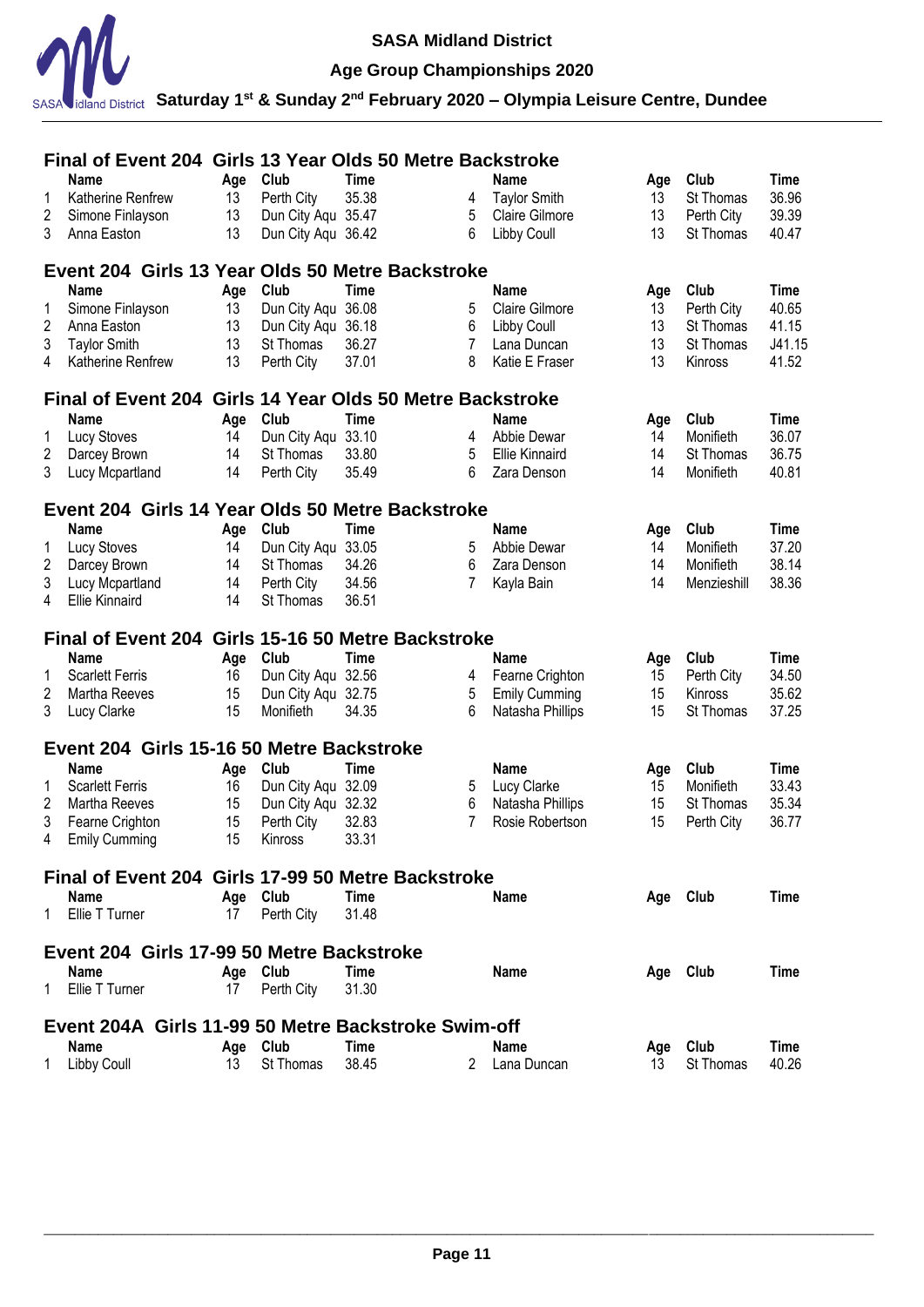## Final of Event 204 Girls 13 Year Olds 50 Metre Backstroke

| | Name | Age | Club | Time | | Name | Age | Club | Time |
|---|---|---|---|---|---|---|---|---|---|
| 1 | Katherine Renfrew | 13 | Perth City | 35.38 | 4 | Taylor Smith | 13 | St Thomas | 36.96 |
| 2 | Simone Finlayson | 13 | Dun City Aqu | 35.47 | 5 | Claire Gilmore | 13 | Perth City | 39.39 |
| 3 | Anna Easton | 13 | Dun City Aqu | 36.42 | 6 | Libby Coull | 13 | St Thomas | 40.47 |

## Event 204 Girls 13 Year Olds 50 Metre Backstroke

| | Name | Age | Club | Time | | Name | Age | Club | Time |
|---|---|---|---|---|---|---|---|---|---|
| 1 | Simone Finlayson | 13 | Dun City Aqu | 36.08 | 5 | Claire Gilmore | 13 | Perth City | 40.65 |
| 2 | Anna Easton | 13 | Dun City Aqu | 36.18 | 6 | Libby Coull | 13 | St Thomas | 41.15 |
| 3 | Taylor Smith | 13 | St Thomas | 36.27 | 7 | Lana Duncan | 13 | St Thomas | J41.15 |
| 4 | Katherine Renfrew | 13 | Perth City | 37.01 | 8 | Katie E Fraser | 13 | Kinross | 41.52 |

## Final of Event 204 Girls 14 Year Olds 50 Metre Backstroke

| | Name | Age | Club | Time | | Name | Age | Club | Time |
|---|---|---|---|---|---|---|---|---|---|
| 1 | Lucy Stoves | 14 | Dun City Aqu | 33.10 | 4 | Abbie Dewar | 14 | Monifieth | 36.07 |
| 2 | Darcey Brown | 14 | St Thomas | 33.80 | 5 | Ellie Kinnaird | 14 | St Thomas | 36.75 |
| 3 | Lucy Mcpartland | 14 | Perth City | 35.49 | 6 | Zara Denson | 14 | Monifieth | 40.81 |

## Event 204 Girls 14 Year Olds 50 Metre Backstroke

| | Name | Age | Club | Time | | Name | Age | Club | Time |
|---|---|---|---|---|---|---|---|---|---|
| 1 | Lucy Stoves | 14 | Dun City Aqu | 33.05 | 5 | Abbie Dewar | 14 | Monifieth | 37.20 |
| 2 | Darcey Brown | 14 | St Thomas | 34.26 | 6 | Zara Denson | 14 | Monifieth | 38.14 |
| 3 | Lucy Mcpartland | 14 | Perth City | 34.56 | 7 | Kayla Bain | 14 | Menzieshill | 38.36 |
| 4 | Ellie Kinnaird | 14 | St Thomas | 36.51 | | | | | |

## Final of Event 204 Girls 15-16 50 Metre Backstroke

| | Name | Age | Club | Time | | Name | Age | Club | Time |
|---|---|---|---|---|---|---|---|---|---|
| 1 | Scarlett Ferris | 16 | Dun City Aqu | 32.56 | 4 | Fearne Crighton | 15 | Perth City | 34.50 |
| 2 | Martha Reeves | 15 | Dun City Aqu | 32.75 | 5 | Emily Cumming | 15 | Kinross | 35.62 |
| 3 | Lucy Clarke | 15 | Monifieth | 34.35 | 6 | Natasha Phillips | 15 | St Thomas | 37.25 |

## Event 204 Girls 15-16 50 Metre Backstroke

| | Name | Age | Club | Time | | Name | Age | Club | Time |
|---|---|---|---|---|---|---|---|---|---|
| 1 | Scarlett Ferris | 16 | Dun City Aqu | 32.09 | 5 | Lucy Clarke | 15 | Monifieth | 33.43 |
| 2 | Martha Reeves | 15 | Dun City Aqu | 32.32 | 6 | Natasha Phillips | 15 | St Thomas | 35.34 |
| 3 | Fearne Crighton | 15 | Perth City | 32.83 | 7 | Rosie Robertson | 15 | Perth City | 36.77 |
| 4 | Emily Cumming | 15 | Kinross | 33.31 | | | | | |

## Final of Event 204 Girls 17-99 50 Metre Backstroke

| | Name | Age | Club | Time | | Name | Age | Club | Time |
|---|---|---|---|---|---|---|---|---|---|
| 1 | Ellie T Turner | 17 | Perth City | 31.48 | | | | | |

## Event 204 Girls 17-99 50 Metre Backstroke

| | Name | Age | Club | Time | | Name | Age | Club | Time |
|---|---|---|---|---|---|---|---|---|---|
| 1 | Ellie T Turner | 17 | Perth City | 31.30 | | | | | |

## Event 204A Girls 11-99 50 Metre Backstroke Swim-off

| | Name | Age | Club | Time | | Name | Age | Club | Time |
|---|---|---|---|---|---|---|---|---|---|
| 1 | Libby Coull | 13 | St Thomas | 38.45 | 2 | Lana Duncan | 13 | St Thomas | 40.26 |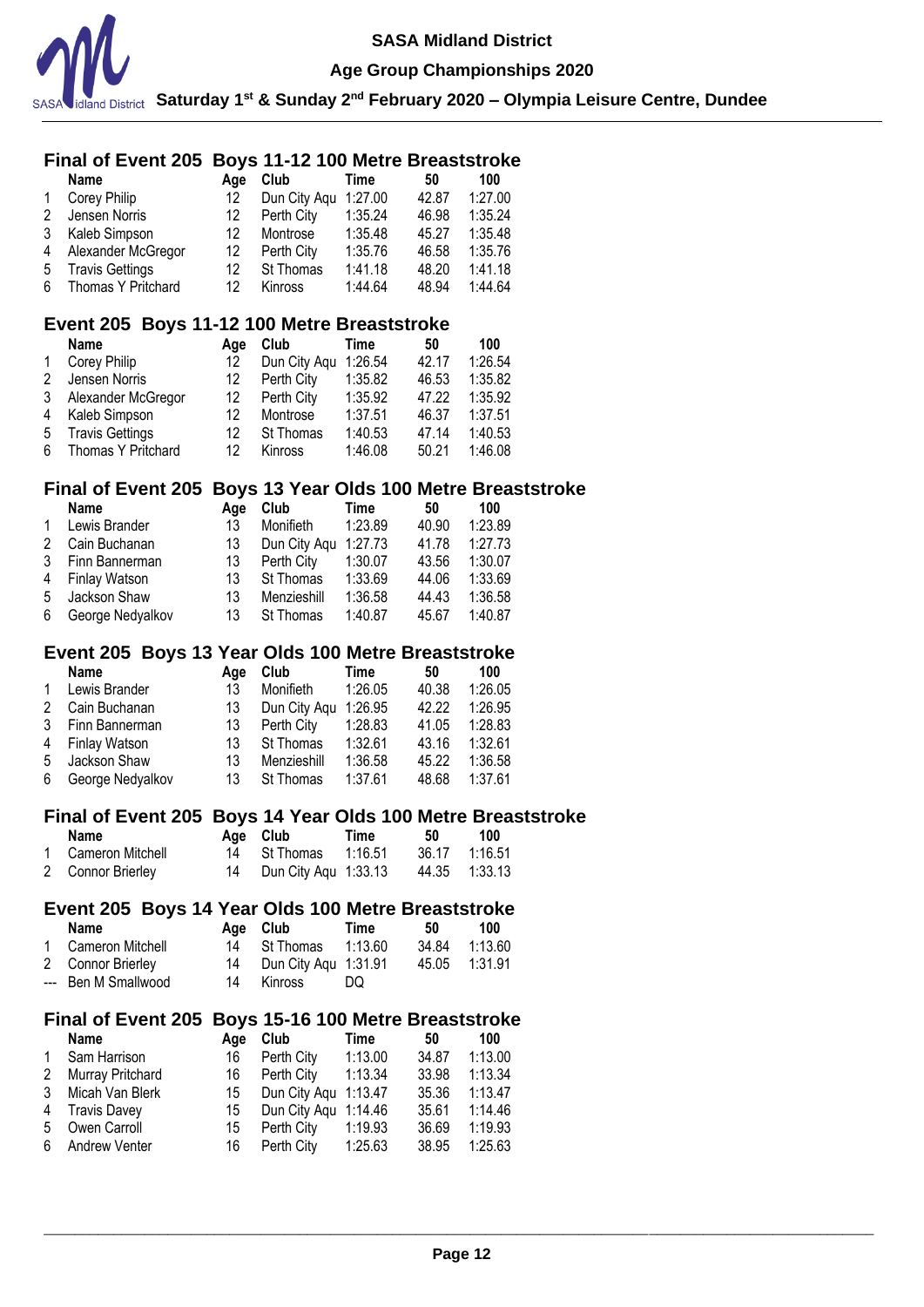## Final of Event 205 Boys 11-12 100 Metre Breaststroke

| | Name | Age | Club | Time | 50 | 100 |
|---|---|---|---|---|---|---|
| 1 | Corey Philip | 12 | Dun City Aqu | 1:27.00 | 42.87 | 1:27.00 |
| 2 | Jensen Norris | 12 | Perth City | 1:35.24 | 46.98 | 1:35.24 |
| 3 | Kaleb Simpson | 12 | Montrose | 1:35.48 | 45.27 | 1:35.48 |
| 4 | Alexander McGregor | 12 | Perth City | 1:35.76 | 46.58 | 1:35.76 |
| 5 | Travis Gettings | 12 | St Thomas | 1:41.18 | 48.20 | 1:41.18 |
| 6 | Thomas Y Pritchard | 12 | Kinross | 1:44.64 | 48.94 | 1:44.64 |

## Event 205 Boys 11-12 100 Metre Breaststroke

| | Name | Age | Club | Time | 50 | 100 |
|---|---|---|---|---|---|---|
| 1 | Corey Philip | 12 | Dun City Aqu | 1:26.54 | 42.17 | 1:26.54 |
| 2 | Jensen Norris | 12 | Perth City | 1:35.82 | 46.53 | 1:35.82 |
| 3 | Alexander McGregor | 12 | Perth City | 1:35.92 | 47.22 | 1:35.92 |
| 4 | Kaleb Simpson | 12 | Montrose | 1:37.51 | 46.37 | 1:37.51 |
| 5 | Travis Gettings | 12 | St Thomas | 1:40.53 | 47.14 | 1:40.53 |
| 6 | Thomas Y Pritchard | 12 | Kinross | 1:46.08 | 50.21 | 1:46.08 |

## Final of Event 205 Boys 13 Year Olds 100 Metre Breaststroke

| | Name | Age | Club | Time | 50 | 100 |
|---|---|---|---|---|---|---|
| 1 | Lewis Brander | 13 | Monifieth | 1:23.89 | 40.90 | 1:23.89 |
| 2 | Cain Buchanan | 13 | Dun City Aqu | 1:27.73 | 41.78 | 1:27.73 |
| 3 | Finn Bannerman | 13 | Perth City | 1:30.07 | 43.56 | 1:30.07 |
| 4 | Finlay Watson | 13 | St Thomas | 1:33.69 | 44.06 | 1:33.69 |
| 5 | Jackson Shaw | 13 | Menzieshill | 1:36.58 | 44.43 | 1:36.58 |
| 6 | George Nedyalkov | 13 | St Thomas | 1:40.87 | 45.67 | 1:40.87 |

## Event 205 Boys 13 Year Olds 100 Metre Breaststroke

| | Name | Age | Club | Time | 50 | 100 |
|---|---|---|---|---|---|---|
| 1 | Lewis Brander | 13 | Monifieth | 1:26.05 | 40.38 | 1:26.05 |
| 2 | Cain Buchanan | 13 | Dun City Aqu | 1:26.95 | 42.22 | 1:26.95 |
| 3 | Finn Bannerman | 13 | Perth City | 1:28.83 | 41.05 | 1:28.83 |
| 4 | Finlay Watson | 13 | St Thomas | 1:32.61 | 43.16 | 1:32.61 |
| 5 | Jackson Shaw | 13 | Menzieshill | 1:36.58 | 45.22 | 1:36.58 |
| 6 | George Nedyalkov | 13 | St Thomas | 1:37.61 | 48.68 | 1:37.61 |

## Final of Event 205 Boys 14 Year Olds 100 Metre Breaststroke

| | Name | Age | Club | Time | 50 | 100 |
|---|---|---|---|---|---|---|
| 1 | Cameron Mitchell | 14 | St Thomas | 1:16.51 | 36.17 | 1:16.51 |
| 2 | Connor Brierley | 14 | Dun City Aqu | 1:33.13 | 44.35 | 1:33.13 |

## Event 205 Boys 14 Year Olds 100 Metre Breaststroke

| | Name | Age | Club | Time | 50 | 100 |
|---|---|---|---|---|---|---|
| 1 | Cameron Mitchell | 14 | St Thomas | 1:13.60 | 34.84 | 1:13.60 |
| 2 | Connor Brierley | 14 | Dun City Aqu | 1:31.91 | 45.05 | 1:31.91 |
| --- | Ben M Smallwood | 14 | Kinross | DQ | | |

## Final of Event 205 Boys 15-16 100 Metre Breaststroke

| | Name | Age | Club | Time | 50 | 100 |
|---|---|---|---|---|---|---|
| 1 | Sam Harrison | 16 | Perth City | 1:13.00 | 34.87 | 1:13.00 |
| 2 | Murray Pritchard | 16 | Perth City | 1:13.34 | 33.98 | 1:13.34 |
| 3 | Micah Van Blerk | 15 | Dun City Aqu | 1:13.47 | 35.36 | 1:13.47 |
| 4 | Travis Davey | 15 | Dun City Aqu | 1:14.46 | 35.61 | 1:14.46 |
| 5 | Owen Carroll | 15 | Perth City | 1:19.93 | 36.69 | 1:19.93 |
| 6 | Andrew Venter | 16 | Perth City | 1:25.63 | 38.95 | 1:25.63 |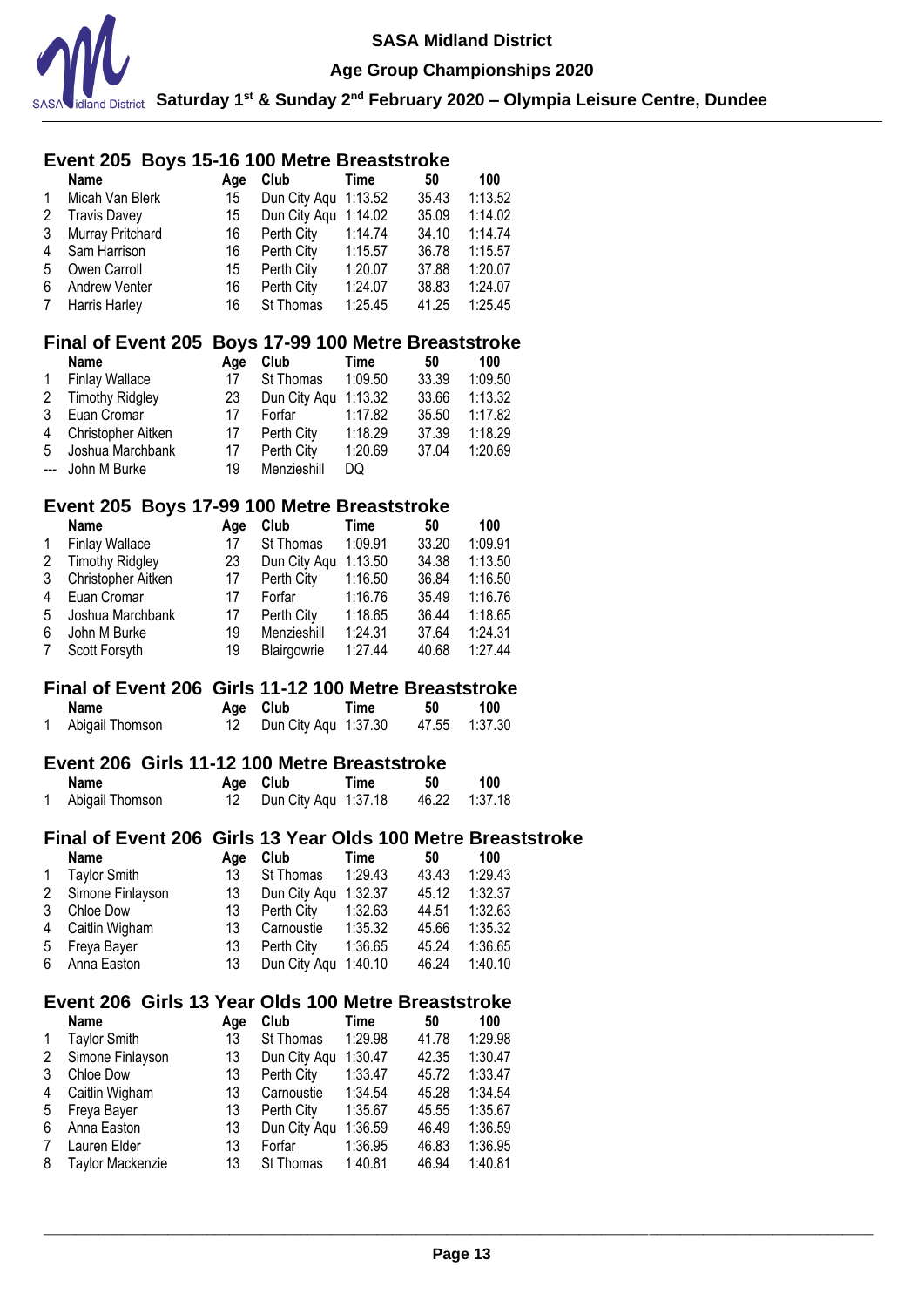## Event 205 Boys 15-16 100 Metre Breaststroke

| | Name | Age | Club | Time | 50 | 100 |
|---|---|---|---|---|---|---|
| 1 | Micah Van Blerk | 15 | Dun City Aqu | 1:13.52 | 35.43 | 1:13.52 |
| 2 | Travis Davey | 15 | Dun City Aqu | 1:14.02 | 35.09 | 1:14.02 |
| 3 | Murray Pritchard | 16 | Perth City | 1:14.74 | 34.10 | 1:14.74 |
| 4 | Sam Harrison | 16 | Perth City | 1:15.57 | 36.78 | 1:15.57 |
| 5 | Owen Carroll | 15 | Perth City | 1:20.07 | 37.88 | 1:20.07 |
| 6 | Andrew Venter | 16 | Perth City | 1:24.07 | 38.83 | 1:24.07 |
| 7 | Harris Harley | 16 | St Thomas | 1:25.45 | 41.25 | 1:25.45 |

## Final of Event 205 Boys 17-99 100 Metre Breaststroke

| | Name | Age | Club | Time | 50 | 100 |
|---|---|---|---|---|---|---|
| 1 | Finlay Wallace | 17 | St Thomas | 1:09.50 | 33.39 | 1:09.50 |
| 2 | Timothy Ridgley | 23 | Dun City Aqu | 1:13.32 | 33.66 | 1:13.32 |
| 3 | Euan Cromar | 17 | Forfar | 1:17.82 | 35.50 | 1:17.82 |
| 4 | Christopher Aitken | 17 | Perth City | 1:18.29 | 37.39 | 1:18.29 |
| 5 | Joshua Marchbank | 17 | Perth City | 1:20.69 | 37.04 | 1:20.69 |
| --- | John M Burke | 19 | Menzieshill | DQ | | |

## Event 205 Boys 17-99 100 Metre Breaststroke

| | Name | Age | Club | Time | 50 | 100 |
|---|---|---|---|---|---|---|
| 1 | Finlay Wallace | 17 | St Thomas | 1:09.91 | 33.20 | 1:09.91 |
| 2 | Timothy Ridgley | 23 | Dun City Aqu | 1:13.50 | 34.38 | 1:13.50 |
| 3 | Christopher Aitken | 17 | Perth City | 1:16.50 | 36.84 | 1:16.50 |
| 4 | Euan Cromar | 17 | Forfar | 1:16.76 | 35.49 | 1:16.76 |
| 5 | Joshua Marchbank | 17 | Perth City | 1:18.65 | 36.44 | 1:18.65 |
| 6 | John M Burke | 19 | Menzieshill | 1:24.31 | 37.64 | 1:24.31 |
| 7 | Scott Forsyth | 19 | Blairgowrie | 1:27.44 | 40.68 | 1:27.44 |

## Final of Event 206 Girls 11-12 100 Metre Breaststroke

| | Name | Age | Club | Time | 50 | 100 |
|---|---|---|---|---|---|---|
| 1 | Abigail Thomson | 12 | Dun City Aqu | 1:37.30 | 47.55 | 1:37.30 |

## Event 206 Girls 11-12 100 Metre Breaststroke

| | Name | Age | Club | Time | 50 | 100 |
|---|---|---|---|---|---|---|
| 1 | Abigail Thomson | 12 | Dun City Aqu | 1:37.18 | 46.22 | 1:37.18 |

## Final of Event 206 Girls 13 Year Olds 100 Metre Breaststroke

| | Name | Age | Club | Time | 50 | 100 |
|---|---|---|---|---|---|---|
| 1 | Taylor Smith | 13 | St Thomas | 1:29.43 | 43.43 | 1:29.43 |
| 2 | Simone Finlayson | 13 | Dun City Aqu | 1:32.37 | 45.12 | 1:32.37 |
| 3 | Chloe Dow | 13 | Perth City | 1:32.63 | 44.51 | 1:32.63 |
| 4 | Caitlin Wigham | 13 | Carnoustie | 1:35.32 | 45.66 | 1:35.32 |
| 5 | Freya Bayer | 13 | Perth City | 1:36.65 | 45.24 | 1:36.65 |
| 6 | Anna Easton | 13 | Dun City Aqu | 1:40.10 | 46.24 | 1:40.10 |

## Event 206 Girls 13 Year Olds 100 Metre Breaststroke

| | Name | Age | Club | Time | 50 | 100 |
|---|---|---|---|---|---|---|
| 1 | Taylor Smith | 13 | St Thomas | 1:29.98 | 41.78 | 1:29.98 |
| 2 | Simone Finlayson | 13 | Dun City Aqu | 1:30.47 | 42.35 | 1:30.47 |
| 3 | Chloe Dow | 13 | Perth City | 1:33.47 | 45.72 | 1:33.47 |
| 4 | Caitlin Wigham | 13 | Carnoustie | 1:34.54 | 45.28 | 1:34.54 |
| 5 | Freya Bayer | 13 | Perth City | 1:35.67 | 45.55 | 1:35.67 |
| 6 | Anna Easton | 13 | Dun City Aqu | 1:36.59 | 46.49 | 1:36.59 |
| 7 | Lauren Elder | 13 | Forfar | 1:36.95 | 46.83 | 1:36.95 |
| 8 | Taylor Mackenzie | 13 | St Thomas | 1:40.81 | 46.94 | 1:40.81 |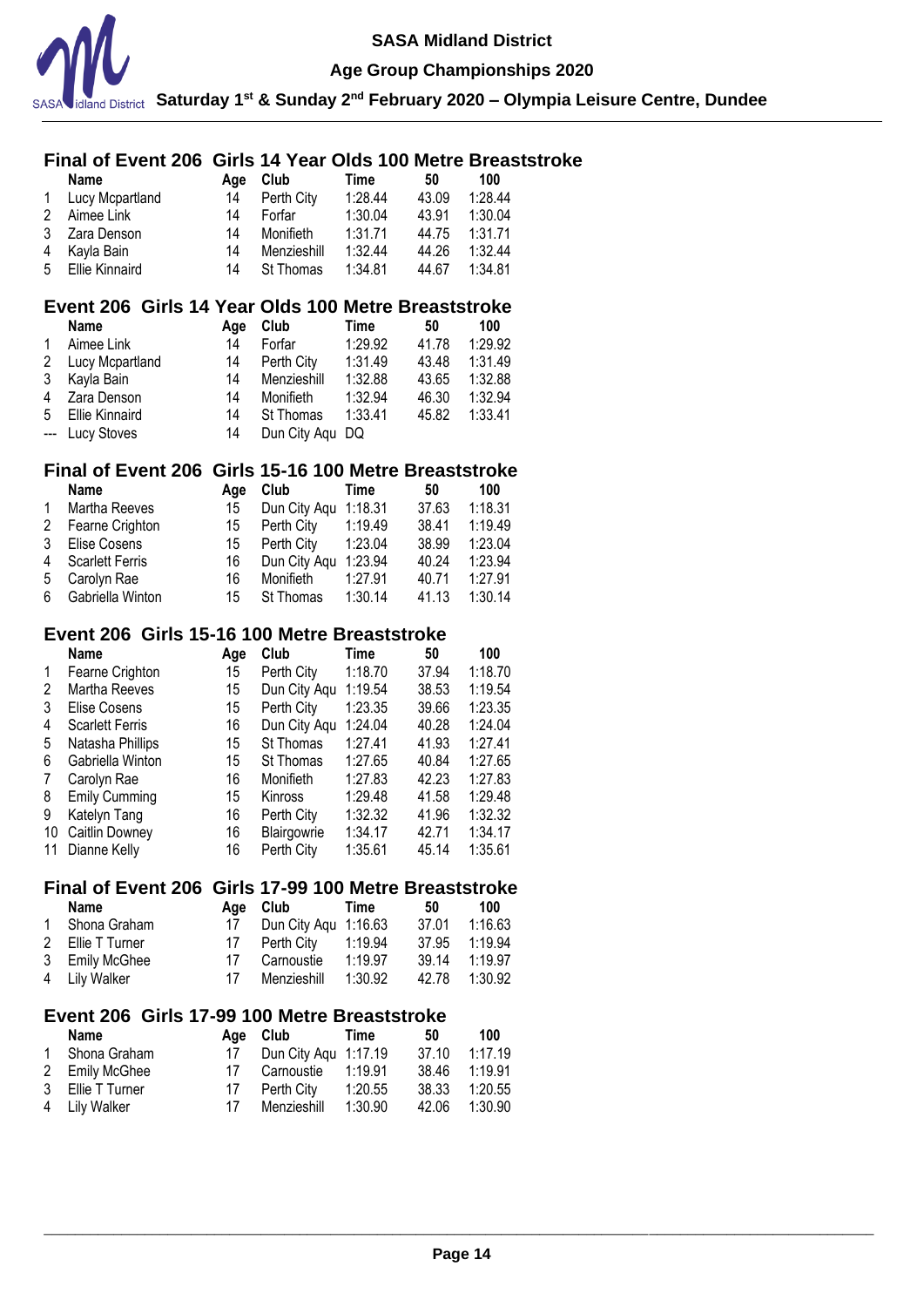## Final of Event 206 Girls 14 Year Olds 100 Metre Breaststroke

| | Name | Age | Club | Time | 50 | 100 |
|---|---|---|---|---|---|---|
| 1 | Lucy Mcpartland | 14 | Perth City | 1:28.44 | 43.09 | 1:28.44 |
| 2 | Aimee Link | 14 | Forfar | 1:30.04 | 43.91 | 1:30.04 |
| 3 | Zara Denson | 14 | Monifieth | 1:31.71 | 44.75 | 1:31.71 |
| 4 | Kayla Bain | 14 | Menzieshill | 1:32.44 | 44.26 | 1:32.44 |
| 5 | Ellie Kinnaird | 14 | St Thomas | 1:34.81 | 44.67 | 1:34.81 |

## Event 206 Girls 14 Year Olds 100 Metre Breaststroke

| | Name | Age | Club | Time | 50 | 100 |
|---|---|---|---|---|---|---|
| 1 | Aimee Link | 14 | Forfar | 1:29.92 | 41.78 | 1:29.92 |
| 2 | Lucy Mcpartland | 14 | Perth City | 1:31.49 | 43.48 | 1:31.49 |
| 3 | Kayla Bain | 14 | Menzieshill | 1:32.88 | 43.65 | 1:32.88 |
| 4 | Zara Denson | 14 | Monifieth | 1:32.94 | 46.30 | 1:32.94 |
| 5 | Ellie Kinnaird | 14 | St Thomas | 1:33.41 | 45.82 | 1:33.41 |
| --- | Lucy Stoves | 14 | Dun City Aqu | DQ | | |

## Final of Event 206 Girls 15-16 100 Metre Breaststroke

| | Name | Age | Club | Time | 50 | 100 |
|---|---|---|---|---|---|---|
| 1 | Martha Reeves | 15 | Dun City Aqu | 1:18.31 | 37.63 | 1:18.31 |
| 2 | Fearne Crighton | 15 | Perth City | 1:19.49 | 38.41 | 1:19.49 |
| 3 | Elise Cosens | 15 | Perth City | 1:23.04 | 38.99 | 1:23.04 |
| 4 | Scarlett Ferris | 16 | Dun City Aqu | 1:23.94 | 40.24 | 1:23.94 |
| 5 | Carolyn Rae | 16 | Monifieth | 1:27.91 | 40.71 | 1:27.91 |
| 6 | Gabriella Winton | 15 | St Thomas | 1:30.14 | 41.13 | 1:30.14 |

## Event 206 Girls 15-16 100 Metre Breaststroke

| | Name | Age | Club | Time | 50 | 100 |
|---|---|---|---|---|---|---|
| 1 | Fearne Crighton | 15 | Perth City | 1:18.70 | 37.94 | 1:18.70 |
| 2 | Martha Reeves | 15 | Dun City Aqu | 1:19.54 | 38.53 | 1:19.54 |
| 3 | Elise Cosens | 15 | Perth City | 1:23.35 | 39.66 | 1:23.35 |
| 4 | Scarlett Ferris | 16 | Dun City Aqu | 1:24.04 | 40.28 | 1:24.04 |
| 5 | Natasha Phillips | 15 | St Thomas | 1:27.41 | 41.93 | 1:27.41 |
| 6 | Gabriella Winton | 15 | St Thomas | 1:27.65 | 40.84 | 1:27.65 |
| 7 | Carolyn Rae | 16 | Monifieth | 1:27.83 | 42.23 | 1:27.83 |
| 8 | Emily Cumming | 15 | Kinross | 1:29.48 | 41.58 | 1:29.48 |
| 9 | Katelyn Tang | 16 | Perth City | 1:32.32 | 41.96 | 1:32.32 |
| 10 | Caitlin Downey | 16 | Blairgowrie | 1:34.17 | 42.71 | 1:34.17 |
| 11 | Dianne Kelly | 16 | Perth City | 1:35.61 | 45.14 | 1:35.61 |

## Final of Event 206 Girls 17-99 100 Metre Breaststroke

| | Name | Age | Club | Time | 50 | 100 |
|---|---|---|---|---|---|---|
| 1 | Shona Graham | 17 | Dun City Aqu | 1:16.63 | 37.01 | 1:16.63 |
| 2 | Ellie T Turner | 17 | Perth City | 1:19.94 | 37.95 | 1:19.94 |
| 3 | Emily McGhee | 17 | Carnoustie | 1:19.97 | 39.14 | 1:19.97 |
| 4 | Lily Walker | 17 | Menzieshill | 1:30.92 | 42.78 | 1:30.92 |

## Event 206 Girls 17-99 100 Metre Breaststroke

| | Name | Age | Club | Time | 50 | 100 |
|---|---|---|---|---|---|---|
| 1 | Shona Graham | 17 | Dun City Aqu | 1:17.19 | 37.10 | 1:17.19 |
| 2 | Emily McGhee | 17 | Carnoustie | 1:19.91 | 38.46 | 1:19.91 |
| 3 | Ellie T Turner | 17 | Perth City | 1:20.55 | 38.33 | 1:20.55 |
| 4 | Lily Walker | 17 | Menzieshill | 1:30.90 | 42.06 | 1:30.90 |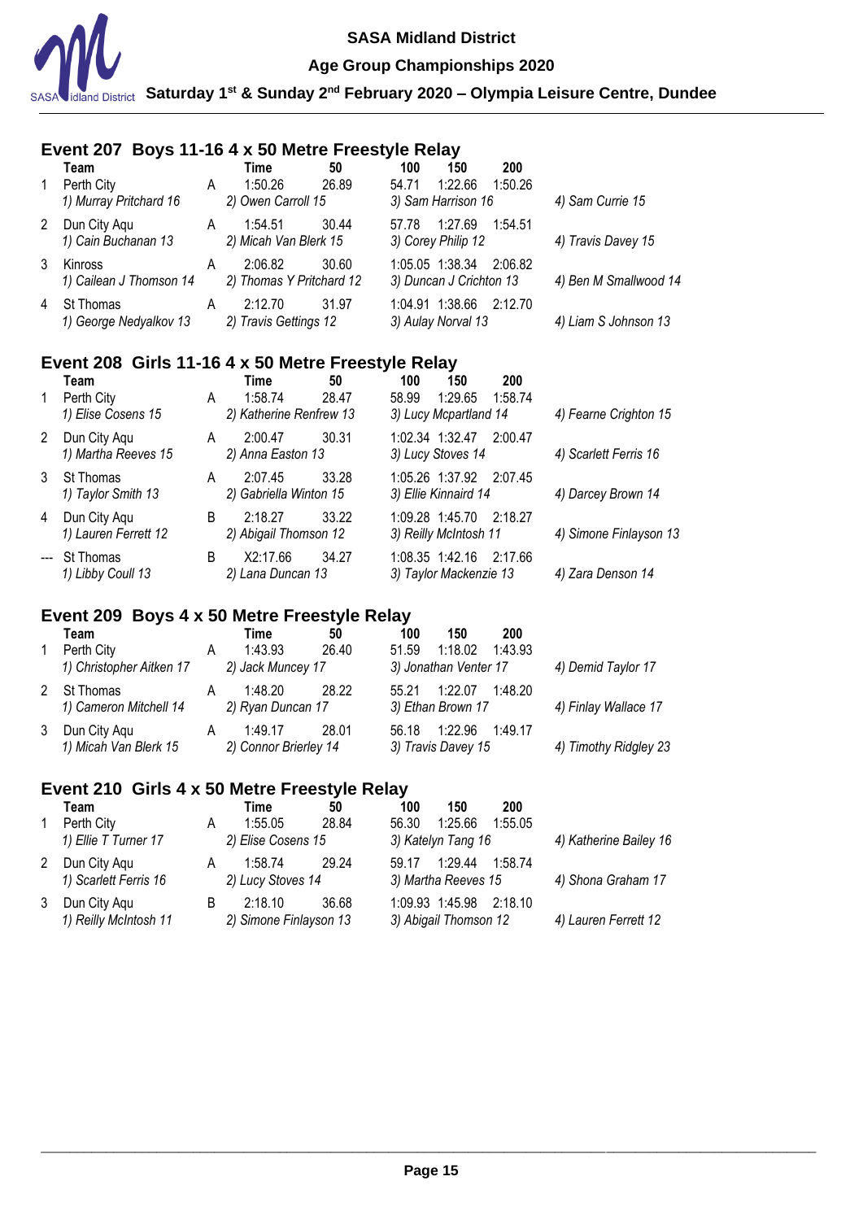SASA Midland District

Age Group Championships 2020

Saturday 1st & Sunday 2nd February 2020 – Olympia Leisure Centre, Dundee

## Event 207 Boys 11-16 4 x 50 Metre Freestyle Relay

| | Team | | Time | 50 | 100 | 150 | 200 | |
|---|---|---|---|---|---|---|---|---|
| 1 | Perth City | A | 1:50.26 | 26.89 | 54.71 | 1:22.66 | 1:50.26 | |
| | *1) Murray Pritchard 16* | | *2) Owen Carroll 15* | | *3) Sam Harrison 16* | | | *4) Sam Currie 15* |
| 2 | Dun City Aqu | A | 1:54.51 | 30.44 | 57.78 | 1:27.69 | 1:54.51 | |
| | *1) Cain Buchanan 13* | | *2) Micah Van Blerk 15* | | *3) Corey Philip 12* | | | *4) Travis Davey 15* |
| 3 | Kinross | A | 2:06.82 | 30.60 | 1:05.05 | 1:38.34 | 2:06.82 | |
| | *1) Cailean J Thomson 14* | | *2) Thomas Y Pritchard 12* | | *3) Duncan J Crichton 13* | | | *4) Ben M Smallwood 14* |
| 4 | St Thomas | A | 2:12.70 | 31.97 | 1:04.91 | 1:38.66 | 2:12.70 | |
| | *1) George Nedyalkov 13* | | *2) Travis Gettings 12* | | *3) Aulay Norval 13* | | | *4) Liam S Johnson 13* |

## Event 208 Girls 11-16 4 x 50 Metre Freestyle Relay

| | Team | | Time | 50 | 100 | 150 | 200 | |
|---|---|---|---|---|---|---|---|---|
| 1 | Perth City | A | 1:58.74 | 28.47 | 58.99 | 1:29.65 | 1:58.74 | |
| | *1) Elise Cosens 15* | | *2) Katherine Renfrew 13* | | *3) Lucy Mcpartland 14* | | | *4) Fearne Crighton 15* |
| 2 | Dun City Aqu | A | 2:00.47 | 30.31 | 1:02.34 | 1:32.47 | 2:00.47 | |
| | *1) Martha Reeves 15* | | *2) Anna Easton 13* | | *3) Lucy Stoves 14* | | | *4) Scarlett Ferris 16* |
| 3 | St Thomas | A | 2:07.45 | 33.28 | 1:05.26 | 1:37.92 | 2:07.45 | |
| | *1) Taylor Smith 13* | | *2) Gabriella Winton 15* | | *3) Ellie Kinnaird 14* | | | *4) Darcey Brown 14* |
| 4 | Dun City Aqu | B | 2:18.27 | 33.22 | 1:09.28 | 1:45.70 | 2:18.27 | |
| | *1) Lauren Ferrett 12* | | *2) Abigail Thomson 12* | | *3) Reilly McIntosh 11* | | | *4) Simone Finlayson 13* |
| --- | St Thomas | B | X2:17.66 | 34.27 | 1:08.35 | 1:42.16 | 2:17.66 | |
| | *1) Libby Coull 13* | | *2) Lana Duncan 13* | | *3) Taylor Mackenzie 13* | | | *4) Zara Denson 14* |

## Event 209 Boys 4 x 50 Metre Freestyle Relay

| | Team | | Time | 50 | 100 | 150 | 200 | |
|---|---|---|---|---|---|---|---|---|
| 1 | Perth City | A | 1:43.93 | 26.40 | 51.59 | 1:18.02 | 1:43.93 | |
| | *1) Christopher Aitken 17* | | *2) Jack Muncey 17* | | *3) Jonathan Venter 17* | | | *4) Demid Taylor 17* |
| 2 | St Thomas | A | 1:48.20 | 28.22 | 55.21 | 1:22.07 | 1:48.20 | |
| | *1) Cameron Mitchell 14* | | *2) Ryan Duncan 17* | | *3) Ethan Brown 17* | | | *4) Finlay Wallace 17* |
| 3 | Dun City Aqu | A | 1:49.17 | 28.01 | 56.18 | 1:22.96 | 1:49.17 | |
| | *1) Micah Van Blerk 15* | | *2) Connor Brierley 14* | | *3) Travis Davey 15* | | | *4) Timothy Ridgley 23* |

## Event 210 Girls 4 x 50 Metre Freestyle Relay

| | Team | | Time | 50 | 100 | 150 | 200 | |
|---|---|---|---|---|---|---|---|---|
| 1 | Perth City | A | 1:55.05 | 28.84 | 56.30 | 1:25.66 | 1:55.05 | |
| | *1) Ellie T Turner 17* | | *2) Elise Cosens 15* | | *3) Katelyn Tang 16* | | | *4) Katherine Bailey 16* |
| 2 | Dun City Aqu | A | 1:58.74 | 29.24 | 59.17 | 1:29.44 | 1:58.74 | |
| | *1) Scarlett Ferris 16* | | *2) Lucy Stoves 14* | | *3) Martha Reeves 15* | | | *4) Shona Graham 17* |
| 3 | Dun City Aqu | B | 2:18.10 | 36.68 | 1:09.93 | 1:45.98 | 2:18.10 | |
| | *1) Reilly McIntosh 11* | | *2) Simone Finlayson 13* | | *3) Abigail Thomson 12* | | | *4) Lauren Ferrett 12* |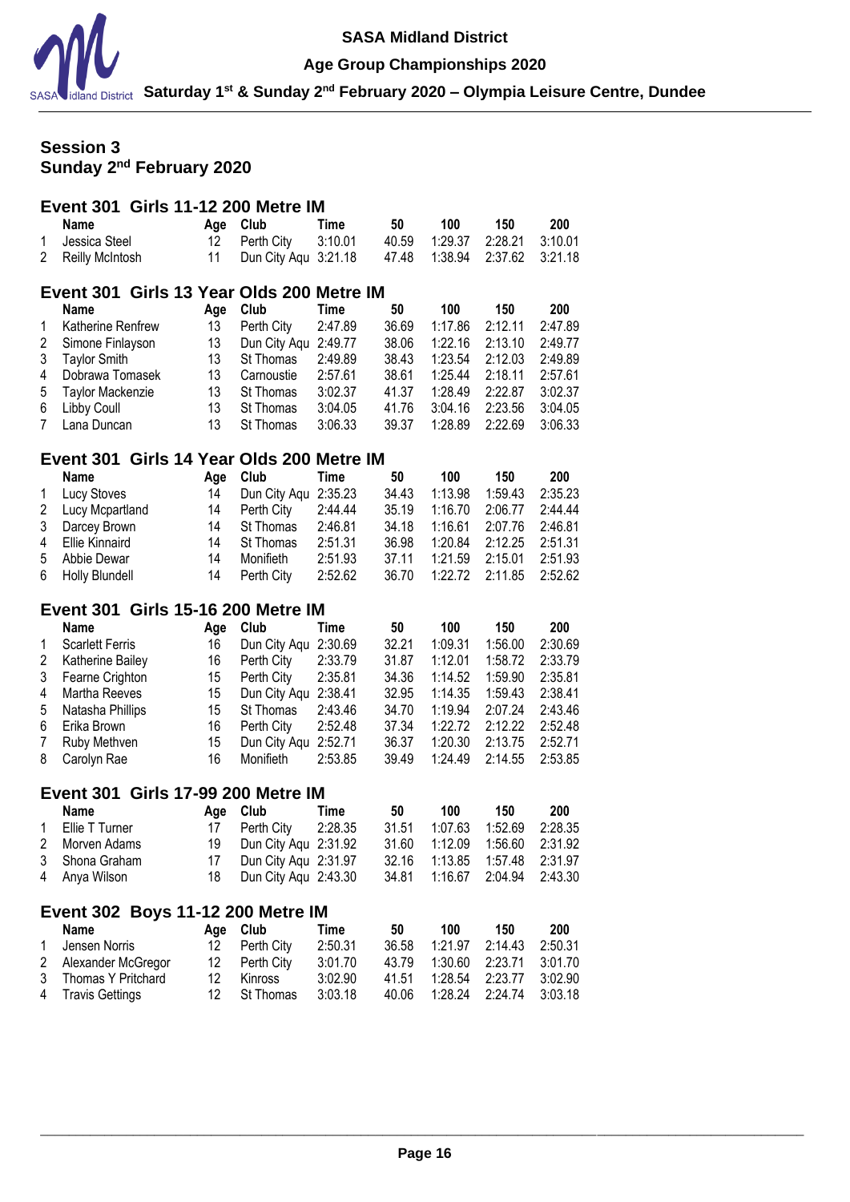SASA Midland District

Age Group Championships 2020

Saturday 1st & Sunday 2nd February 2020 – Olympia Leisure Centre, Dundee

## Session 3
## Sunday 2nd February 2020

### Event 301 Girls 11-12 200 Metre IM

| | Name | Age | Club | Time | 50 | 100 | 150 | 200 |
|---|---|---|---|---|---|---|---|---|
| 1 | Jessica Steel | 12 | Perth City | 3:10.01 | 40.59 | 1:29.37 | 2:28.21 | 3:10.01 |
| 2 | Reilly McIntosh | 11 | Dun City Aqu | 3:21.18 | 47.48 | 1:38.94 | 2:37.62 | 3:21.18 |

### Event 301 Girls 13 Year Olds 200 Metre IM

| | Name | Age | Club | Time | 50 | 100 | 150 | 200 |
|---|---|---|---|---|---|---|---|---|
| 1 | Katherine Renfrew | 13 | Perth City | 2:47.89 | 36.69 | 1:17.86 | 2:12.11 | 2:47.89 |
| 2 | Simone Finlayson | 13 | Dun City Aqu | 2:49.77 | 38.06 | 1:22.16 | 2:13.10 | 2:49.77 |
| 3 | Taylor Smith | 13 | St Thomas | 2:49.89 | 38.43 | 1:23.54 | 2:12.03 | 2:49.89 |
| 4 | Dobrawa Tomasek | 13 | Carnoustie | 2:57.61 | 38.61 | 1:25.44 | 2:18.11 | 2:57.61 |
| 5 | Taylor Mackenzie | 13 | St Thomas | 3:02.37 | 41.37 | 1:28.49 | 2:22.87 | 3:02.37 |
| 6 | Libby Coull | 13 | St Thomas | 3:04.05 | 41.76 | 3:04.16 | 2:23.56 | 3:04.05 |
| 7 | Lana Duncan | 13 | St Thomas | 3:06.33 | 39.37 | 1:28.89 | 2:22.69 | 3:06.33 |

### Event 301 Girls 14 Year Olds 200 Metre IM

| | Name | Age | Club | Time | 50 | 100 | 150 | 200 |
|---|---|---|---|---|---|---|---|---|
| 1 | Lucy Stoves | 14 | Dun City Aqu | 2:35.23 | 34.43 | 1:13.98 | 1:59.43 | 2:35.23 |
| 2 | Lucy Mcpartland | 14 | Perth City | 2:44.44 | 35.19 | 1:16.70 | 2:06.77 | 2:44.44 |
| 3 | Darcey Brown | 14 | St Thomas | 2:46.81 | 34.18 | 1:16.61 | 2:07.76 | 2:46.81 |
| 4 | Ellie Kinnaird | 14 | St Thomas | 2:51.31 | 36.98 | 1:20.84 | 2:12.25 | 2:51.31 |
| 5 | Abbie Dewar | 14 | Monifieth | 2:51.93 | 37.11 | 1:21.59 | 2:15.01 | 2:51.93 |
| 6 | Holly Blundell | 14 | Perth City | 2:52.62 | 36.70 | 1:22.72 | 2:11.85 | 2:52.62 |

### Event 301 Girls 15-16 200 Metre IM

| | Name | Age | Club | Time | 50 | 100 | 150 | 200 |
|---|---|---|---|---|---|---|---|---|
| 1 | Scarlett Ferris | 16 | Dun City Aqu | 2:30.69 | 32.21 | 1:09.31 | 1:56.00 | 2:30.69 |
| 2 | Katherine Bailey | 16 | Perth City | 2:33.79 | 31.87 | 1:12.01 | 1:58.72 | 2:33.79 |
| 3 | Fearne Crighton | 15 | Perth City | 2:35.81 | 34.36 | 1:14.52 | 1:59.90 | 2:35.81 |
| 4 | Martha Reeves | 15 | Dun City Aqu | 2:38.41 | 32.95 | 1:14.35 | 1:59.43 | 2:38.41 |
| 5 | Natasha Phillips | 15 | St Thomas | 2:43.46 | 34.70 | 1:19.94 | 2:07.24 | 2:43.46 |
| 6 | Erika Brown | 16 | Perth City | 2:52.48 | 37.34 | 1:22.72 | 2:12.22 | 2:52.48 |
| 7 | Ruby Methven | 15 | Dun City Aqu | 2:52.71 | 36.37 | 1:20.30 | 2:13.75 | 2:52.71 |
| 8 | Carolyn Rae | 16 | Monifieth | 2:53.85 | 39.49 | 1:24.49 | 2:14.55 | 2:53.85 |

### Event 301 Girls 17-99 200 Metre IM

| | Name | Age | Club | Time | 50 | 100 | 150 | 200 |
|---|---|---|---|---|---|---|---|---|
| 1 | Ellie T Turner | 17 | Perth City | 2:28.35 | 31.51 | 1:07.63 | 1:52.69 | 2:28.35 |
| 2 | Morven Adams | 19 | Dun City Aqu | 2:31.92 | 31.60 | 1:12.09 | 1:56.60 | 2:31.92 |
| 3 | Shona Graham | 17 | Dun City Aqu | 2:31.97 | 32.16 | 1:13.85 | 1:57.48 | 2:31.97 |
| 4 | Anya Wilson | 18 | Dun City Aqu | 2:43.30 | 34.81 | 1:16.67 | 2:04.94 | 2:43.30 |

### Event 302 Boys 11-12 200 Metre IM

| | Name | Age | Club | Time | 50 | 100 | 150 | 200 |
|---|---|---|---|---|---|---|---|---|
| 1 | Jensen Norris | 12 | Perth City | 2:50.31 | 36.58 | 1:21.97 | 2:14.43 | 2:50.31 |
| 2 | Alexander McGregor | 12 | Perth City | 3:01.70 | 43.79 | 1:30.60 | 2:23.71 | 3:01.70 |
| 3 | Thomas Y Pritchard | 12 | Kinross | 3:02.90 | 41.51 | 1:28.54 | 2:23.77 | 3:02.90 |
| 4 | Travis Gettings | 12 | St Thomas | 3:03.18 | 40.06 | 1:28.24 | 2:24.74 | 3:03.18 |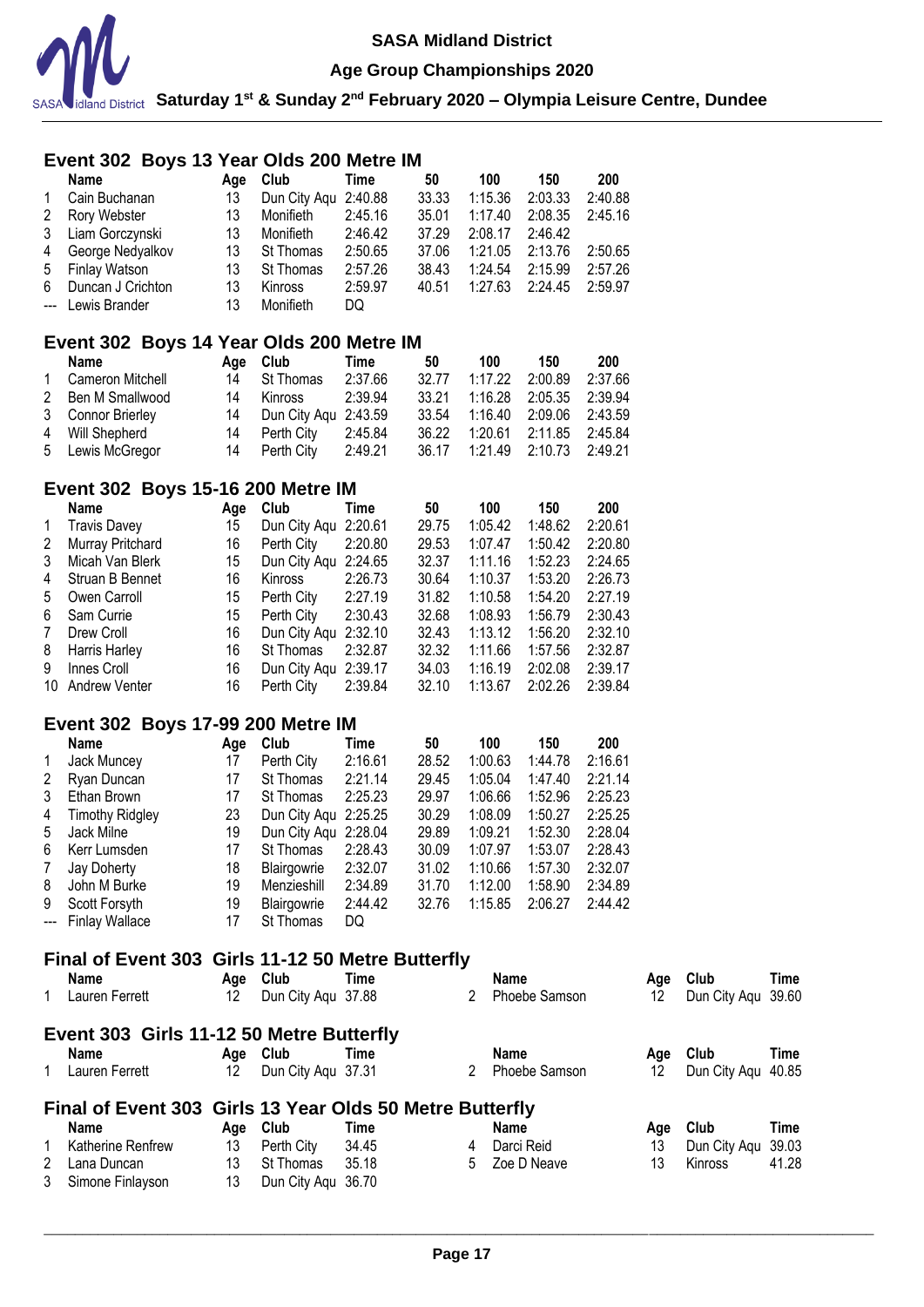## Event 302 Boys 13 Year Olds 200 Metre IM

| | Name | Age | Club | Time | 50 | 100 | 150 | 200 |
|---|---|---|---|---|---|---|---|---|
| 1 | Cain Buchanan | 13 | Dun City Aqu | 2:40.88 | 33.33 | 1:15.36 | 2:03.33 | 2:40.88 |
| 2 | Rory Webster | 13 | Monifieth | 2:45.16 | 35.01 | 1:17.40 | 2:08.35 | 2:45.16 |
| 3 | Liam Gorczynski | 13 | Monifieth | 2:46.42 | 37.29 | 2:08.17 | 2:46.42 | |
| 4 | George Nedyalkov | 13 | St Thomas | 2:50.65 | 37.06 | 1:21.05 | 2:13.76 | 2:50.65 |
| 5 | Finlay Watson | 13 | St Thomas | 2:57.26 | 38.43 | 1:24.54 | 2:15.99 | 2:57.26 |
| 6 | Duncan J Crichton | 13 | Kinross | 2:59.97 | 40.51 | 1:27.63 | 2:24.45 | 2:59.97 |
| --- | Lewis Brander | 13 | Monifieth | DQ | | | | |

## Event 302 Boys 14 Year Olds 200 Metre IM

| | Name | Age | Club | Time | 50 | 100 | 150 | 200 |
|---|---|---|---|---|---|---|---|---|
| 1 | Cameron Mitchell | 14 | St Thomas | 2:37.66 | 32.77 | 1:17.22 | 2:00.89 | 2:37.66 |
| 2 | Ben M Smallwood | 14 | Kinross | 2:39.94 | 33.21 | 1:16.28 | 2:05.35 | 2:39.94 |
| 3 | Connor Brierley | 14 | Dun City Aqu | 2:43.59 | 33.54 | 1:16.40 | 2:09.06 | 2:43.59 |
| 4 | Will Shepherd | 14 | Perth City | 2:45.84 | 36.22 | 1:20.61 | 2:11.85 | 2:45.84 |
| 5 | Lewis McGregor | 14 | Perth City | 2:49.21 | 36.17 | 1:21.49 | 2:10.73 | 2:49.21 |

## Event 302 Boys 15-16 200 Metre IM

| | Name | Age | Club | Time | 50 | 100 | 150 | 200 |
|---|---|---|---|---|---|---|---|---|
| 1 | Travis Davey | 15 | Dun City Aqu | 2:20.61 | 29.75 | 1:05.42 | 1:48.62 | 2:20.61 |
| 2 | Murray Pritchard | 16 | Perth City | 2:20.80 | 29.53 | 1:07.47 | 1:50.42 | 2:20.80 |
| 3 | Micah Van Blerk | 15 | Dun City Aqu | 2:24.65 | 32.37 | 1:11.16 | 1:52.23 | 2:24.65 |
| 4 | Struan B Bennet | 16 | Kinross | 2:26.73 | 30.64 | 1:10.37 | 1:53.20 | 2:26.73 |
| 5 | Owen Carroll | 15 | Perth City | 2:27.19 | 31.82 | 1:10.58 | 1:54.20 | 2:27.19 |
| 6 | Sam Currie | 15 | Perth City | 2:30.43 | 32.68 | 1:08.93 | 1:56.79 | 2:30.43 |
| 7 | Drew Croll | 16 | Dun City Aqu | 2:32.10 | 32.43 | 1:13.12 | 1:56.20 | 2:32.10 |
| 8 | Harris Harley | 16 | St Thomas | 2:32.87 | 32.32 | 1:11.66 | 1:57.56 | 2:32.87 |
| 9 | Innes Croll | 16 | Dun City Aqu | 2:39.17 | 34.03 | 1:16.19 | 2:02.08 | 2:39.17 |
| 10 | Andrew Venter | 16 | Perth City | 2:39.84 | 32.10 | 1:13.67 | 2:02.26 | 2:39.84 |

## Event 302 Boys 17-99 200 Metre IM

| | Name | Age | Club | Time | 50 | 100 | 150 | 200 |
|---|---|---|---|---|---|---|---|---|
| 1 | Jack Muncey | 17 | Perth City | 2:16.61 | 28.52 | 1:00.63 | 1:44.78 | 2:16.61 |
| 2 | Ryan Duncan | 17 | St Thomas | 2:21.14 | 29.45 | 1:05.04 | 1:47.40 | 2:21.14 |
| 3 | Ethan Brown | 17 | St Thomas | 2:25.23 | 29.97 | 1:06.66 | 1:52.96 | 2:25.23 |
| 4 | Timothy Ridgley | 23 | Dun City Aqu | 2:25.25 | 30.29 | 1:08.09 | 1:50.27 | 2:25.25 |
| 5 | Jack Milne | 19 | Dun City Aqu | 2:28.04 | 29.89 | 1:09.21 | 1:52.30 | 2:28.04 |
| 6 | Kerr Lumsden | 17 | St Thomas | 2:28.43 | 30.09 | 1:07.97 | 1:53.07 | 2:28.43 |
| 7 | Jay Doherty | 18 | Blairgowrie | 2:32.07 | 31.02 | 1:10.66 | 1:57.30 | 2:32.07 |
| 8 | John M Burke | 19 | Menzieshill | 2:34.89 | 31.70 | 1:12.00 | 1:58.90 | 2:34.89 |
| 9 | Scott Forsyth | 19 | Blairgowrie | 2:44.42 | 32.76 | 1:15.85 | 2:06.27 | 2:44.42 |
| --- | Finlay Wallace | 17 | St Thomas | DQ | | | | |

## Final of Event 303 Girls 11-12 50 Metre Butterfly

| | Name | Age | Club | Time |
|---|---|---|---|---|
| 1 | Lauren Ferrett | 12 | Dun City Aqu | 37.88 |
| 2 | Phoebe Samson | 12 | Dun City Aqu | 39.60 |

## Event 303 Girls 11-12 50 Metre Butterfly

| | Name | Age | Club | Time |
|---|---|---|---|---|
| 1 | Lauren Ferrett | 12 | Dun City Aqu | 37.31 |
| 2 | Phoebe Samson | 12 | Dun City Aqu | 40.85 |

## Final of Event 303 Girls 13 Year Olds 50 Metre Butterfly

| | Name | Age | Club | Time |
|---|---|---|---|---|
| 1 | Katherine Renfrew | 13 | Perth City | 34.45 |
| 2 | Lana Duncan | 13 | St Thomas | 35.18 |
| 3 | Simone Finlayson | 13 | Dun City Aqu | 36.70 |
| 4 | Darci Reid | 13 | Dun City Aqu | 39.03 |
| 5 | Zoe D Neave | 13 | Kinross | 41.28 |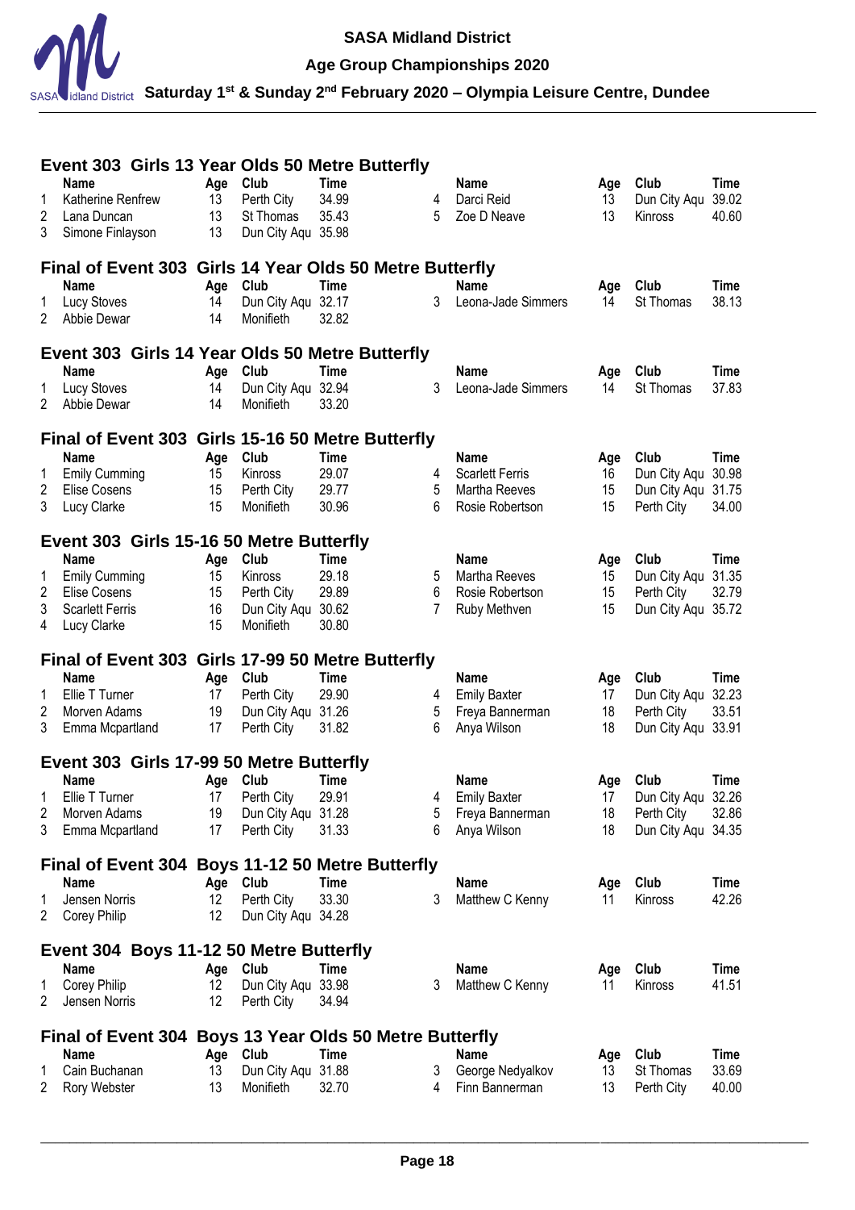# SASA Midland District

## Age Group Championships 2020

### Saturday 1st & Sunday 2nd February 2020 – Olympia Leisure Centre, Dundee

**Event 303 Girls 13 Year Olds 50 Metre Butterfly**

| | Name | Age | Club | Time |
|---|---|---|---|---|
| 1 | Katherine Renfrew | 13 | Perth City | 34.99 |
| 2 | Lana Duncan | 13 | St Thomas | 35.43 |
| 3 | Simone Finlayson | 13 | Dun City Aqu | 35.98 |
| 4 | Darci Reid | 13 | Dun City Aqu | 39.02 |
| 5 | Zoe D Neave | 13 | Kinross | 40.60 |

**Final of Event 303 Girls 14 Year Olds 50 Metre Butterfly**

| | Name | Age | Club | Time |
|---|---|---|---|---|
| 1 | Lucy Stoves | 14 | Dun City Aqu | 32.17 |
| 2 | Abbie Dewar | 14 | Monifieth | 32.82 |
| 3 | Leona-Jade Simmers | 14 | St Thomas | 38.13 |

**Event 303 Girls 14 Year Olds 50 Metre Butterfly**

| | Name | Age | Club | Time |
|---|---|---|---|---|
| 1 | Lucy Stoves | 14 | Dun City Aqu | 32.94 |
| 2 | Abbie Dewar | 14 | Monifieth | 33.20 |
| 3 | Leona-Jade Simmers | 14 | St Thomas | 37.83 |

**Final of Event 303 Girls 15-16 50 Metre Butterfly**

| | Name | Age | Club | Time |
|---|---|---|---|---|
| 1 | Emily Cumming | 15 | Kinross | 29.07 |
| 2 | Elise Cosens | 15 | Perth City | 29.77 |
| 3 | Lucy Clarke | 15 | Monifieth | 30.96 |
| 4 | Scarlett Ferris | 16 | Dun City Aqu | 30.98 |
| 5 | Martha Reeves | 15 | Dun City Aqu | 31.75 |
| 6 | Rosie Robertson | 15 | Perth City | 34.00 |

**Event 303 Girls 15-16 50 Metre Butterfly**

| | Name | Age | Club | Time |
|---|---|---|---|---|
| 1 | Emily Cumming | 15 | Kinross | 29.18 |
| 2 | Elise Cosens | 15 | Perth City | 29.89 |
| 3 | Scarlett Ferris | 16 | Dun City Aqu | 30.62 |
| 4 | Lucy Clarke | 15 | Monifieth | 30.80 |
| 5 | Martha Reeves | 15 | Dun City Aqu | 31.35 |
| 6 | Rosie Robertson | 15 | Perth City | 32.79 |
| 7 | Ruby Methven | 15 | Dun City Aqu | 35.72 |

**Final of Event 303 Girls 17-99 50 Metre Butterfly**

| | Name | Age | Club | Time |
|---|---|---|---|---|
| 1 | Ellie T Turner | 17 | Perth City | 29.90 |
| 2 | Morven Adams | 19 | Dun City Aqu | 31.26 |
| 3 | Emma Mcpartland | 17 | Perth City | 31.82 |
| 4 | Emily Baxter | 17 | Dun City Aqu | 32.23 |
| 5 | Freya Bannerman | 18 | Perth City | 33.51 |
| 6 | Anya Wilson | 18 | Dun City Aqu | 33.91 |

**Event 303 Girls 17-99 50 Metre Butterfly**

| | Name | Age | Club | Time |
|---|---|---|---|---|
| 1 | Ellie T Turner | 17 | Perth City | 29.91 |
| 2 | Morven Adams | 19 | Dun City Aqu | 31.28 |
| 3 | Emma Mcpartland | 17 | Perth City | 31.33 |
| 4 | Emily Baxter | 17 | Dun City Aqu | 32.26 |
| 5 | Freya Bannerman | 18 | Perth City | 32.86 |
| 6 | Anya Wilson | 18 | Dun City Aqu | 34.35 |

**Final of Event 304 Boys 11-12 50 Metre Butterfly**

| | Name | Age | Club | Time |
|---|---|---|---|---|
| 1 | Jensen Norris | 12 | Perth City | 33.30 |
| 2 | Corey Philip | 12 | Dun City Aqu | 34.28 |
| 3 | Matthew C Kenny | 11 | Kinross | 42.26 |

**Event 304 Boys 11-12 50 Metre Butterfly**

| | Name | Age | Club | Time |
|---|---|---|---|---|
| 1 | Corey Philip | 12 | Dun City Aqu | 33.98 |
| 2 | Jensen Norris | 12 | Perth City | 34.94 |
| 3 | Matthew C Kenny | 11 | Kinross | 41.51 |

**Final of Event 304 Boys 13 Year Olds 50 Metre Butterfly**

| | Name | Age | Club | Time |
|---|---|---|---|---|
| 1 | Cain Buchanan | 13 | Dun City Aqu | 31.88 |
| 2 | Rory Webster | 13 | Monifieth | 32.70 |
| 3 | George Nedyalkov | 13 | St Thomas | 33.69 |
| 4 | Finn Bannerman | 13 | Perth City | 40.00 |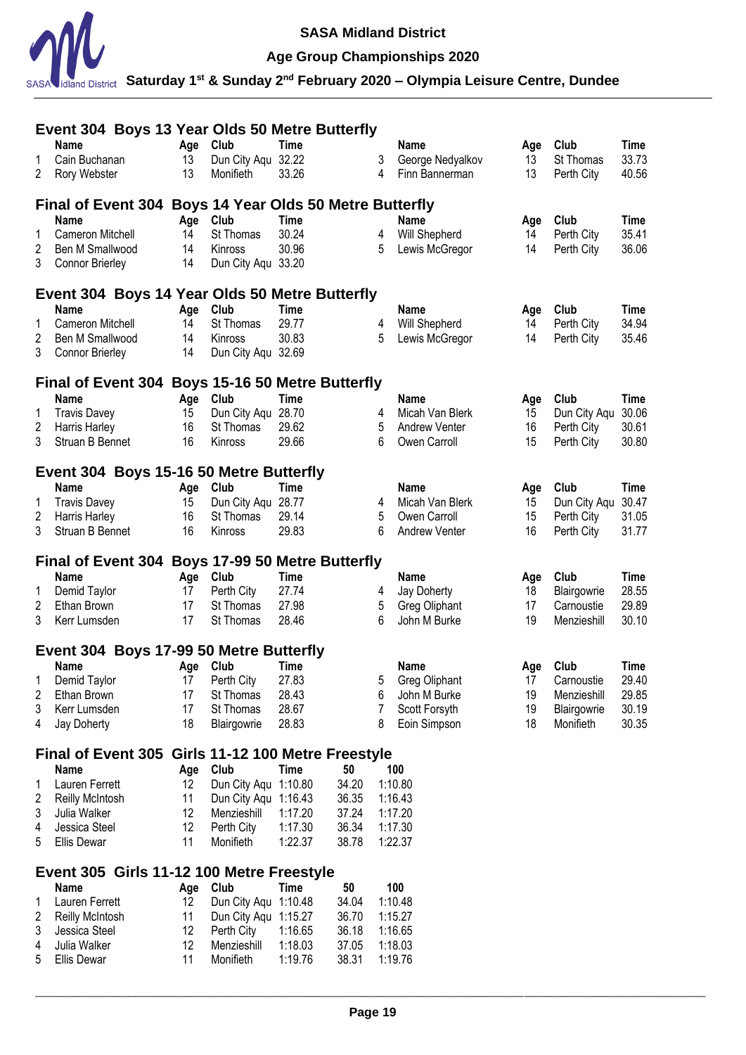## Event 304 Boys 13 Year Olds 50 Metre Butterfly

| | Name | Age | Club | Time |
|---|---|---|---|---|
| 1 | Cain Buchanan | 13 | Dun City Aqu | 32.22 |
| 2 | Rory Webster | 13 | Monifieth | 33.26 |
| 3 | George Nedyalkov | 13 | St Thomas | 33.73 |
| 4 | Finn Bannerman | 13 | Perth City | 40.56 |

## Final of Event 304 Boys 14 Year Olds 50 Metre Butterfly

| | Name | Age | Club | Time |
|---|---|---|---|---|
| 1 | Cameron Mitchell | 14 | St Thomas | 30.24 |
| 2 | Ben M Smallwood | 14 | Kinross | 30.96 |
| 3 | Connor Brierley | 14 | Dun City Aqu | 33.20 |
| 4 | Will Shepherd | 14 | Perth City | 35.41 |
| 5 | Lewis McGregor | 14 | Perth City | 36.06 |

## Event 304 Boys 14 Year Olds 50 Metre Butterfly

| | Name | Age | Club | Time |
|---|---|---|---|---|
| 1 | Cameron Mitchell | 14 | St Thomas | 29.77 |
| 2 | Ben M Smallwood | 14 | Kinross | 30.83 |
| 3 | Connor Brierley | 14 | Dun City Aqu | 32.69 |
| 4 | Will Shepherd | 14 | Perth City | 34.94 |
| 5 | Lewis McGregor | 14 | Perth City | 35.46 |

## Final of Event 304 Boys 15-16 50 Metre Butterfly

| | Name | Age | Club | Time |
|---|---|---|---|---|
| 1 | Travis Davey | 15 | Dun City Aqu | 28.70 |
| 2 | Harris Harley | 16 | St Thomas | 29.62 |
| 3 | Struan B Bennet | 16 | Kinross | 29.66 |
| 4 | Micah Van Blerk | 15 | Dun City Aqu | 30.06 |
| 5 | Andrew Venter | 16 | Perth City | 30.61 |
| 6 | Owen Carroll | 15 | Perth City | 30.80 |

## Event 304 Boys 15-16 50 Metre Butterfly

| | Name | Age | Club | Time |
|---|---|---|---|---|
| 1 | Travis Davey | 15 | Dun City Aqu | 28.77 |
| 2 | Harris Harley | 16 | St Thomas | 29.14 |
| 3 | Struan B Bennet | 16 | Kinross | 29.83 |
| 4 | Micah Van Blerk | 15 | Dun City Aqu | 30.47 |
| 5 | Owen Carroll | 15 | Perth City | 31.05 |
| 6 | Andrew Venter | 16 | Perth City | 31.77 |

## Final of Event 304 Boys 17-99 50 Metre Butterfly

| | Name | Age | Club | Time |
|---|---|---|---|---|
| 1 | Demid Taylor | 17 | Perth City | 27.74 |
| 2 | Ethan Brown | 17 | St Thomas | 27.98 |
| 3 | Kerr Lumsden | 17 | St Thomas | 28.46 |
| 4 | Jay Doherty | 18 | Blairgowrie | 28.55 |
| 5 | Greg Oliphant | 17 | Carnoustie | 29.89 |
| 6 | John M Burke | 19 | Menzieshill | 30.10 |

## Event 304 Boys 17-99 50 Metre Butterfly

| | Name | Age | Club | Time |
|---|---|---|---|---|
| 1 | Demid Taylor | 17 | Perth City | 27.83 |
| 2 | Ethan Brown | 17 | St Thomas | 28.43 |
| 3 | Kerr Lumsden | 17 | St Thomas | 28.67 |
| 4 | Jay Doherty | 18 | Blairgowrie | 28.83 |
| 5 | Greg Oliphant | 17 | Carnoustie | 29.40 |
| 6 | John M Burke | 19 | Menzieshill | 29.85 |
| 7 | Scott Forsyth | 19 | Blairgowrie | 30.19 |
| 8 | Eoin Simpson | 18 | Monifieth | 30.35 |

## Final of Event 305 Girls 11-12 100 Metre Freestyle

| | Name | Age | Club | Time | 50 | 100 |
|---|---|---|---|---|---|---|
| 1 | Lauren Ferrett | 12 | Dun City Aqu | 1:10.80 | 34.20 | 1:10.80 |
| 2 | Reilly McIntosh | 11 | Dun City Aqu | 1:16.43 | 36.35 | 1:16.43 |
| 3 | Julia Walker | 12 | Menzieshill | 1:17.20 | 37.24 | 1:17.20 |
| 4 | Jessica Steel | 12 | Perth City | 1:17.30 | 36.34 | 1:17.30 |
| 5 | Ellis Dewar | 11 | Monifieth | 1:22.37 | 38.78 | 1:22.37 |

## Event 305 Girls 11-12 100 Metre Freestyle

| | Name | Age | Club | Time | 50 | 100 |
|---|---|---|---|---|---|---|
| 1 | Lauren Ferrett | 12 | Dun City Aqu | 1:10.48 | 34.04 | 1:10.48 |
| 2 | Reilly McIntosh | 11 | Dun City Aqu | 1:15.27 | 36.70 | 1:15.27 |
| 3 | Jessica Steel | 12 | Perth City | 1:16.65 | 36.18 | 1:16.65 |
| 4 | Julia Walker | 12 | Menzieshill | 1:18.03 | 37.05 | 1:18.03 |
| 5 | Ellis Dewar | 11 | Monifieth | 1:19.76 | 38.31 | 1:19.76 |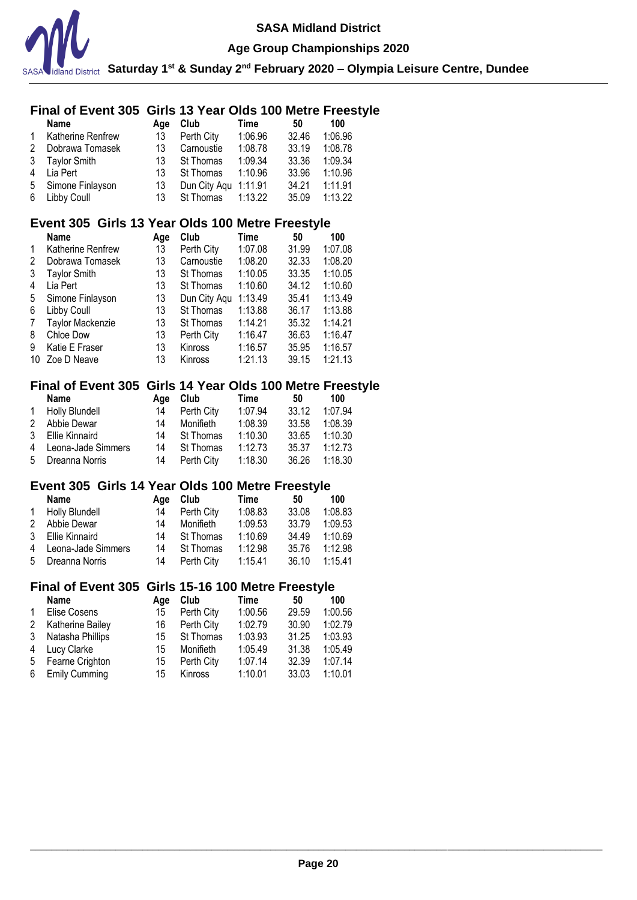## Final of Event 305 Girls 13 Year Olds 100 Metre Freestyle

| | Name | Age | Club | Time | 50 | 100 |
|---|---|---|---|---|---|---|
| 1 | Katherine Renfrew | 13 | Perth City | 1:06.96 | 32.46 | 1:06.96 |
| 2 | Dobrawa Tomasek | 13 | Carnoustie | 1:08.78 | 33.19 | 1:08.78 |
| 3 | Taylor Smith | 13 | St Thomas | 1:09.34 | 33.36 | 1:09.34 |
| 4 | Lia Pert | 13 | St Thomas | 1:10.96 | 33.96 | 1:10.96 |
| 5 | Simone Finlayson | 13 | Dun City Aqu | 1:11.91 | 34.21 | 1:11.91 |
| 6 | Libby Coull | 13 | St Thomas | 1:13.22 | 35.09 | 1:13.22 |

## Event 305 Girls 13 Year Olds 100 Metre Freestyle

| | Name | Age | Club | Time | 50 | 100 |
|---|---|---|---|---|---|---|
| 1 | Katherine Renfrew | 13 | Perth City | 1:07.08 | 31.99 | 1:07.08 |
| 2 | Dobrawa Tomasek | 13 | Carnoustie | 1:08.20 | 32.33 | 1:08.20 |
| 3 | Taylor Smith | 13 | St Thomas | 1:10.05 | 33.35 | 1:10.05 |
| 4 | Lia Pert | 13 | St Thomas | 1:10.60 | 34.12 | 1:10.60 |
| 5 | Simone Finlayson | 13 | Dun City Aqu | 1:13.49 | 35.41 | 1:13.49 |
| 6 | Libby Coull | 13 | St Thomas | 1:13.88 | 36.17 | 1:13.88 |
| 7 | Taylor Mackenzie | 13 | St Thomas | 1:14.21 | 35.32 | 1:14.21 |
| 8 | Chloe Dow | 13 | Perth City | 1:16.47 | 36.63 | 1:16.47 |
| 9 | Katie E Fraser | 13 | Kinross | 1:16.57 | 35.95 | 1:16.57 |
| 10 | Zoe D Neave | 13 | Kinross | 1:21.13 | 39.15 | 1:21.13 |

## Final of Event 305 Girls 14 Year Olds 100 Metre Freestyle

| | Name | Age | Club | Time | 50 | 100 |
|---|---|---|---|---|---|---|
| 1 | Holly Blundell | 14 | Perth City | 1:07.94 | 33.12 | 1:07.94 |
| 2 | Abbie Dewar | 14 | Monifieth | 1:08.39 | 33.58 | 1:08.39 |
| 3 | Ellie Kinnaird | 14 | St Thomas | 1:10.30 | 33.65 | 1:10.30 |
| 4 | Leona-Jade Simmers | 14 | St Thomas | 1:12.73 | 35.37 | 1:12.73 |
| 5 | Dreanna Norris | 14 | Perth City | 1:18.30 | 36.26 | 1:18.30 |

## Event 305 Girls 14 Year Olds 100 Metre Freestyle

| | Name | Age | Club | Time | 50 | 100 |
|---|---|---|---|---|---|---|
| 1 | Holly Blundell | 14 | Perth City | 1:08.83 | 33.08 | 1:08.83 |
| 2 | Abbie Dewar | 14 | Monifieth | 1:09.53 | 33.79 | 1:09.53 |
| 3 | Ellie Kinnaird | 14 | St Thomas | 1:10.69 | 34.49 | 1:10.69 |
| 4 | Leona-Jade Simmers | 14 | St Thomas | 1:12.98 | 35.76 | 1:12.98 |
| 5 | Dreanna Norris | 14 | Perth City | 1:15.41 | 36.10 | 1:15.41 |

## Final of Event 305 Girls 15-16 100 Metre Freestyle

| | Name | Age | Club | Time | 50 | 100 |
|---|---|---|---|---|---|---|
| 1 | Elise Cosens | 15 | Perth City | 1:00.56 | 29.59 | 1:00.56 |
| 2 | Katherine Bailey | 16 | Perth City | 1:02.79 | 30.90 | 1:02.79 |
| 3 | Natasha Phillips | 15 | St Thomas | 1:03.93 | 31.25 | 1:03.93 |
| 4 | Lucy Clarke | 15 | Monifieth | 1:05.49 | 31.38 | 1:05.49 |
| 5 | Fearne Crighton | 15 | Perth City | 1:07.14 | 32.39 | 1:07.14 |
| 6 | Emily Cumming | 15 | Kinross | 1:10.01 | 33.03 | 1:10.01 |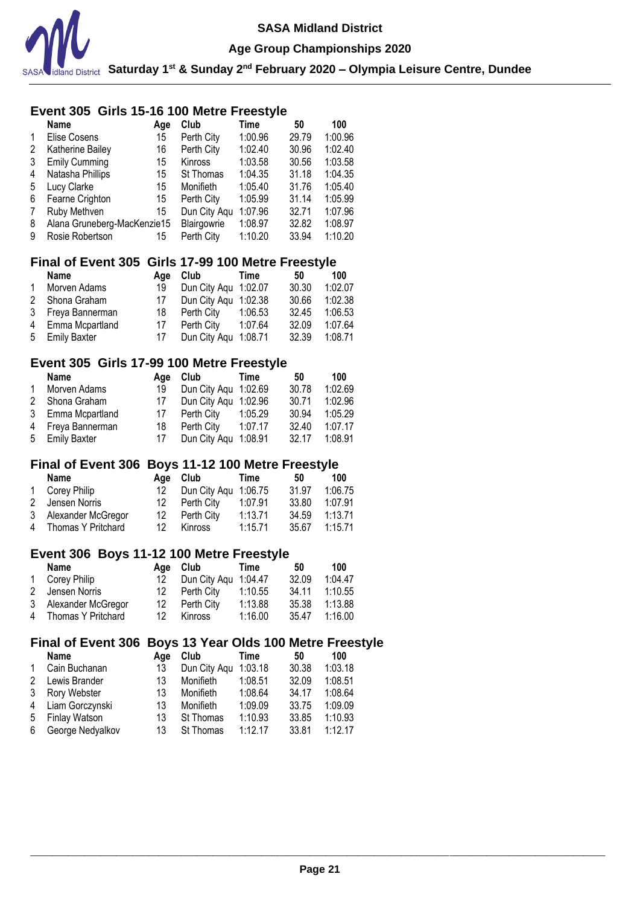# SASA Midland District

## Age Group Championships 2020

### Saturday 1st & Sunday 2nd February 2020 – Olympia Leisure Centre, Dundee

## Event 305 Girls 15-16 100 Metre Freestyle

| | Name | Age | Club | Time | 50 | 100 |
|---|---|---|---|---|---|---|
| 1 | Elise Cosens | 15 | Perth City | 1:00.96 | 29.79 | 1:00.96 |
| 2 | Katherine Bailey | 16 | Perth City | 1:02.40 | 30.96 | 1:02.40 |
| 3 | Emily Cumming | 15 | Kinross | 1:03.58 | 30.56 | 1:03.58 |
| 4 | Natasha Phillips | 15 | St Thomas | 1:04.35 | 31.18 | 1:04.35 |
| 5 | Lucy Clarke | 15 | Monifieth | 1:05.40 | 31.76 | 1:05.40 |
| 6 | Fearne Crighton | 15 | Perth City | 1:05.99 | 31.14 | 1:05.99 |
| 7 | Ruby Methven | 15 | Dun City Aqu | 1:07.96 | 32.71 | 1:07.96 |
| 8 | Alana Gruneberg-MacKenzie | 15 | Blairgowrie | 1:08.97 | 32.82 | 1:08.97 |
| 9 | Rosie Robertson | 15 | Perth City | 1:10.20 | 33.94 | 1:10.20 |

## Final of Event 305 Girls 17-99 100 Metre Freestyle

| | Name | Age | Club | Time | 50 | 100 |
|---|---|---|---|---|---|---|
| 1 | Morven Adams | 19 | Dun City Aqu | 1:02.07 | 30.30 | 1:02.07 |
| 2 | Shona Graham | 17 | Dun City Aqu | 1:02.38 | 30.66 | 1:02.38 |
| 3 | Freya Bannerman | 18 | Perth City | 1:06.53 | 32.45 | 1:06.53 |
| 4 | Emma Mcpartland | 17 | Perth City | 1:07.64 | 32.09 | 1:07.64 |
| 5 | Emily Baxter | 17 | Dun City Aqu | 1:08.71 | 32.39 | 1:08.71 |

## Event 305 Girls 17-99 100 Metre Freestyle

| | Name | Age | Club | Time | 50 | 100 |
|---|---|---|---|---|---|---|
| 1 | Morven Adams | 19 | Dun City Aqu | 1:02.69 | 30.78 | 1:02.69 |
| 2 | Shona Graham | 17 | Dun City Aqu | 1:02.96 | 30.71 | 1:02.96 |
| 3 | Emma Mcpartland | 17 | Perth City | 1:05.29 | 30.94 | 1:05.29 |
| 4 | Freya Bannerman | 18 | Perth City | 1:07.17 | 32.40 | 1:07.17 |
| 5 | Emily Baxter | 17 | Dun City Aqu | 1:08.91 | 32.17 | 1:08.91 |

## Final of Event 306 Boys 11-12 100 Metre Freestyle

| | Name | Age | Club | Time | 50 | 100 |
|---|---|---|---|---|---|---|
| 1 | Corey Philip | 12 | Dun City Aqu | 1:06.75 | 31.97 | 1:06.75 |
| 2 | Jensen Norris | 12 | Perth City | 1:07.91 | 33.80 | 1:07.91 |
| 3 | Alexander McGregor | 12 | Perth City | 1:13.71 | 34.59 | 1:13.71 |
| 4 | Thomas Y Pritchard | 12 | Kinross | 1:15.71 | 35.67 | 1:15.71 |

## Event 306 Boys 11-12 100 Metre Freestyle

| | Name | Age | Club | Time | 50 | 100 |
|---|---|---|---|---|---|---|
| 1 | Corey Philip | 12 | Dun City Aqu | 1:04.47 | 32.09 | 1:04.47 |
| 2 | Jensen Norris | 12 | Perth City | 1:10.55 | 34.11 | 1:10.55 |
| 3 | Alexander McGregor | 12 | Perth City | 1:13.88 | 35.38 | 1:13.88 |
| 4 | Thomas Y Pritchard | 12 | Kinross | 1:16.00 | 35.47 | 1:16.00 |

## Final of Event 306 Boys 13 Year Olds 100 Metre Freestyle

| | Name | Age | Club | Time | 50 | 100 |
|---|---|---|---|---|---|---|
| 1 | Cain Buchanan | 13 | Dun City Aqu | 1:03.18 | 30.38 | 1:03.18 |
| 2 | Lewis Brander | 13 | Monifieth | 1:08.51 | 32.09 | 1:08.51 |
| 3 | Rory Webster | 13 | Monifieth | 1:08.64 | 34.17 | 1:08.64 |
| 4 | Liam Gorczynski | 13 | Monifieth | 1:09.09 | 33.75 | 1:09.09 |
| 5 | Finlay Watson | 13 | St Thomas | 1:10.93 | 33.85 | 1:10.93 |
| 6 | George Nedyalkov | 13 | St Thomas | 1:12.17 | 33.81 | 1:12.17 |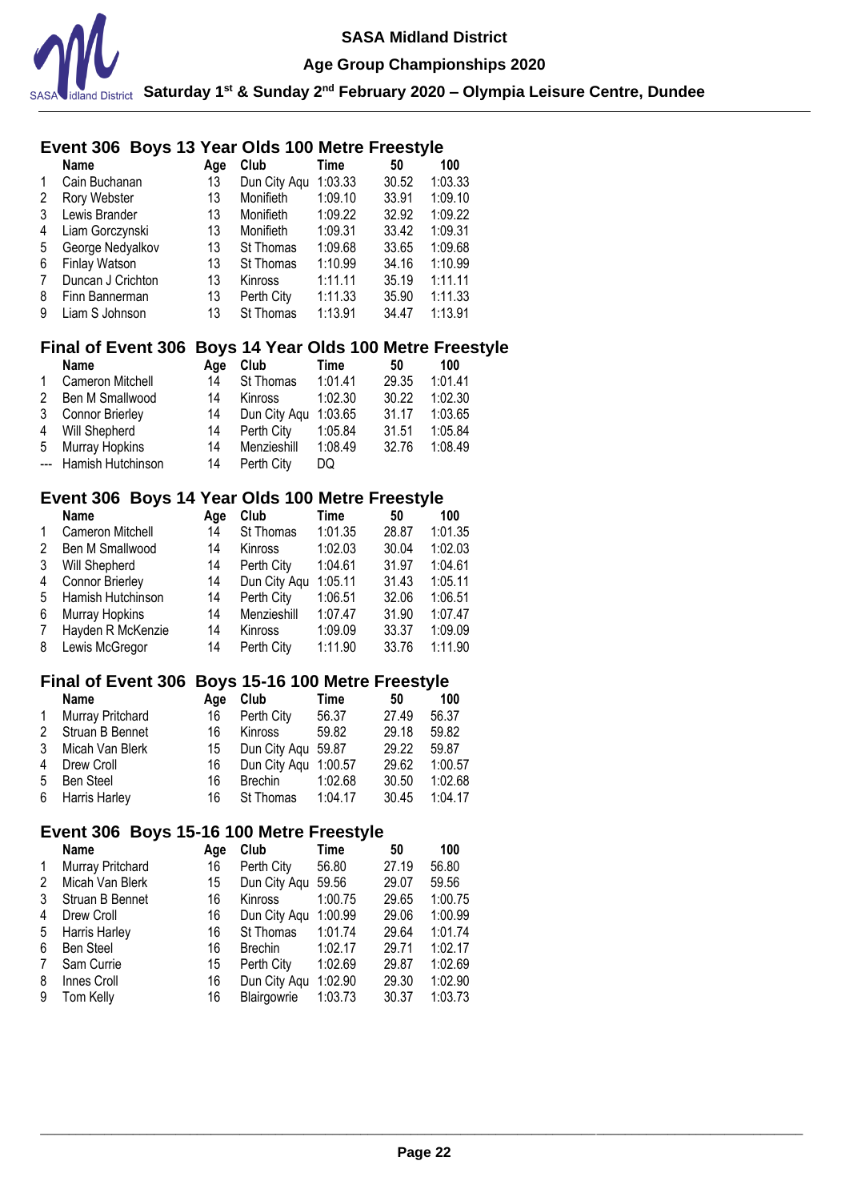## Event 306 Boys 13 Year Olds 100 Metre Freestyle

| | Name | Age | Club | Time | 50 | 100 |
|---|---|---|---|---|---|---|
| 1 | Cain Buchanan | 13 | Dun City Aqu | 1:03.33 | 30.52 | 1:03.33 |
| 2 | Rory Webster | 13 | Monifieth | 1:09.10 | 33.91 | 1:09.10 |
| 3 | Lewis Brander | 13 | Monifieth | 1:09.22 | 32.92 | 1:09.22 |
| 4 | Liam Gorczynski | 13 | Monifieth | 1:09.31 | 33.42 | 1:09.31 |
| 5 | George Nedyalkov | 13 | St Thomas | 1:09.68 | 33.65 | 1:09.68 |
| 6 | Finlay Watson | 13 | St Thomas | 1:10.99 | 34.16 | 1:10.99 |
| 7 | Duncan J Crichton | 13 | Kinross | 1:11.11 | 35.19 | 1:11.11 |
| 8 | Finn Bannerman | 13 | Perth City | 1:11.33 | 35.90 | 1:11.33 |
| 9 | Liam S Johnson | 13 | St Thomas | 1:13.91 | 34.47 | 1:13.91 |

## Final of Event 306 Boys 14 Year Olds 100 Metre Freestyle

| | Name | Age | Club | Time | 50 | 100 |
|---|---|---|---|---|---|---|
| 1 | Cameron Mitchell | 14 | St Thomas | 1:01.41 | 29.35 | 1:01.41 |
| 2 | Ben M Smallwood | 14 | Kinross | 1:02.30 | 30.22 | 1:02.30 |
| 3 | Connor Brierley | 14 | Dun City Aqu | 1:03.65 | 31.17 | 1:03.65 |
| 4 | Will Shepherd | 14 | Perth City | 1:05.84 | 31.51 | 1:05.84 |
| 5 | Murray Hopkins | 14 | Menzieshill | 1:08.49 | 32.76 | 1:08.49 |
| --- | Hamish Hutchinson | 14 | Perth City | DQ | | |

## Event 306 Boys 14 Year Olds 100 Metre Freestyle

| | Name | Age | Club | Time | 50 | 100 |
|---|---|---|---|---|---|---|
| 1 | Cameron Mitchell | 14 | St Thomas | 1:01.35 | 28.87 | 1:01.35 |
| 2 | Ben M Smallwood | 14 | Kinross | 1:02.03 | 30.04 | 1:02.03 |
| 3 | Will Shepherd | 14 | Perth City | 1:04.61 | 31.97 | 1:04.61 |
| 4 | Connor Brierley | 14 | Dun City Aqu | 1:05.11 | 31.43 | 1:05.11 |
| 5 | Hamish Hutchinson | 14 | Perth City | 1:06.51 | 32.06 | 1:06.51 |
| 6 | Murray Hopkins | 14 | Menzieshill | 1:07.47 | 31.90 | 1:07.47 |
| 7 | Hayden R McKenzie | 14 | Kinross | 1:09.09 | 33.37 | 1:09.09 |
| 8 | Lewis McGregor | 14 | Perth City | 1:11.90 | 33.76 | 1:11.90 |

## Final of Event 306 Boys 15-16 100 Metre Freestyle

| | Name | Age | Club | Time | 50 | 100 |
|---|---|---|---|---|---|---|
| 1 | Murray Pritchard | 16 | Perth City | 56.37 | 27.49 | 56.37 |
| 2 | Struan B Bennet | 16 | Kinross | 59.82 | 29.18 | 59.82 |
| 3 | Micah Van Blerk | 15 | Dun City Aqu | 59.87 | 29.22 | 59.87 |
| 4 | Drew Croll | 16 | Dun City Aqu | 1:00.57 | 29.62 | 1:00.57 |
| 5 | Ben Steel | 16 | Brechin | 1:02.68 | 30.50 | 1:02.68 |
| 6 | Harris Harley | 16 | St Thomas | 1:04.17 | 30.45 | 1:04.17 |

## Event 306 Boys 15-16 100 Metre Freestyle

| | Name | Age | Club | Time | 50 | 100 |
|---|---|---|---|---|---|---|
| 1 | Murray Pritchard | 16 | Perth City | 56.80 | 27.19 | 56.80 |
| 2 | Micah Van Blerk | 15 | Dun City Aqu | 59.56 | 29.07 | 59.56 |
| 3 | Struan B Bennet | 16 | Kinross | 1:00.75 | 29.65 | 1:00.75 |
| 4 | Drew Croll | 16 | Dun City Aqu | 1:00.99 | 29.06 | 1:00.99 |
| 5 | Harris Harley | 16 | St Thomas | 1:01.74 | 29.64 | 1:01.74 |
| 6 | Ben Steel | 16 | Brechin | 1:02.17 | 29.71 | 1:02.17 |
| 7 | Sam Currie | 15 | Perth City | 1:02.69 | 29.87 | 1:02.69 |
| 8 | Innes Croll | 16 | Dun City Aqu | 1:02.90 | 29.30 | 1:02.90 |
| 9 | Tom Kelly | 16 | Blairgowrie | 1:03.73 | 30.37 | 1:03.73 |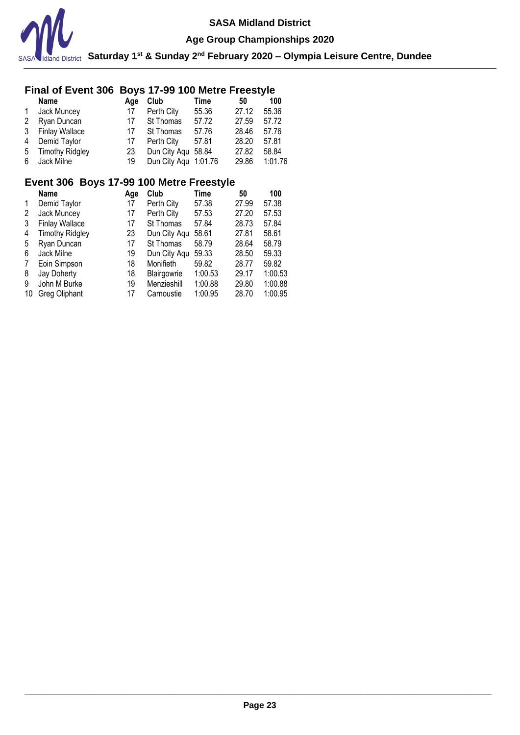## Final of Event 306 Boys 17-99 100 Metre Freestyle

| | Name | Age | Club | Time | 50 | 100 |
|---|---|---|---|---|---|---|
| 1 | Jack Muncey | 17 | Perth City | 55.36 | 27.12 | 55.36 |
| 2 | Ryan Duncan | 17 | St Thomas | 57.72 | 27.59 | 57.72 |
| 3 | Finlay Wallace | 17 | St Thomas | 57.76 | 28.46 | 57.76 |
| 4 | Demid Taylor | 17 | Perth City | 57.81 | 28.20 | 57.81 |
| 5 | Timothy Ridgley | 23 | Dun City Aqu | 58.84 | 27.82 | 58.84 |
| 6 | Jack Milne | 19 | Dun City Aqu | 1:01.76 | 29.86 | 1:01.76 |

## Event 306 Boys 17-99 100 Metre Freestyle

| | Name | Age | Club | Time | 50 | 100 |
|---|---|---|---|---|---|---|
| 1 | Demid Taylor | 17 | Perth City | 57.38 | 27.99 | 57.38 |
| 2 | Jack Muncey | 17 | Perth City | 57.53 | 27.20 | 57.53 |
| 3 | Finlay Wallace | 17 | St Thomas | 57.84 | 28.73 | 57.84 |
| 4 | Timothy Ridgley | 23 | Dun City Aqu | 58.61 | 27.81 | 58.61 |
| 5 | Ryan Duncan | 17 | St Thomas | 58.79 | 28.64 | 58.79 |
| 6 | Jack Milne | 19 | Dun City Aqu | 59.33 | 28.50 | 59.33 |
| 7 | Eoin Simpson | 18 | Monifieth | 59.82 | 28.77 | 59.82 |
| 8 | Jay Doherty | 18 | Blairgowrie | 1:00.53 | 29.17 | 1:00.53 |
| 9 | John M Burke | 19 | Menzieshill | 1:00.88 | 29.80 | 1:00.88 |
| 10 | Greg Oliphant | 17 | Carnoustie | 1:00.95 | 28.70 | 1:00.95 |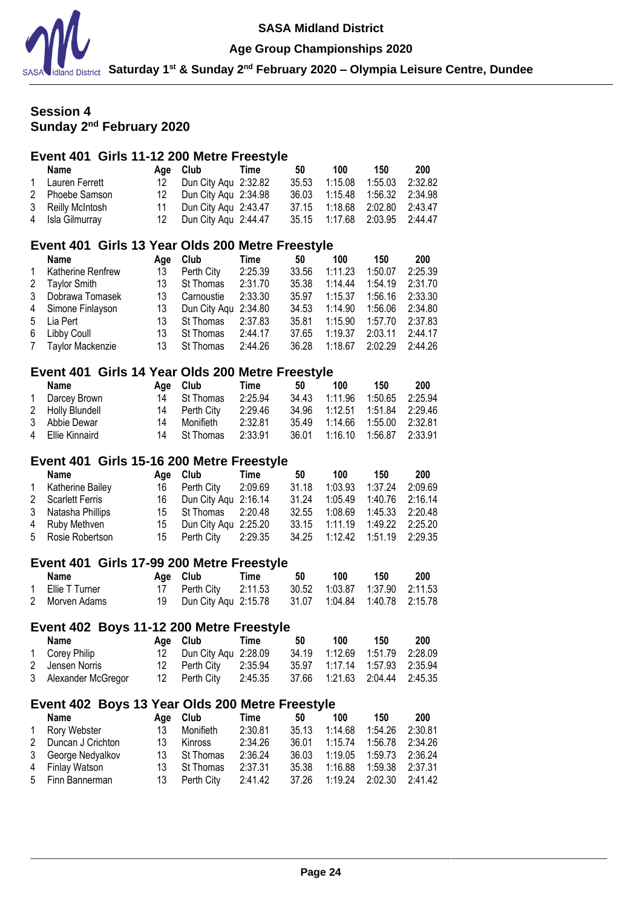# SASA Midland District

## Age Group Championships 2020

### Saturday 1st & Sunday 2nd February 2020 – Olympia Leisure Centre, Dundee

## Session 4
## Sunday 2nd February 2020

### Event 401 Girls 11-12 200 Metre Freestyle

| | Name | Age | Club | Time | 50 | 100 | 150 | 200 |
|---|---|---|---|---|---|---|---|---|
| 1 | Lauren Ferrett | 12 | Dun City Aqu | 2:32.82 | 35.53 | 1:15.08 | 1:55.03 | 2:32.82 |
| 2 | Phoebe Samson | 12 | Dun City Aqu | 2:34.98 | 36.03 | 1:15.48 | 1:56.32 | 2:34.98 |
| 3 | Reilly McIntosh | 11 | Dun City Aqu | 2:43.47 | 37.15 | 1:18.68 | 2:02.80 | 2:43.47 |
| 4 | Isla Gilmurray | 12 | Dun City Aqu | 2:44.47 | 35.15 | 1:17.68 | 2:03.95 | 2:44.47 |

### Event 401 Girls 13 Year Olds 200 Metre Freestyle

| | Name | Age | Club | Time | 50 | 100 | 150 | 200 |
|---|---|---|---|---|---|---|---|---|
| 1 | Katherine Renfrew | 13 | Perth City | 2:25.39 | 33.56 | 1:11.23 | 1:50.07 | 2:25.39 |
| 2 | Taylor Smith | 13 | St Thomas | 2:31.70 | 35.38 | 1:14.44 | 1:54.19 | 2:31.70 |
| 3 | Dobrawa Tomasek | 13 | Carnoustie | 2:33.30 | 35.97 | 1:15.37 | 1:56.16 | 2:33.30 |
| 4 | Simone Finlayson | 13 | Dun City Aqu | 2:34.80 | 34.53 | 1:14.90 | 1:56.06 | 2:34.80 |
| 5 | Lia Pert | 13 | St Thomas | 2:37.83 | 35.81 | 1:15.90 | 1:57.70 | 2:37.83 |
| 6 | Libby Coull | 13 | St Thomas | 2:44.17 | 37.65 | 1:19.37 | 2:03.11 | 2:44.17 |
| 7 | Taylor Mackenzie | 13 | St Thomas | 2:44.26 | 36.28 | 1:18.67 | 2:02.29 | 2:44.26 |

### Event 401 Girls 14 Year Olds 200 Metre Freestyle

| | Name | Age | Club | Time | 50 | 100 | 150 | 200 |
|---|---|---|---|---|---|---|---|---|
| 1 | Darcey Brown | 14 | St Thomas | 2:25.94 | 34.43 | 1:11.96 | 1:50.65 | 2:25.94 |
| 2 | Holly Blundell | 14 | Perth City | 2:29.46 | 34.96 | 1:12.51 | 1:51.84 | 2:29.46 |
| 3 | Abbie Dewar | 14 | Monifieth | 2:32.81 | 35.49 | 1:14.66 | 1:55.00 | 2:32.81 |
| 4 | Ellie Kinnaird | 14 | St Thomas | 2:33.91 | 36.01 | 1:16.10 | 1:56.87 | 2:33.91 |

### Event 401 Girls 15-16 200 Metre Freestyle

| | Name | Age | Club | Time | 50 | 100 | 150 | 200 |
|---|---|---|---|---|---|---|---|---|
| 1 | Katherine Bailey | 16 | Perth City | 2:09.69 | 31.18 | 1:03.93 | 1:37.24 | 2:09.69 |
| 2 | Scarlett Ferris | 16 | Dun City Aqu | 2:16.14 | 31.24 | 1:05.49 | 1:40.76 | 2:16.14 |
| 3 | Natasha Phillips | 15 | St Thomas | 2:20.48 | 32.55 | 1:08.69 | 1:45.33 | 2:20.48 |
| 4 | Ruby Methven | 15 | Dun City Aqu | 2:25.20 | 33.15 | 1:11.19 | 1:49.22 | 2:25.20 |
| 5 | Rosie Robertson | 15 | Perth City | 2:29.35 | 34.25 | 1:12.42 | 1:51.19 | 2:29.35 |

### Event 401 Girls 17-99 200 Metre Freestyle

| | Name | Age | Club | Time | 50 | 100 | 150 | 200 |
|---|---|---|---|---|---|---|---|---|
| 1 | Ellie T Turner | 17 | Perth City | 2:11.53 | 30.52 | 1:03.87 | 1:37.90 | 2:11.53 |
| 2 | Morven Adams | 19 | Dun City Aqu | 2:15.78 | 31.07 | 1:04.84 | 1:40.78 | 2:15.78 |

### Event 402 Boys 11-12 200 Metre Freestyle

| | Name | Age | Club | Time | 50 | 100 | 150 | 200 |
|---|---|---|---|---|---|---|---|---|
| 1 | Corey Philip | 12 | Dun City Aqu | 2:28.09 | 34.19 | 1:12.69 | 1:51.79 | 2:28.09 |
| 2 | Jensen Norris | 12 | Perth City | 2:35.94 | 35.97 | 1:17.14 | 1:57.93 | 2:35.94 |
| 3 | Alexander McGregor | 12 | Perth City | 2:45.35 | 37.66 | 1:21.63 | 2:04.44 | 2:45.35 |

### Event 402 Boys 13 Year Olds 200 Metre Freestyle

| | Name | Age | Club | Time | 50 | 100 | 150 | 200 |
|---|---|---|---|---|---|---|---|---|
| 1 | Rory Webster | 13 | Monifieth | 2:30.81 | 35.13 | 1:14.68 | 1:54.26 | 2:30.81 |
| 2 | Duncan J Crichton | 13 | Kinross | 2:34.26 | 36.01 | 1:15.74 | 1:56.78 | 2:34.26 |
| 3 | George Nedyalkov | 13 | St Thomas | 2:36.24 | 36.03 | 1:19.05 | 1:59.73 | 2:36.24 |
| 4 | Finlay Watson | 13 | St Thomas | 2:37.31 | 35.38 | 1:16.88 | 1:59.38 | 2:37.31 |
| 5 | Finn Bannerman | 13 | Perth City | 2:41.42 | 37.26 | 1:19.24 | 2:02.30 | 2:41.42 |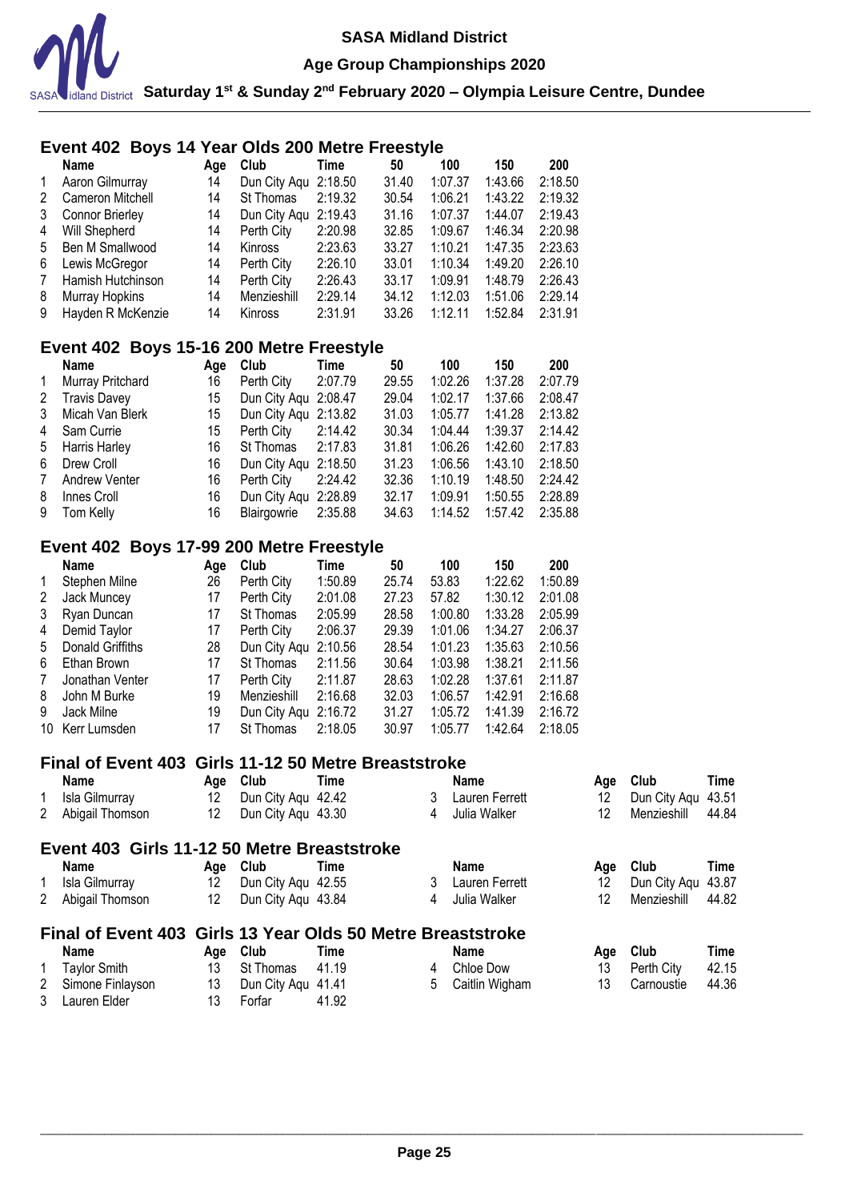## Event 402 Boys 14 Year Olds 200 Metre Freestyle

| | Name | Age | Club | Time | 50 | 100 | 150 | 200 |
|---|---|---|---|---|---|---|---|---|
| 1 | Aaron Gilmurray | 14 | Dun City Aqu | 2:18.50 | 31.40 | 1:07.37 | 1:43.66 | 2:18.50 |
| 2 | Cameron Mitchell | 14 | St Thomas | 2:19.32 | 30.54 | 1:06.21 | 1:43.22 | 2:19.32 |
| 3 | Connor Brierley | 14 | Dun City Aqu | 2:19.43 | 31.16 | 1:07.37 | 1:44.07 | 2:19.43 |
| 4 | Will Shepherd | 14 | Perth City | 2:20.98 | 32.85 | 1:09.67 | 1:46.34 | 2:20.98 |
| 5 | Ben M Smallwood | 14 | Kinross | 2:23.63 | 33.27 | 1:10.21 | 1:47.35 | 2:23.63 |
| 6 | Lewis McGregor | 14 | Perth City | 2:26.10 | 33.01 | 1:10.34 | 1:49.20 | 2:26.10 |
| 7 | Hamish Hutchinson | 14 | Perth City | 2:26.43 | 33.17 | 1:09.91 | 1:48.79 | 2:26.43 |
| 8 | Murray Hopkins | 14 | Menzieshill | 2:29.14 | 34.12 | 1:12.03 | 1:51.06 | 2:29.14 |
| 9 | Hayden R McKenzie | 14 | Kinross | 2:31.91 | 33.26 | 1:12.11 | 1:52.84 | 2:31.91 |

## Event 402 Boys 15-16 200 Metre Freestyle

| | Name | Age | Club | Time | 50 | 100 | 150 | 200 |
|---|---|---|---|---|---|---|---|---|
| 1 | Murray Pritchard | 16 | Perth City | 2:07.79 | 29.55 | 1:02.26 | 1:37.28 | 2:07.79 |
| 2 | Travis Davey | 15 | Dun City Aqu | 2:08.47 | 29.04 | 1:02.17 | 1:37.66 | 2:08.47 |
| 3 | Micah Van Blerk | 15 | Dun City Aqu | 2:13.82 | 31.03 | 1:05.77 | 1:41.28 | 2:13.82 |
| 4 | Sam Currie | 15 | Perth City | 2:14.42 | 30.34 | 1:04.44 | 1:39.37 | 2:14.42 |
| 5 | Harris Harley | 16 | St Thomas | 2:17.83 | 31.81 | 1:06.26 | 1:42.60 | 2:17.83 |
| 6 | Drew Croll | 16 | Dun City Aqu | 2:18.50 | 31.23 | 1:06.56 | 1:43.10 | 2:18.50 |
| 7 | Andrew Venter | 16 | Perth City | 2:24.42 | 32.36 | 1:10.19 | 1:48.50 | 2:24.42 |
| 8 | Innes Croll | 16 | Dun City Aqu | 2:28.89 | 32.17 | 1:09.91 | 1:50.55 | 2:28.89 |
| 9 | Tom Kelly | 16 | Blairgowrie | 2:35.88 | 34.63 | 1:14.52 | 1:57.42 | 2:35.88 |

## Event 402 Boys 17-99 200 Metre Freestyle

| | Name | Age | Club | Time | 50 | 100 | 150 | 200 |
|---|---|---|---|---|---|---|---|---|
| 1 | Stephen Milne | 26 | Perth City | 1:50.89 | 25.74 | 53.83 | 1:22.62 | 1:50.89 |
| 2 | Jack Muncey | 17 | Perth City | 2:01.08 | 27.23 | 57.82 | 1:30.12 | 2:01.08 |
| 3 | Ryan Duncan | 17 | St Thomas | 2:05.99 | 28.58 | 1:00.80 | 1:33.28 | 2:05.99 |
| 4 | Demid Taylor | 17 | Perth City | 2:06.37 | 29.39 | 1:01.06 | 1:34.27 | 2:06.37 |
| 5 | Donald Griffiths | 28 | Dun City Aqu | 2:10.56 | 28.54 | 1:01.23 | 1:35.63 | 2:10.56 |
| 6 | Ethan Brown | 17 | St Thomas | 2:11.56 | 30.64 | 1:03.98 | 1:38.21 | 2:11.56 |
| 7 | Jonathan Venter | 17 | Perth City | 2:11.87 | 28.63 | 1:02.28 | 1:37.61 | 2:11.87 |
| 8 | John M Burke | 19 | Menzieshill | 2:16.68 | 32.03 | 1:06.57 | 1:42.91 | 2:16.68 |
| 9 | Jack Milne | 19 | Dun City Aqu | 2:16.72 | 31.27 | 1:05.72 | 1:41.39 | 2:16.72 |
| 10 | Kerr Lumsden | 17 | St Thomas | 2:18.05 | 30.97 | 1:05.77 | 1:42.64 | 2:18.05 |

## Final of Event 403 Girls 11-12 50 Metre Breaststroke

| | Name | Age | Club | Time |
|---|---|---|---|---|
| 1 | Isla Gilmurray | 12 | Dun City Aqu | 42.42 |
| 2 | Abigail Thomson | 12 | Dun City Aqu | 43.30 |
| 3 | Lauren Ferrett | 12 | Dun City Aqu | 43.51 |
| 4 | Julia Walker | 12 | Menzieshill | 44.84 |

## Event 403 Girls 11-12 50 Metre Breaststroke

| | Name | Age | Club | Time |
|---|---|---|---|---|
| 1 | Isla Gilmurray | 12 | Dun City Aqu | 42.55 |
| 2 | Abigail Thomson | 12 | Dun City Aqu | 43.84 |
| 3 | Lauren Ferrett | 12 | Dun City Aqu | 43.87 |
| 4 | Julia Walker | 12 | Menzieshill | 44.82 |

## Final of Event 403 Girls 13 Year Olds 50 Metre Breaststroke

| | Name | Age | Club | Time |
|---|---|---|---|---|
| 1 | Taylor Smith | 13 | St Thomas | 41.19 |
| 2 | Simone Finlayson | 13 | Dun City Aqu | 41.41 |
| 3 | Lauren Elder | 13 | Forfar | 41.92 |
| 4 | Chloe Dow | 13 | Perth City | 42.15 |
| 5 | Caitlin Wigham | 13 | Carnoustie | 44.36 |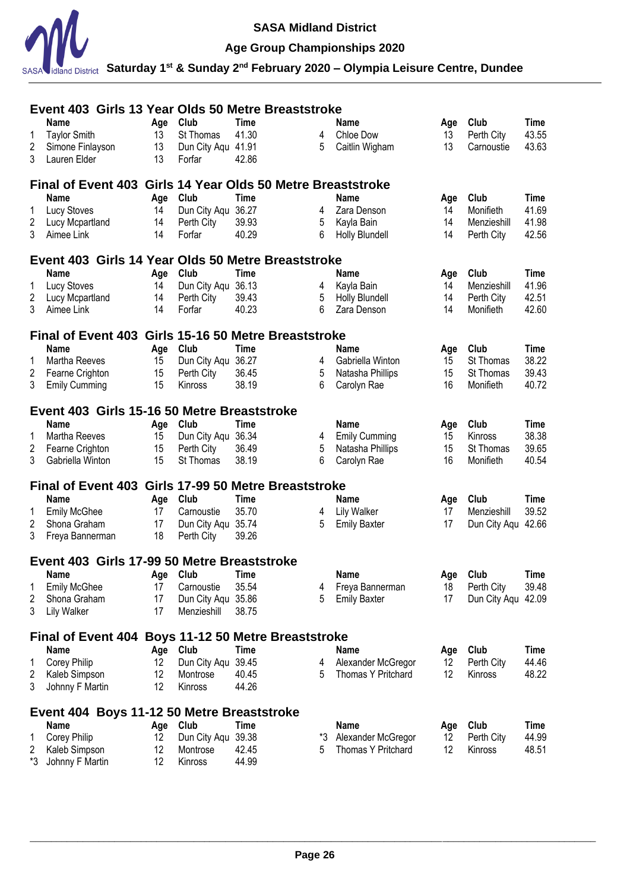SASA Midland District

Age Group Championships 2020

Saturday 1st & Sunday 2nd February 2020 – Olympia Leisure Centre, Dundee

## Event 403 Girls 13 Year Olds 50 Metre Breaststroke

| | Name | Age | Club | Time | | Name | Age | Club | Time |
|---|---|---|---|---|---|---|---|---|---|
| 1 | Taylor Smith | 13 | St Thomas | 41.30 | 4 | Chloe Dow | 13 | Perth City | 43.55 |
| 2 | Simone Finlayson | 13 | Dun City Aqu | 41.91 | 5 | Caitlin Wigham | 13 | Carnoustie | 43.63 |
| 3 | Lauren Elder | 13 | Forfar | 42.86 | | | | | |

## Final of Event 403 Girls 14 Year Olds 50 Metre Breaststroke

| | Name | Age | Club | Time | | Name | Age | Club | Time |
|---|---|---|---|---|---|---|---|---|---|
| 1 | Lucy Stoves | 14 | Dun City Aqu | 36.27 | 4 | Zara Denson | 14 | Monifieth | 41.69 |
| 2 | Lucy Mcpartland | 14 | Perth City | 39.93 | 5 | Kayla Bain | 14 | Menzieshill | 41.98 |
| 3 | Aimee Link | 14 | Forfar | 40.29 | 6 | Holly Blundell | 14 | Perth City | 42.56 |

## Event 403 Girls 14 Year Olds 50 Metre Breaststroke

| | Name | Age | Club | Time | | Name | Age | Club | Time |
|---|---|---|---|---|---|---|---|---|---|
| 1 | Lucy Stoves | 14 | Dun City Aqu | 36.13 | 4 | Kayla Bain | 14 | Menzieshill | 41.96 |
| 2 | Lucy Mcpartland | 14 | Perth City | 39.43 | 5 | Holly Blundell | 14 | Perth City | 42.51 |
| 3 | Aimee Link | 14 | Forfar | 40.23 | 6 | Zara Denson | 14 | Monifieth | 42.60 |

## Final of Event 403 Girls 15-16 50 Metre Breaststroke

| | Name | Age | Club | Time | | Name | Age | Club | Time |
|---|---|---|---|---|---|---|---|---|---|
| 1 | Martha Reeves | 15 | Dun City Aqu | 36.27 | 4 | Gabriella Winton | 15 | St Thomas | 38.22 |
| 2 | Fearne Crighton | 15 | Perth City | 36.45 | 5 | Natasha Phillips | 15 | St Thomas | 39.43 |
| 3 | Emily Cumming | 15 | Kinross | 38.19 | 6 | Carolyn Rae | 16 | Monifieth | 40.72 |

## Event 403 Girls 15-16 50 Metre Breaststroke

| | Name | Age | Club | Time | | Name | Age | Club | Time |
|---|---|---|---|---|---|---|---|---|---|
| 1 | Martha Reeves | 15 | Dun City Aqu | 36.34 | 4 | Emily Cumming | 15 | Kinross | 38.38 |
| 2 | Fearne Crighton | 15 | Perth City | 36.49 | 5 | Natasha Phillips | 15 | St Thomas | 39.65 |
| 3 | Gabriella Winton | 15 | St Thomas | 38.19 | 6 | Carolyn Rae | 16 | Monifieth | 40.54 |

## Final of Event 403 Girls 17-99 50 Metre Breaststroke

| | Name | Age | Club | Time | | Name | Age | Club | Time |
|---|---|---|---|---|---|---|---|---|---|
| 1 | Emily McGhee | 17 | Carnoustie | 35.70 | 4 | Lily Walker | 17 | Menzieshill | 39.52 |
| 2 | Shona Graham | 17 | Dun City Aqu | 35.74 | 5 | Emily Baxter | 17 | Dun City Aqu | 42.66 |
| 3 | Freya Bannerman | 18 | Perth City | 39.26 | | | | | |

## Event 403 Girls 17-99 50 Metre Breaststroke

| | Name | Age | Club | Time | | Name | Age | Club | Time |
|---|---|---|---|---|---|---|---|---|---|
| 1 | Emily McGhee | 17 | Carnoustie | 35.54 | 4 | Freya Bannerman | 18 | Perth City | 39.48 |
| 2 | Shona Graham | 17 | Dun City Aqu | 35.86 | 5 | Emily Baxter | 17 | Dun City Aqu | 42.09 |
| 3 | Lily Walker | 17 | Menzieshill | 38.75 | | | | | |

## Final of Event 404 Boys 11-12 50 Metre Breaststroke

| | Name | Age | Club | Time | | Name | Age | Club | Time |
|---|---|---|---|---|---|---|---|---|---|
| 1 | Corey Philip | 12 | Dun City Aqu | 39.45 | 4 | Alexander McGregor | 12 | Perth City | 44.46 |
| 2 | Kaleb Simpson | 12 | Montrose | 40.45 | 5 | Thomas Y Pritchard | 12 | Kinross | 48.22 |
| 3 | Johnny F Martin | 12 | Kinross | 44.26 | | | | | |

## Event 404 Boys 11-12 50 Metre Breaststroke

| | Name | Age | Club | Time | | Name | Age | Club | Time |
|---|---|---|---|---|---|---|---|---|---|
| 1 | Corey Philip | 12 | Dun City Aqu | 39.38 | *3 | Alexander McGregor | 12 | Perth City | 44.99 |
| 2 | Kaleb Simpson | 12 | Montrose | 42.45 | 5 | Thomas Y Pritchard | 12 | Kinross | 48.51 |
| *3 | Johnny F Martin | 12 | Kinross | 44.99 | | | | | |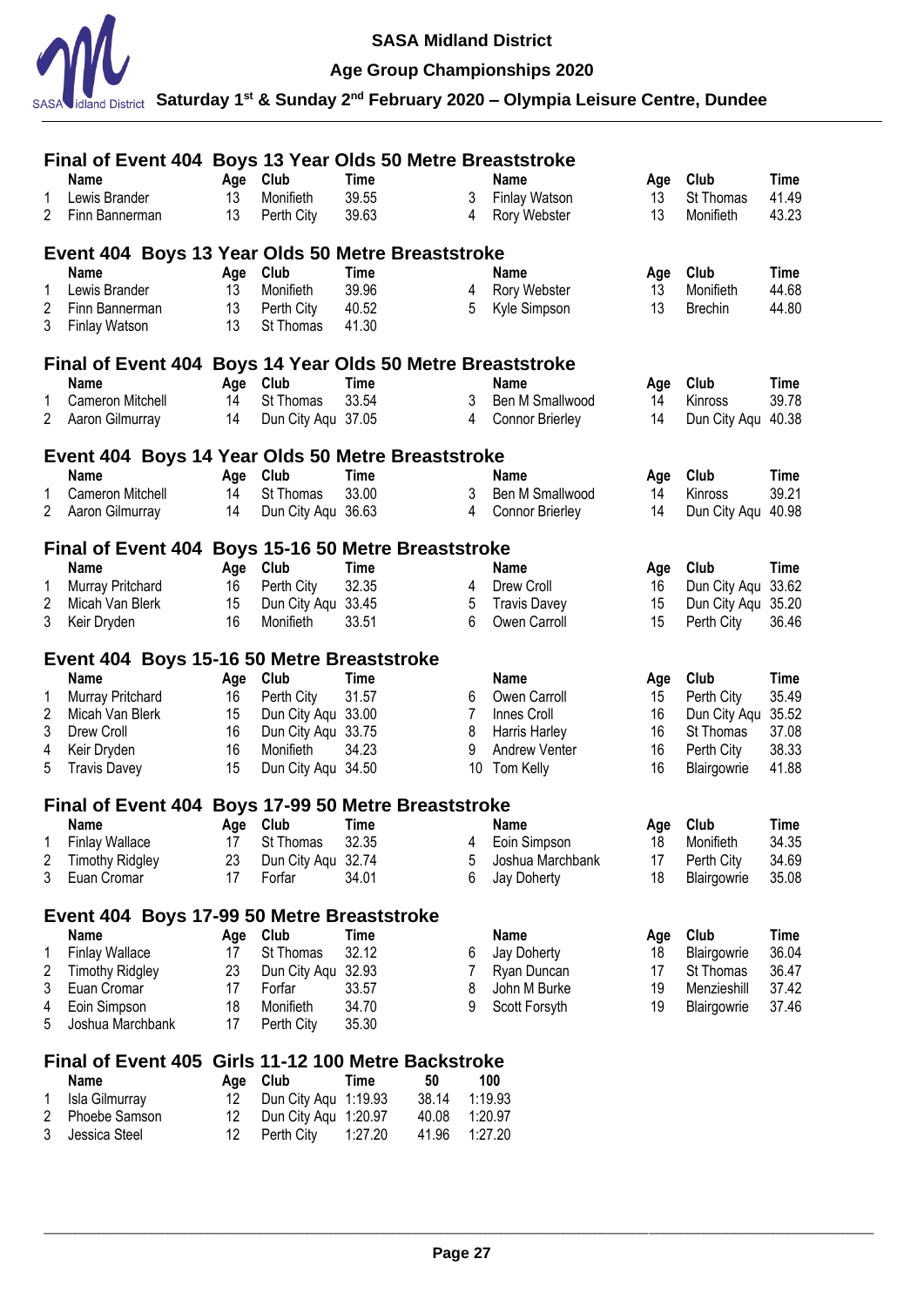# SASA Midland District

## Age Group Championships 2020

### Saturday 1st & Sunday 2nd February 2020 – Olympia Leisure Centre, Dundee

### Final of Event 404 Boys 13 Year Olds 50 Metre Breaststroke

| | Name | Age | Club | Time | | Name | Age | Club | Time |
|---|---|---|---|---|---|---|---|---|---|
| 1 | Lewis Brander | 13 | Monifieth | 39.55 | 3 | Finlay Watson | 13 | St Thomas | 41.49 |
| 2 | Finn Bannerman | 13 | Perth City | 39.63 | 4 | Rory Webster | 13 | Monifieth | 43.23 |

### Event 404 Boys 13 Year Olds 50 Metre Breaststroke

| | Name | Age | Club | Time | | Name | Age | Club | Time |
|---|---|---|---|---|---|---|---|---|---|
| 1 | Lewis Brander | 13 | Monifieth | 39.96 | 4 | Rory Webster | 13 | Monifieth | 44.68 |
| 2 | Finn Bannerman | 13 | Perth City | 40.52 | 5 | Kyle Simpson | 13 | Brechin | 44.80 |
| 3 | Finlay Watson | 13 | St Thomas | 41.30 | | | | | |

### Final of Event 404 Boys 14 Year Olds 50 Metre Breaststroke

| | Name | Age | Club | Time | | Name | Age | Club | Time |
|---|---|---|---|---|---|---|---|---|---|
| 1 | Cameron Mitchell | 14 | St Thomas | 33.54 | 3 | Ben M Smallwood | 14 | Kinross | 39.78 |
| 2 | Aaron Gilmurray | 14 | Dun City Aqu | 37.05 | 4 | Connor Brierley | 14 | Dun City Aqu | 40.38 |

### Event 404 Boys 14 Year Olds 50 Metre Breaststroke

| | Name | Age | Club | Time | | Name | Age | Club | Time |
|---|---|---|---|---|---|---|---|---|---|
| 1 | Cameron Mitchell | 14 | St Thomas | 33.00 | 3 | Ben M Smallwood | 14 | Kinross | 39.21 |
| 2 | Aaron Gilmurray | 14 | Dun City Aqu | 36.63 | 4 | Connor Brierley | 14 | Dun City Aqu | 40.98 |

### Final of Event 404 Boys 15-16 50 Metre Breaststroke

| | Name | Age | Club | Time | | Name | Age | Club | Time |
|---|---|---|---|---|---|---|---|---|---|
| 1 | Murray Pritchard | 16 | Perth City | 32.35 | 4 | Drew Croll | 16 | Dun City Aqu | 33.62 |
| 2 | Micah Van Blerk | 15 | Dun City Aqu | 33.45 | 5 | Travis Davey | 15 | Dun City Aqu | 35.20 |
| 3 | Keir Dryden | 16 | Monifieth | 33.51 | 6 | Owen Carroll | 15 | Perth City | 36.46 |

### Event 404 Boys 15-16 50 Metre Breaststroke

| | Name | Age | Club | Time | | Name | Age | Club | Time |
|---|---|---|---|---|---|---|---|---|---|
| 1 | Murray Pritchard | 16 | Perth City | 31.57 | 6 | Owen Carroll | 15 | Perth City | 35.49 |
| 2 | Micah Van Blerk | 15 | Dun City Aqu | 33.00 | 7 | Innes Croll | 16 | Dun City Aqu | 35.52 |
| 3 | Drew Croll | 16 | Dun City Aqu | 33.75 | 8 | Harris Harley | 16 | St Thomas | 37.08 |
| 4 | Keir Dryden | 16 | Monifieth | 34.23 | 9 | Andrew Venter | 16 | Perth City | 38.33 |
| 5 | Travis Davey | 15 | Dun City Aqu | 34.50 | 10 | Tom Kelly | 16 | Blairgowrie | 41.88 |

### Final of Event 404 Boys 17-99 50 Metre Breaststroke

| | Name | Age | Club | Time | | Name | Age | Club | Time |
|---|---|---|---|---|---|---|---|---|---|
| 1 | Finlay Wallace | 17 | St Thomas | 32.35 | 4 | Eoin Simpson | 18 | Monifieth | 34.35 |
| 2 | Timothy Ridgley | 23 | Dun City Aqu | 32.74 | 5 | Joshua Marchbank | 17 | Perth City | 34.69 |
| 3 | Euan Cromar | 17 | Forfar | 34.01 | 6 | Jay Doherty | 18 | Blairgowrie | 35.08 |

### Event 404 Boys 17-99 50 Metre Breaststroke

| | Name | Age | Club | Time | | Name | Age | Club | Time |
|---|---|---|---|---|---|---|---|---|---|
| 1 | Finlay Wallace | 17 | St Thomas | 32.12 | 6 | Jay Doherty | 18 | Blairgowrie | 36.04 |
| 2 | Timothy Ridgley | 23 | Dun City Aqu | 32.93 | 7 | Ryan Duncan | 17 | St Thomas | 36.47 |
| 3 | Euan Cromar | 17 | Forfar | 33.57 | 8 | John M Burke | 19 | Menzieshill | 37.42 |
| 4 | Eoin Simpson | 18 | Monifieth | 34.70 | 9 | Scott Forsyth | 19 | Blairgowrie | 37.46 |
| 5 | Joshua Marchbank | 17 | Perth City | 35.30 | | | | | |

### Final of Event 405 Girls 11-12 100 Metre Backstroke

| | Name | Age | Club | Time | 50 | 100 |
|---|---|---|---|---|---|---|
| 1 | Isla Gilmurray | 12 | Dun City Aqu | 1:19.93 | 38.14 | 1:19.93 |
| 2 | Phoebe Samson | 12 | Dun City Aqu | 1:20.97 | 40.08 | 1:20.97 |
| 3 | Jessica Steel | 12 | Perth City | 1:27.20 | 41.96 | 1:27.20 |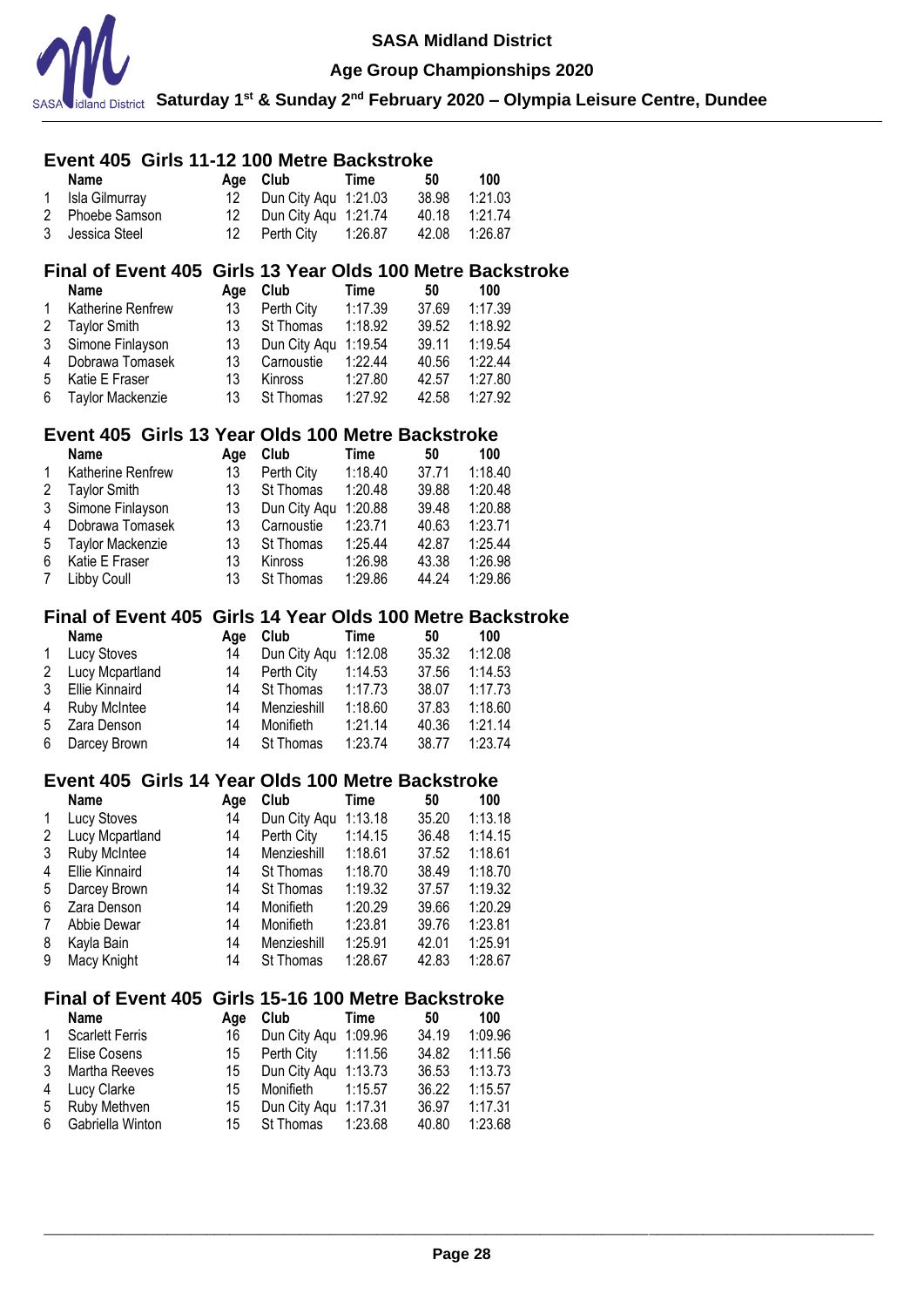## Event 405 Girls 11-12 100 Metre Backstroke

| | Name | Age | Club | Time | 50 | 100 |
|---|---|---|---|---|---|---|
| 1 | Isla Gilmurray | 12 | Dun City Aqu | 1:21.03 | 38.98 | 1:21.03 |
| 2 | Phoebe Samson | 12 | Dun City Aqu | 1:21.74 | 40.18 | 1:21.74 |
| 3 | Jessica Steel | 12 | Perth City | 1:26.87 | 42.08 | 1:26.87 |

## Final of Event 405 Girls 13 Year Olds 100 Metre Backstroke

| | Name | Age | Club | Time | 50 | 100 |
|---|---|---|---|---|---|---|
| 1 | Katherine Renfrew | 13 | Perth City | 1:17.39 | 37.69 | 1:17.39 |
| 2 | Taylor Smith | 13 | St Thomas | 1:18.92 | 39.52 | 1:18.92 |
| 3 | Simone Finlayson | 13 | Dun City Aqu | 1:19.54 | 39.11 | 1:19.54 |
| 4 | Dobrawa Tomasek | 13 | Carnoustie | 1:22.44 | 40.56 | 1:22.44 |
| 5 | Katie E Fraser | 13 | Kinross | 1:27.80 | 42.57 | 1:27.80 |
| 6 | Taylor Mackenzie | 13 | St Thomas | 1:27.92 | 42.58 | 1:27.92 |

## Event 405 Girls 13 Year Olds 100 Metre Backstroke

| | Name | Age | Club | Time | 50 | 100 |
|---|---|---|---|---|---|---|
| 1 | Katherine Renfrew | 13 | Perth City | 1:18.40 | 37.71 | 1:18.40 |
| 2 | Taylor Smith | 13 | St Thomas | 1:20.48 | 39.88 | 1:20.48 |
| 3 | Simone Finlayson | 13 | Dun City Aqu | 1:20.88 | 39.48 | 1:20.88 |
| 4 | Dobrawa Tomasek | 13 | Carnoustie | 1:23.71 | 40.63 | 1:23.71 |
| 5 | Taylor Mackenzie | 13 | St Thomas | 1:25.44 | 42.87 | 1:25.44 |
| 6 | Katie E Fraser | 13 | Kinross | 1:26.98 | 43.38 | 1:26.98 |
| 7 | Libby Coull | 13 | St Thomas | 1:29.86 | 44.24 | 1:29.86 |

## Final of Event 405 Girls 14 Year Olds 100 Metre Backstroke

| | Name | Age | Club | Time | 50 | 100 |
|---|---|---|---|---|---|---|
| 1 | Lucy Stoves | 14 | Dun City Aqu | 1:12.08 | 35.32 | 1:12.08 |
| 2 | Lucy Mcpartland | 14 | Perth City | 1:14.53 | 37.56 | 1:14.53 |
| 3 | Ellie Kinnaird | 14 | St Thomas | 1:17.73 | 38.07 | 1:17.73 |
| 4 | Ruby McIntee | 14 | Menzieshill | 1:18.60 | 37.83 | 1:18.60 |
| 5 | Zara Denson | 14 | Monifieth | 1:21.14 | 40.36 | 1:21.14 |
| 6 | Darcey Brown | 14 | St Thomas | 1:23.74 | 38.77 | 1:23.74 |

## Event 405 Girls 14 Year Olds 100 Metre Backstroke

| | Name | Age | Club | Time | 50 | 100 |
|---|---|---|---|---|---|---|
| 1 | Lucy Stoves | 14 | Dun City Aqu | 1:13.18 | 35.20 | 1:13.18 |
| 2 | Lucy Mcpartland | 14 | Perth City | 1:14.15 | 36.48 | 1:14.15 |
| 3 | Ruby McIntee | 14 | Menzieshill | 1:18.61 | 37.52 | 1:18.61 |
| 4 | Ellie Kinnaird | 14 | St Thomas | 1:18.70 | 38.49 | 1:18.70 |
| 5 | Darcey Brown | 14 | St Thomas | 1:19.32 | 37.57 | 1:19.32 |
| 6 | Zara Denson | 14 | Monifieth | 1:20.29 | 39.66 | 1:20.29 |
| 7 | Abbie Dewar | 14 | Monifieth | 1:23.81 | 39.76 | 1:23.81 |
| 8 | Kayla Bain | 14 | Menzieshill | 1:25.91 | 42.01 | 1:25.91 |
| 9 | Macy Knight | 14 | St Thomas | 1:28.67 | 42.83 | 1:28.67 |

## Final of Event 405 Girls 15-16 100 Metre Backstroke

| | Name | Age | Club | Time | 50 | 100 |
|---|---|---|---|---|---|---|
| 1 | Scarlett Ferris | 16 | Dun City Aqu | 1:09.96 | 34.19 | 1:09.96 |
| 2 | Elise Cosens | 15 | Perth City | 1:11.56 | 34.82 | 1:11.56 |
| 3 | Martha Reeves | 15 | Dun City Aqu | 1:13.73 | 36.53 | 1:13.73 |
| 4 | Lucy Clarke | 15 | Monifieth | 1:15.57 | 36.22 | 1:15.57 |
| 5 | Ruby Methven | 15 | Dun City Aqu | 1:17.31 | 36.97 | 1:17.31 |
| 6 | Gabriella Winton | 15 | St Thomas | 1:23.68 | 40.80 | 1:23.68 |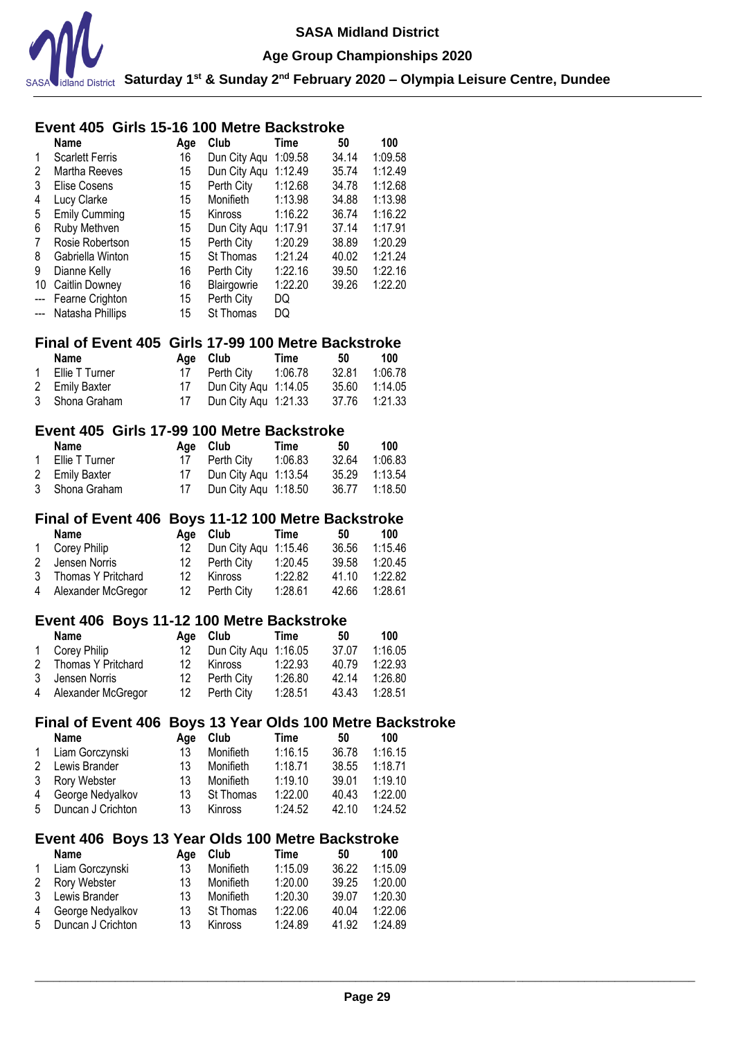## Event 405 Girls 15-16 100 Metre Backstroke

| | Name | Age | Club | Time | 50 | 100 |
|---|---|---|---|---|---|---|
| 1 | Scarlett Ferris | 16 | Dun City Aqu | 1:09.58 | 34.14 | 1:09.58 |
| 2 | Martha Reeves | 15 | Dun City Aqu | 1:12.49 | 35.74 | 1:12.49 |
| 3 | Elise Cosens | 15 | Perth City | 1:12.68 | 34.78 | 1:12.68 |
| 4 | Lucy Clarke | 15 | Monifieth | 1:13.98 | 34.88 | 1:13.98 |
| 5 | Emily Cumming | 15 | Kinross | 1:16.22 | 36.74 | 1:16.22 |
| 6 | Ruby Methven | 15 | Dun City Aqu | 1:17.91 | 37.14 | 1:17.91 |
| 7 | Rosie Robertson | 15 | Perth City | 1:20.29 | 38.89 | 1:20.29 |
| 8 | Gabriella Winton | 15 | St Thomas | 1:21.24 | 40.02 | 1:21.24 |
| 9 | Dianne Kelly | 16 | Perth City | 1:22.16 | 39.50 | 1:22.16 |
| 10 | Caitlin Downey | 16 | Blairgowrie | 1:22.20 | 39.26 | 1:22.20 |
| --- | Fearne Crighton | 15 | Perth City | DQ | | |
| --- | Natasha Phillips | 15 | St Thomas | DQ | | |

## Final of Event 405 Girls 17-99 100 Metre Backstroke

| | Name | Age | Club | Time | 50 | 100 |
|---|---|---|---|---|---|---|
| 1 | Ellie T Turner | 17 | Perth City | 1:06.78 | 32.81 | 1:06.78 |
| 2 | Emily Baxter | 17 | Dun City Aqu | 1:14.05 | 35.60 | 1:14.05 |
| 3 | Shona Graham | 17 | Dun City Aqu | 1:21.33 | 37.76 | 1:21.33 |

## Event 405 Girls 17-99 100 Metre Backstroke

| | Name | Age | Club | Time | 50 | 100 |
|---|---|---|---|---|---|---|
| 1 | Ellie T Turner | 17 | Perth City | 1:06.83 | 32.64 | 1:06.83 |
| 2 | Emily Baxter | 17 | Dun City Aqu | 1:13.54 | 35.29 | 1:13.54 |
| 3 | Shona Graham | 17 | Dun City Aqu | 1:18.50 | 36.77 | 1:18.50 |

## Final of Event 406 Boys 11-12 100 Metre Backstroke

| | Name | Age | Club | Time | 50 | 100 |
|---|---|---|---|---|---|---|
| 1 | Corey Philip | 12 | Dun City Aqu | 1:15.46 | 36.56 | 1:15.46 |
| 2 | Jensen Norris | 12 | Perth City | 1:20.45 | 39.58 | 1:20.45 |
| 3 | Thomas Y Pritchard | 12 | Kinross | 1:22.82 | 41.10 | 1:22.82 |
| 4 | Alexander McGregor | 12 | Perth City | 1:28.61 | 42.66 | 1:28.61 |

## Event 406 Boys 11-12 100 Metre Backstroke

| | Name | Age | Club | Time | 50 | 100 |
|---|---|---|---|---|---|---|
| 1 | Corey Philip | 12 | Dun City Aqu | 1:16.05 | 37.07 | 1:16.05 |
| 2 | Thomas Y Pritchard | 12 | Kinross | 1:22.93 | 40.79 | 1:22.93 |
| 3 | Jensen Norris | 12 | Perth City | 1:26.80 | 42.14 | 1:26.80 |
| 4 | Alexander McGregor | 12 | Perth City | 1:28.51 | 43.43 | 1:28.51 |

## Final of Event 406 Boys 13 Year Olds 100 Metre Backstroke

| | Name | Age | Club | Time | 50 | 100 |
|---|---|---|---|---|---|---|
| 1 | Liam Gorczynski | 13 | Monifieth | 1:16.15 | 36.78 | 1:16.15 |
| 2 | Lewis Brander | 13 | Monifieth | 1:18.71 | 38.55 | 1:18.71 |
| 3 | Rory Webster | 13 | Monifieth | 1:19.10 | 39.01 | 1:19.10 |
| 4 | George Nedyalkov | 13 | St Thomas | 1:22.00 | 40.43 | 1:22.00 |
| 5 | Duncan J Crichton | 13 | Kinross | 1:24.52 | 42.10 | 1:24.52 |

## Event 406 Boys 13 Year Olds 100 Metre Backstroke

| | Name | Age | Club | Time | 50 | 100 |
|---|---|---|---|---|---|---|
| 1 | Liam Gorczynski | 13 | Monifieth | 1:15.09 | 36.22 | 1:15.09 |
| 2 | Rory Webster | 13 | Monifieth | 1:20.00 | 39.25 | 1:20.00 |
| 3 | Lewis Brander | 13 | Monifieth | 1:20.30 | 39.07 | 1:20.30 |
| 4 | George Nedyalkov | 13 | St Thomas | 1:22.06 | 40.04 | 1:22.06 |
| 5 | Duncan J Crichton | 13 | Kinross | 1:24.89 | 41.92 | 1:24.89 |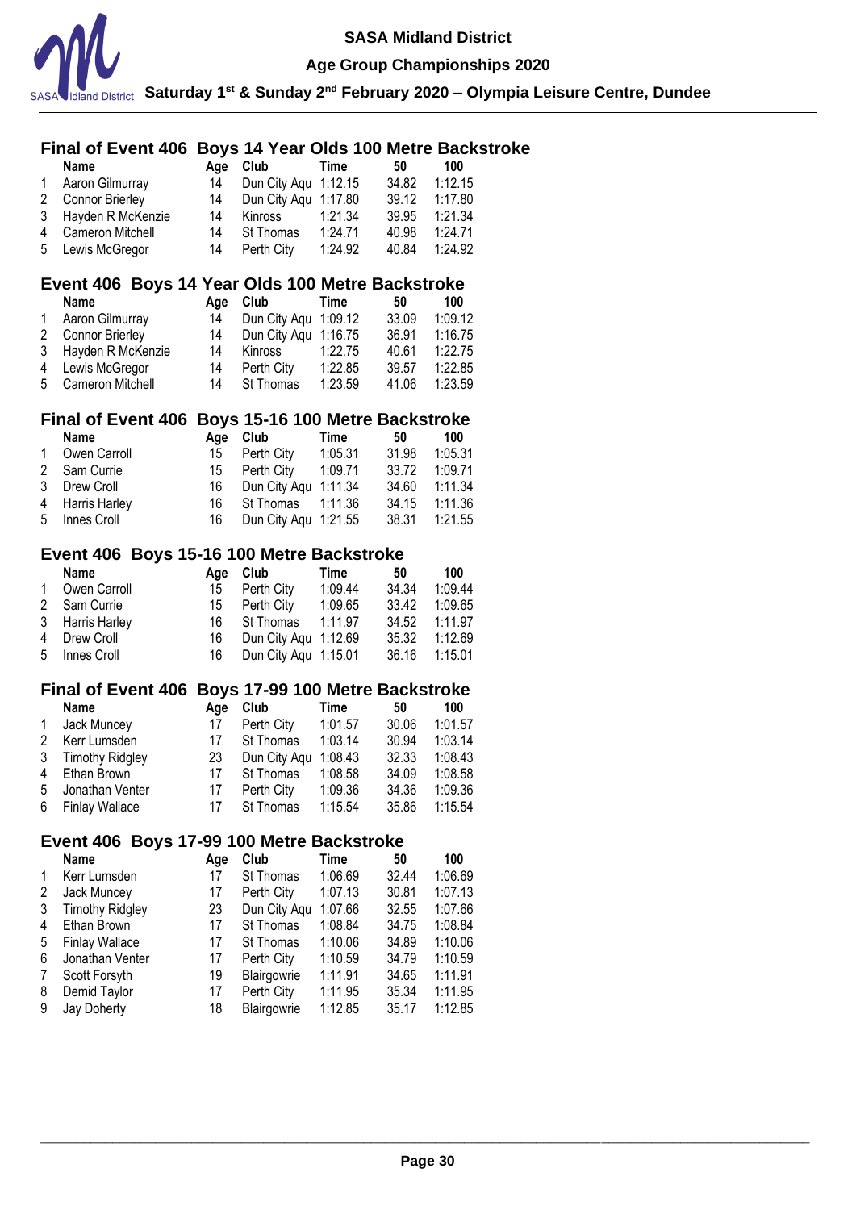## Final of Event 406 Boys 14 Year Olds 100 Metre Backstroke

| | Name | Age | Club | Time | 50 | 100 |
|---|---|---|---|---|---|---|
| 1 | Aaron Gilmurray | 14 | Dun City Aqu | 1:12.15 | 34.82 | 1:12.15 |
| 2 | Connor Brierley | 14 | Dun City Aqu | 1:17.80 | 39.12 | 1:17.80 |
| 3 | Hayden R McKenzie | 14 | Kinross | 1:21.34 | 39.95 | 1:21.34 |
| 4 | Cameron Mitchell | 14 | St Thomas | 1:24.71 | 40.98 | 1:24.71 |
| 5 | Lewis McGregor | 14 | Perth City | 1:24.92 | 40.84 | 1:24.92 |

## Event 406 Boys 14 Year Olds 100 Metre Backstroke

| | Name | Age | Club | Time | 50 | 100 |
|---|---|---|---|---|---|---|
| 1 | Aaron Gilmurray | 14 | Dun City Aqu | 1:09.12 | 33.09 | 1:09.12 |
| 2 | Connor Brierley | 14 | Dun City Aqu | 1:16.75 | 36.91 | 1:16.75 |
| 3 | Hayden R McKenzie | 14 | Kinross | 1:22.75 | 40.61 | 1:22.75 |
| 4 | Lewis McGregor | 14 | Perth City | 1:22.85 | 39.57 | 1:22.85 |
| 5 | Cameron Mitchell | 14 | St Thomas | 1:23.59 | 41.06 | 1:23.59 |

## Final of Event 406 Boys 15-16 100 Metre Backstroke

| | Name | Age | Club | Time | 50 | 100 |
|---|---|---|---|---|---|---|
| 1 | Owen Carroll | 15 | Perth City | 1:05.31 | 31.98 | 1:05.31 |
| 2 | Sam Currie | 15 | Perth City | 1:09.71 | 33.72 | 1:09.71 |
| 3 | Drew Croll | 16 | Dun City Aqu | 1:11.34 | 34.60 | 1:11.34 |
| 4 | Harris Harley | 16 | St Thomas | 1:11.36 | 34.15 | 1:11.36 |
| 5 | Innes Croll | 16 | Dun City Aqu | 1:21.55 | 38.31 | 1:21.55 |

## Event 406 Boys 15-16 100 Metre Backstroke

| | Name | Age | Club | Time | 50 | 100 |
|---|---|---|---|---|---|---|
| 1 | Owen Carroll | 15 | Perth City | 1:09.44 | 34.34 | 1:09.44 |
| 2 | Sam Currie | 15 | Perth City | 1:09.65 | 33.42 | 1:09.65 |
| 3 | Harris Harley | 16 | St Thomas | 1:11.97 | 34.52 | 1:11.97 |
| 4 | Drew Croll | 16 | Dun City Aqu | 1:12.69 | 35.32 | 1:12.69 |
| 5 | Innes Croll | 16 | Dun City Aqu | 1:15.01 | 36.16 | 1:15.01 |

## Final of Event 406 Boys 17-99 100 Metre Backstroke

| | Name | Age | Club | Time | 50 | 100 |
|---|---|---|---|---|---|---|
| 1 | Jack Muncey | 17 | Perth City | 1:01.57 | 30.06 | 1:01.57 |
| 2 | Kerr Lumsden | 17 | St Thomas | 1:03.14 | 30.94 | 1:03.14 |
| 3 | Timothy Ridgley | 23 | Dun City Aqu | 1:08.43 | 32.33 | 1:08.43 |
| 4 | Ethan Brown | 17 | St Thomas | 1:08.58 | 34.09 | 1:08.58 |
| 5 | Jonathan Venter | 17 | Perth City | 1:09.36 | 34.36 | 1:09.36 |
| 6 | Finlay Wallace | 17 | St Thomas | 1:15.54 | 35.86 | 1:15.54 |

## Event 406 Boys 17-99 100 Metre Backstroke

| | Name | Age | Club | Time | 50 | 100 |
|---|---|---|---|---|---|---|
| 1 | Kerr Lumsden | 17 | St Thomas | 1:06.69 | 32.44 | 1:06.69 |
| 2 | Jack Muncey | 17 | Perth City | 1:07.13 | 30.81 | 1:07.13 |
| 3 | Timothy Ridgley | 23 | Dun City Aqu | 1:07.66 | 32.55 | 1:07.66 |
| 4 | Ethan Brown | 17 | St Thomas | 1:08.84 | 34.75 | 1:08.84 |
| 5 | Finlay Wallace | 17 | St Thomas | 1:10.06 | 34.89 | 1:10.06 |
| 6 | Jonathan Venter | 17 | Perth City | 1:10.59 | 34.79 | 1:10.59 |
| 7 | Scott Forsyth | 19 | Blairgowrie | 1:11.91 | 34.65 | 1:11.91 |
| 8 | Demid Taylor | 17 | Perth City | 1:11.95 | 35.34 | 1:11.95 |
| 9 | Jay Doherty | 18 | Blairgowrie | 1:12.85 | 35.17 | 1:12.85 |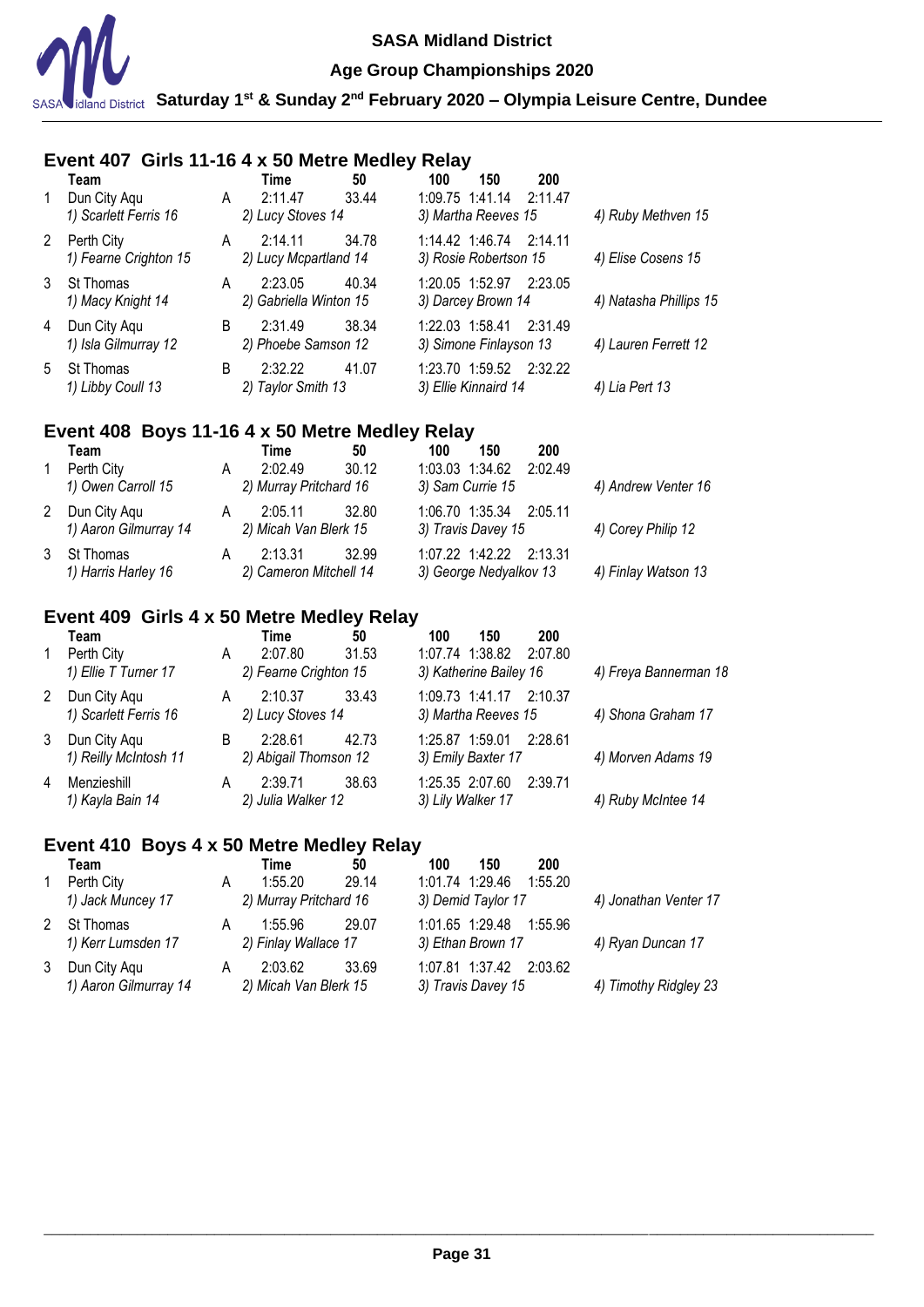**SASA Midland District**

**Age Group Championships 2020**

**Saturday 1st & Sunday 2nd February 2020 – Olympia Leisure Centre, Dundee**

## Event 407 Girls 11-16 4 x 50 Metre Medley Relay

| | Team | | Time | 50 | 100 | 150 | 200 | |
|---|---|---|---|---|---|---|---|---|
| 1 | Dun City Aqu | A | 2:11.47 | 33.44 | 1:09.75 | 1:41.14 | 2:11.47 | |
| | *1) Scarlett Ferris 16* | | *2) Lucy Stoves 14* | | *3) Martha Reeves 15* | | | *4) Ruby Methven 15* |
| 2 | Perth City | A | 2:14.11 | 34.78 | 1:14.42 | 1:46.74 | 2:14.11 | |
| | *1) Fearne Crighton 15* | | *2) Lucy Mcpartland 14* | | *3) Rosie Robertson 15* | | | *4) Elise Cosens 15* |
| 3 | St Thomas | A | 2:23.05 | 40.34 | 1:20.05 | 1:52.97 | 2:23.05 | |
| | *1) Macy Knight 14* | | *2) Gabriella Winton 15* | | *3) Darcey Brown 14* | | | *4) Natasha Phillips 15* |
| 4 | Dun City Aqu | B | 2:31.49 | 38.34 | 1:22.03 | 1:58.41 | 2:31.49 | |
| | *1) Isla Gilmurray 12* | | *2) Phoebe Samson 12* | | *3) Simone Finlayson 13* | | | *4) Lauren Ferrett 12* |
| 5 | St Thomas | B | 2:32.22 | 41.07 | 1:23.70 | 1:59.52 | 2:32.22 | |
| | *1) Libby Coull 13* | | *2) Taylor Smith 13* | | *3) Ellie Kinnaird 14* | | | *4) Lia Pert 13* |

## Event 408 Boys 11-16 4 x 50 Metre Medley Relay

| | Team | | Time | 50 | 100 | 150 | 200 | |
|---|---|---|---|---|---|---|---|---|
| 1 | Perth City | A | 2:02.49 | 30.12 | 1:03.03 | 1:34.62 | 2:02.49 | |
| | *1) Owen Carroll 15* | | *2) Murray Pritchard 16* | | *3) Sam Currie 15* | | | *4) Andrew Venter 16* |
| 2 | Dun City Aqu | A | 2:05.11 | 32.80 | 1:06.70 | 1:35.34 | 2:05.11 | |
| | *1) Aaron Gilmurray 14* | | *2) Micah Van Blerk 15* | | *3) Travis Davey 15* | | | *4) Corey Philip 12* |
| 3 | St Thomas | A | 2:13.31 | 32.99 | 1:07.22 | 1:42.22 | 2:13.31 | |
| | *1) Harris Harley 16* | | *2) Cameron Mitchell 14* | | *3) George Nedyalkov 13* | | | *4) Finlay Watson 13* |

## Event 409 Girls 4 x 50 Metre Medley Relay

| | Team | | Time | 50 | 100 | 150 | 200 | |
|---|---|---|---|---|---|---|---|---|
| 1 | Perth City | A | 2:07.80 | 31.53 | 1:07.74 | 1:38.82 | 2:07.80 | |
| | *1) Ellie T Turner 17* | | *2) Fearne Crighton 15* | | *3) Katherine Bailey 16* | | | *4) Freya Bannerman 18* |
| 2 | Dun City Aqu | A | 2:10.37 | 33.43 | 1:09.73 | 1:41.17 | 2:10.37 | |
| | *1) Scarlett Ferris 16* | | *2) Lucy Stoves 14* | | *3) Martha Reeves 15* | | | *4) Shona Graham 17* |
| 3 | Dun City Aqu | B | 2:28.61 | 42.73 | 1:25.87 | 1:59.01 | 2:28.61 | |
| | *1) Reilly McIntosh 11* | | *2) Abigail Thomson 12* | | *3) Emily Baxter 17* | | | *4) Morven Adams 19* |
| 4 | Menzieshill | A | 2:39.71 | 38.63 | 1:25.35 | 2:07.60 | 2:39.71 | |
| | *1) Kayla Bain 14* | | *2) Julia Walker 12* | | *3) Lily Walker 17* | | | *4) Ruby McIntee 14* |

## Event 410 Boys 4 x 50 Metre Medley Relay

| | Team | | Time | 50 | 100 | 150 | 200 | |
|---|---|---|---|---|---|---|---|---|
| 1 | Perth City | A | 1:55.20 | 29.14 | 1:01.74 | 1:29.46 | 1:55.20 | |
| | *1) Jack Muncey 17* | | *2) Murray Pritchard 16* | | *3) Demid Taylor 17* | | | *4) Jonathan Venter 17* |
| 2 | St Thomas | A | 1:55.96 | 29.07 | 1:01.65 | 1:29.48 | 1:55.96 | |
| | *1) Kerr Lumsden 17* | | *2) Finlay Wallace 17* | | *3) Ethan Brown 17* | | | *4) Ryan Duncan 17* |
| 3 | Dun City Aqu | A | 2:03.62 | 33.69 | 1:07.81 | 1:37.42 | 2:03.62 | |
| | *1) Aaron Gilmurray 14* | | *2) Micah Van Blerk 15* | | *3) Travis Davey 15* | | | *4) Timothy Ridgley 23* |